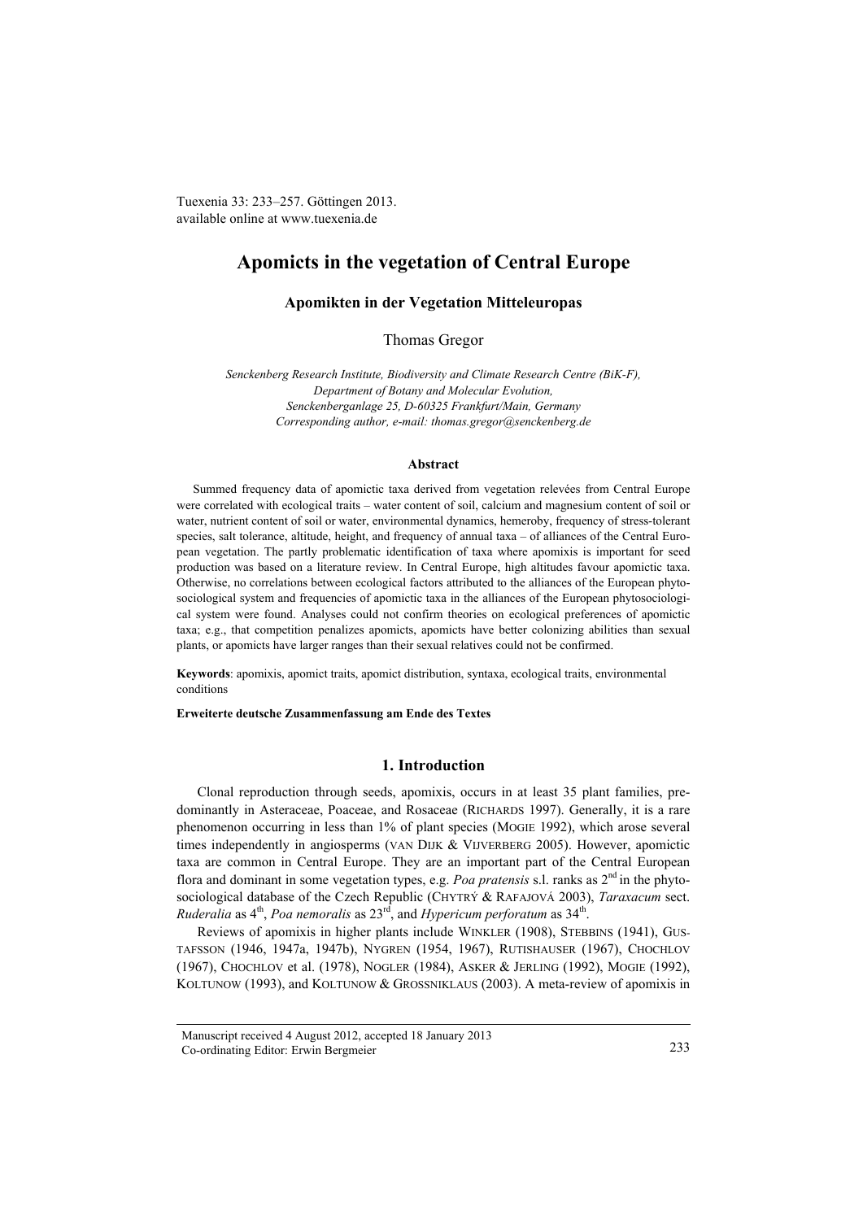Tuexenia 33: 233–257. Göttingen 2013.
available online at www.tuexenia.de

# Apomicts in the vegetation of Central Europe

### Apomikten in der Vegetation Mitteleuropas

Thomas Gregor

*Senckenberg Research Institute, Biodiversity and Climate Research Centre (BiK-F), Department of Botany and Molecular Evolution, Senckenberganlage 25, D-60325 Frankfurt/Main, Germany Corresponding author, e-mail: thomas.gregor@senckenberg.de*

#### Abstract

Summed frequency data of apomictic taxa derived from vegetation relevées from Central Europe were correlated with ecological traits – water content of soil, calcium and magnesium content of soil or water, nutrient content of soil or water, environmental dynamics, hemeroby, frequency of stress-tolerant species, salt tolerance, altitude, height, and frequency of annual taxa – of alliances of the Central European vegetation. The partly problematic identification of taxa where apomixis is important for seed production was based on a literature review. In Central Europe, high altitudes favour apomictic taxa. Otherwise, no correlations between ecological factors attributed to the alliances of the European phytosociological system and frequencies of apomictic taxa in the alliances of the European phytosociological system were found. Analyses could not confirm theories on ecological preferences of apomictic taxa; e.g., that competition penalizes apomicts, apomicts have better colonizing abilities than sexual plants, or apomicts have larger ranges than their sexual relatives could not be confirmed.

**Keywords**: apomixis, apomict traits, apomict distribution, syntaxa, ecological traits, environmental conditions

**Erweiterte deutsche Zusammenfassung am Ende des Textes**

## 1. Introduction

Clonal reproduction through seeds, apomixis, occurs in at least 35 plant families, predominantly in Asteraceae, Poaceae, and Rosaceae (RICHARDS 1997). Generally, it is a rare phenomenon occurring in less than 1% of plant species (MOGIE 1992), which arose several times independently in angiosperms (VAN DIJK & VIJVERBERG 2005). However, apomictic taxa are common in Central Europe. They are an important part of the Central European flora and dominant in some vegetation types, e.g. *Poa pratensis* s.l. ranks as 2nd in the phytosociological database of the Czech Republic (CHYTRÝ & RAFAJOVÁ 2003), *Taraxacum* sect. *Ruderalia* as 4th, *Poa nemoralis* as 23rd, and *Hypericum perforatum* as 34th.

Reviews of apomixis in higher plants include WINKLER (1908), STEBBINS (1941), GUSTAFSSON (1946, 1947a, 1947b), NYGREN (1954, 1967), RUTISHAUSER (1967), CHOCHLOV (1967), CHOCHLOV et al. (1978), NOGLER (1984), ASKER & JERLING (1992), MOGIE (1992), KOLTUNOW (1993), and KOLTUNOW & GROSSNIKLAUS (2003). A meta-review of apomixis in

Manuscript received 4 August 2012, accepted 18 January 2013
Co-ordinating Editor: Erwin Bergmeier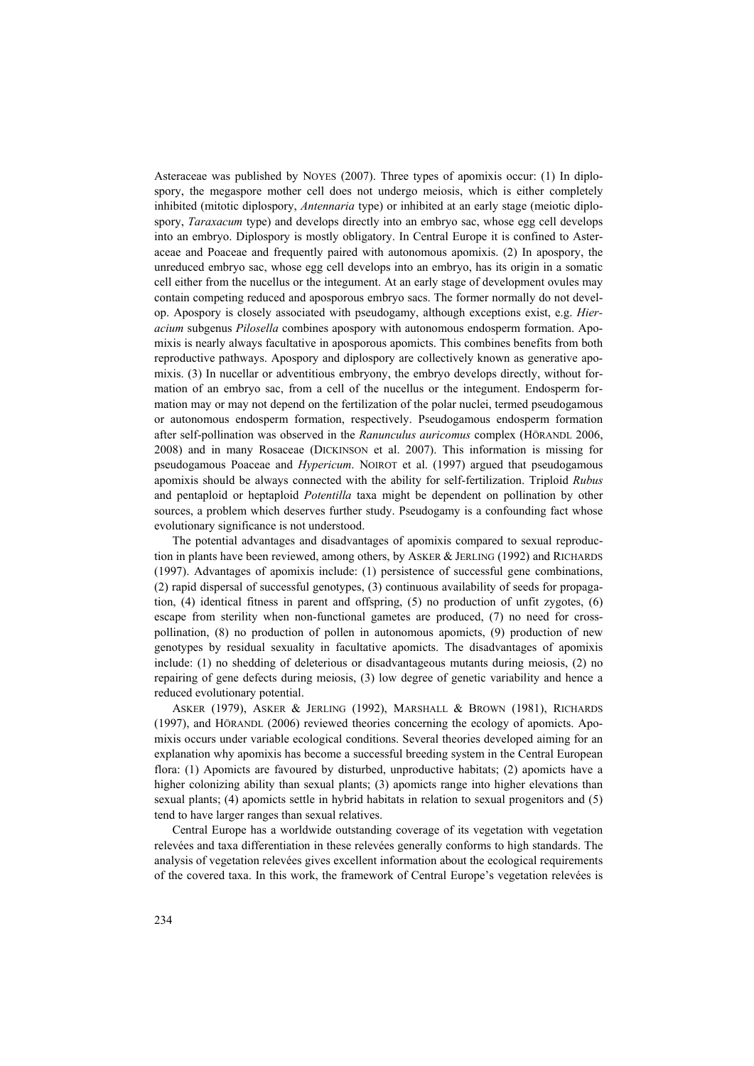Asteraceae was published by NOYES (2007). Three types of apomixis occur: (1) In diplospory, the megaspore mother cell does not undergo meiosis, which is either completely inhibited (mitotic diplospory, *Antennaria* type) or inhibited at an early stage (meiotic diplospory, *Taraxacum* type) and develops directly into an embryo sac, whose egg cell develops into an embryo. Diplospory is mostly obligatory. In Central Europe it is confined to Asteraceae and Poaceae and frequently paired with autonomous apomixis. (2) In apospory, the unreduced embryo sac, whose egg cell develops into an embryo, has its origin in a somatic cell either from the nucellus or the integument. At an early stage of development ovules may contain competing reduced and aposporous embryo sacs. The former normally do not develop. Apospory is closely associated with pseudogamy, although exceptions exist, e.g. *Hieracium* subgenus *Pilosella* combines apospory with autonomous endosperm formation. Apomixis is nearly always facultative in aposporous apomicts. This combines benefits from both reproductive pathways. Apospory and diplospory are collectively known as generative apomixis. (3) In nucellar or adventitious embryony, the embryo develops directly, without formation of an embryo sac, from a cell of the nucellus or the integument. Endosperm formation may or may not depend on the fertilization of the polar nuclei, termed pseudogamous or autonomous endosperm formation, respectively. Pseudogamous endosperm formation after self-pollination was observed in the *Ranunculus auricomus* complex (HÖRANDL 2006, 2008) and in many Rosaceae (DICKINSON et al. 2007). This information is missing for pseudogamous Poaceae and *Hypericum*. NOIROT et al. (1997) argued that pseudogamous apomixis should be always connected with the ability for self-fertilization. Triploid *Rubus* and pentaploid or heptaploid *Potentilla* taxa might be dependent on pollination by other sources, a problem which deserves further study. Pseudogamy is a confounding fact whose evolutionary significance is not understood.

The potential advantages and disadvantages of apomixis compared to sexual reproduction in plants have been reviewed, among others, by ASKER & JERLING (1992) and RICHARDS (1997). Advantages of apomixis include: (1) persistence of successful gene combinations, (2) rapid dispersal of successful genotypes, (3) continuous availability of seeds for propagation, (4) identical fitness in parent and offspring, (5) no production of unfit zygotes, (6) escape from sterility when non-functional gametes are produced, (7) no need for cross-pollination, (8) no production of pollen in autonomous apomicts, (9) production of new genotypes by residual sexuality in facultative apomicts. The disadvantages of apomixis include: (1) no shedding of deleterious or disadvantageous mutants during meiosis, (2) no repairing of gene defects during meiosis, (3) low degree of genetic variability and hence a reduced evolutionary potential.

ASKER (1979), ASKER & JERLING (1992), MARSHALL & BROWN (1981), RICHARDS (1997), and HÖRANDL (2006) reviewed theories concerning the ecology of apomicts. Apomixis occurs under variable ecological conditions. Several theories developed aiming for an explanation why apomixis has become a successful breeding system in the Central European flora: (1) Apomicts are favoured by disturbed, unproductive habitats; (2) apomicts have a higher colonizing ability than sexual plants; (3) apomicts range into higher elevations than sexual plants; (4) apomicts settle in hybrid habitats in relation to sexual progenitors and (5) tend to have larger ranges than sexual relatives.

Central Europe has a worldwide outstanding coverage of its vegetation with vegetation relevées and taxa differentiation in these relevées generally conforms to high standards. The analysis of vegetation relevées gives excellent information about the ecological requirements of the covered taxa. In this work, the framework of Central Europe's vegetation relevées is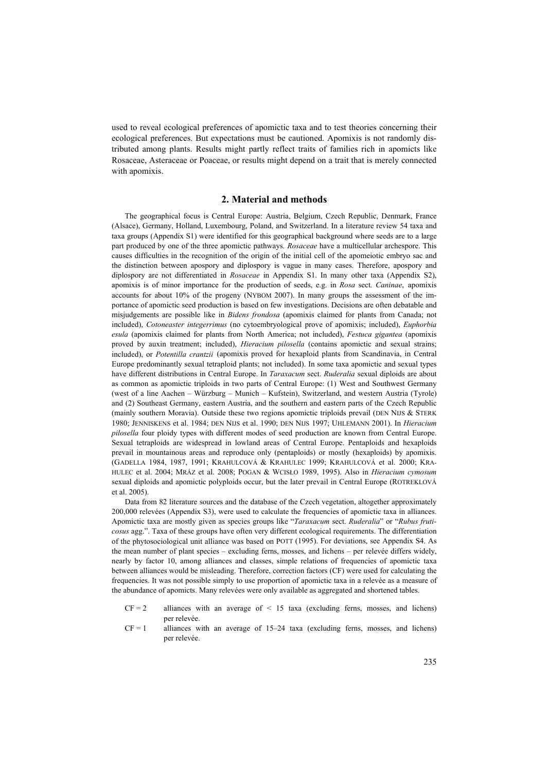used to reveal ecological preferences of apomictic taxa and to test theories concerning their ecological preferences. But expectations must be cautioned. Apomixis is not randomly distributed among plants. Results might partly reflect traits of families rich in apomicts like Rosaceae, Asteraceae or Poaceae, or results might depend on a trait that is merely connected with apomixis.

## 2. Material and methods

The geographical focus is Central Europe: Austria, Belgium, Czech Republic, Denmark, France (Alsace), Germany, Holland, Luxembourg, Poland, and Switzerland. In a literature review 54 taxa and taxa groups (Appendix S1) were identified for this geographical background where seeds are to a large part produced by one of the three apomictic pathways. *Rosaceae* have a multicellular archespore. This causes difficulties in the recognition of the origin of the initial cell of the apomeiotic embryo sac and the distinction between apospory and diplospory is vague in many cases. Therefore, apospory and diplospory are not differentiated in *Rosaceae* in Appendix S1. In many other taxa (Appendix S2), apomixis is of minor importance for the production of seeds, e.g. in *Rosa* sect. *Caninae*, apomixis accounts for about 10% of the progeny (Nybom 2007). In many groups the assessment of the importance of apomictic seed production is based on few investigations. Decisions are often debatable and misjudgements are possible like in *Bidens frondosa* (apomixis claimed for plants from Canada; not included), *Cotoneaster integerrimus* (no cytoembryological prove of apomixis; included), *Euphorbia esula* (apomixis claimed for plants from North America; not included), *Festuca gigantea* (apomixis proved by auxin treatment; included), *Hieracium pilosella* (contains apomictic and sexual strains; included), or *Potentilla crantzii* (apomixis proved for hexaploid plants from Scandinavia, in Central Europe predominantly sexual tetraploid plants; not included). In some taxa apomictic and sexual types have different distributions in Central Europe. In *Taraxacum* sect. *Ruderalia* sexual diploids are about as common as apomictic triploids in two parts of Central Europe: (1) West and Southwest Germany (west of a line Aachen – Würzburg – Munich – Kufstein), Switzerland, and western Austria (Tyrole) and (2) Southeast Germany, eastern Austria, and the southern and eastern parts of the Czech Republic (mainly southern Moravia). Outside these two regions apomictic triploids prevail (den Nijs & Sterk 1980; Jenniskens et al. 1984; den Nijs et al. 1990; den Nijs 1997; Uhlemann 2001). In *Hieracium pilosella* four ploidy types with different modes of seed production are known from Central Europe. Sexual tetraploids are widespread in lowland areas of Central Europe. Pentaploids and hexaploids prevail in mountainous areas and reproduce only (pentaploids) or mostly (hexaploids) by apomixis. (Gadella 1984, 1987, 1991; Krahulcová & Krahulec 1999; Krahulcová et al. 2000; Krahulec et al. 2004; Mráz et al. 2008; Pogan & Wcisło 1989, 1995). Also in *Hieracium cymosum* sexual diploids and apomictic polyploids occur, but the later prevail in Central Europe (Rotreklová et al. 2005).

Data from 82 literature sources and the database of the Czech vegetation, altogether approximately 200,000 relevées (Appendix S3), were used to calculate the frequencies of apomictic taxa in alliances. Apomictic taxa are mostly given as species groups like "*Taraxacum* sect. *Ruderalia*" or "*Rubus fruticosus* agg.". Taxa of these groups have often very different ecological requirements. The differentiation of the phytosociological unit alliance was based on Pott (1995). For deviations, see Appendix S4. As the mean number of plant species – excluding ferns, mosses, and lichens – per relevée differs widely, nearly by factor 10, among alliances and classes, simple relations of frequencies of apomictic taxa between alliances would be misleading. Therefore, correction factors (CF) were used for calculating the frequencies. It was not possible simply to use proportion of apomictic taxa in a relevée as a measure of the abundance of apomicts. Many relevées were only available as aggregated and shortened tables.

- CF = 2 alliances with an average of < 15 taxa (excluding ferns, mosses, and lichens) per relevée.
- CF = 1 alliances with an average of 15–24 taxa (excluding ferns, mosses, and lichens) per relevée.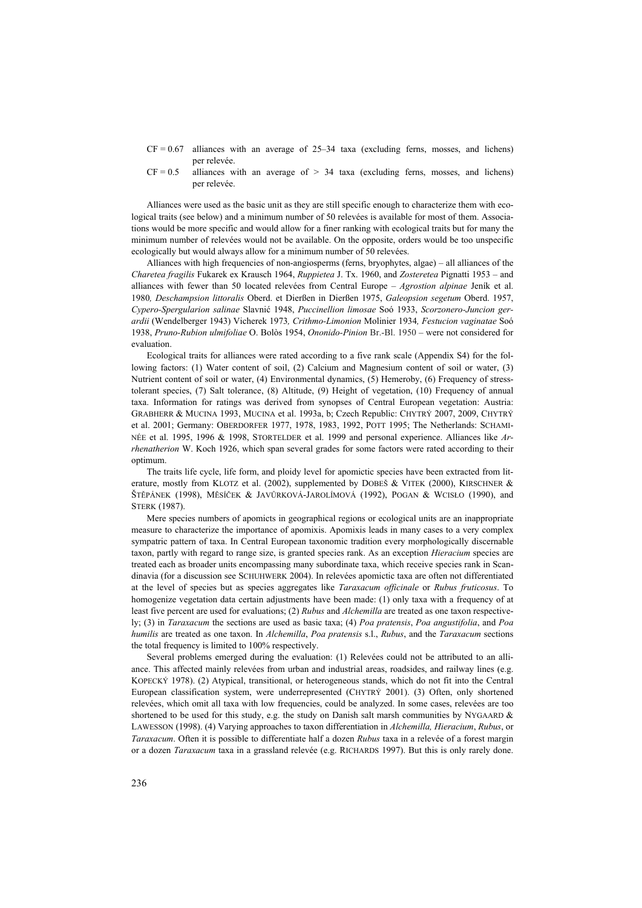CF = 0.67 alliances with an average of 25–34 taxa (excluding ferns, mosses, and lichens) per relevée.

CF = 0.5 alliances with an average of > 34 taxa (excluding ferns, mosses, and lichens) per relevée.

Alliances were used as the basic unit as they are still specific enough to characterize them with ecological traits (see below) and a minimum number of 50 relevées is available for most of them. Associations would be more specific and would allow for a finer ranking with ecological traits but for many the minimum number of relevées would not be available. On the opposite, orders would be too unspecific ecologically but would always allow for a minimum number of 50 relevées.

Alliances with high frequencies of non-angiosperms (ferns, bryophytes, algae) – all alliances of the *Charetea fragilis* Fukarek ex Krausch 1964, *Ruppietea* J. Tx. 1960, and *Zosteretea* Pignatti 1953 – and alliances with fewer than 50 located relevées from Central Europe – *Agrostion alpinae* Jeník et al. 1980*, Deschampsion littoralis* Oberd. et Dierßen in Dierßen 1975, *Galeopsion segetum* Oberd. 1957, *Cypero-Spergularion salinae* Slavnić 1948, *Puccinellion limosae* Soó 1933, *Scorzonero-Juncion gerardii* (Wendelberger 1943) Vicherek 1973*, Crithmo-Limonion* Molinier 1934*, Festucion vaginatae* Soó 1938, *Pruno-Rubion ulmifoliae* O. Bolòs 1954, *Ononido-Pinion* Br.-Bl. 1950 – were not considered for evaluation.

Ecological traits for alliances were rated according to a five rank scale (Appendix S4) for the following factors: (1) Water content of soil, (2) Calcium and Magnesium content of soil or water, (3) Nutrient content of soil or water, (4) Environmental dynamics, (5) Hemeroby, (6) Frequency of stress-tolerant species, (7) Salt tolerance, (8) Altitude, (9) Height of vegetation, (10) Frequency of annual taxa. Information for ratings was derived from synopses of Central European vegetation: Austria: GRABHERR & MUCINA 1993, MUCINA et al. 1993a, b; Czech Republic: CHYTRÝ 2007, 2009, CHYTRÝ et al. 2001; Germany: OBERDORFER 1977, 1978, 1983, 1992, POTT 1995; The Netherlands: SCHAMINÉE et al. 1995, 1996 & 1998, STORTELDER et al. 1999 and personal experience. Alliances like *Arrhenatherion* W. Koch 1926, which span several grades for some factors were rated according to their optimum.

The traits life cycle, life form, and ploidy level for apomictic species have been extracted from literature, mostly from KLOTZ et al. (2002), supplemented by DOBEŠ & VITEK (2000), KIRSCHNER & ŠTĚPÁNEK (1998), MĚSÍČEK & JAVŮRKOVÁ-JAROLÍMOVÁ (1992), POGAN & WCISŁO (1990), and STERK (1987).

Mere species numbers of apomicts in geographical regions or ecological units are an inappropriate measure to characterize the importance of apomixis. Apomixis leads in many cases to a very complex sympatric pattern of taxa. In Central European taxonomic tradition every morphologically discernable taxon, partly with regard to range size, is granted species rank. As an exception *Hieracium* species are treated each as broader units encompassing many subordinate taxa, which receive species rank in Scandinavia (for a discussion see SCHUHWERK 2004). In relevées apomictic taxa are often not differentiated at the level of species but as species aggregates like *Taraxacum officinale* or *Rubus fruticosus*. To homogenize vegetation data certain adjustments have been made: (1) only taxa with a frequency of at least five percent are used for evaluations; (2) *Rubus* and *Alchemilla* are treated as one taxon respectively; (3) in *Taraxacum* the sections are used as basic taxa; (4) *Poa pratensis*, *Poa angustifolia*, and *Poa humilis* are treated as one taxon. In *Alchemilla*, *Poa pratensis* s.l., *Rubus*, and the *Taraxacum* sections the total frequency is limited to 100% respectively.

Several problems emerged during the evaluation: (1) Relevées could not be attributed to an alliance. This affected mainly relevées from urban and industrial areas, roadsides, and railway lines (e.g. KOPECKÝ 1978). (2) Atypical, transitional, or heterogeneous stands, which do not fit into the Central European classification system, were underrepresented (CHYTRÝ 2001). (3) Often, only shortened relevées, which omit all taxa with low frequencies, could be analyzed. In some cases, relevées are too shortened to be used for this study, e.g. the study on Danish salt marsh communities by NYGAARD & LAWESSON (1998). (4) Varying approaches to taxon differentiation in *Alchemilla, Hieracium*, *Rubus*, or *Taraxacum*. Often it is possible to differentiate half a dozen *Rubus* taxa in a relevée of a forest margin or a dozen *Taraxacum* taxa in a grassland relevée (e.g. RICHARDS 1997). But this is only rarely done.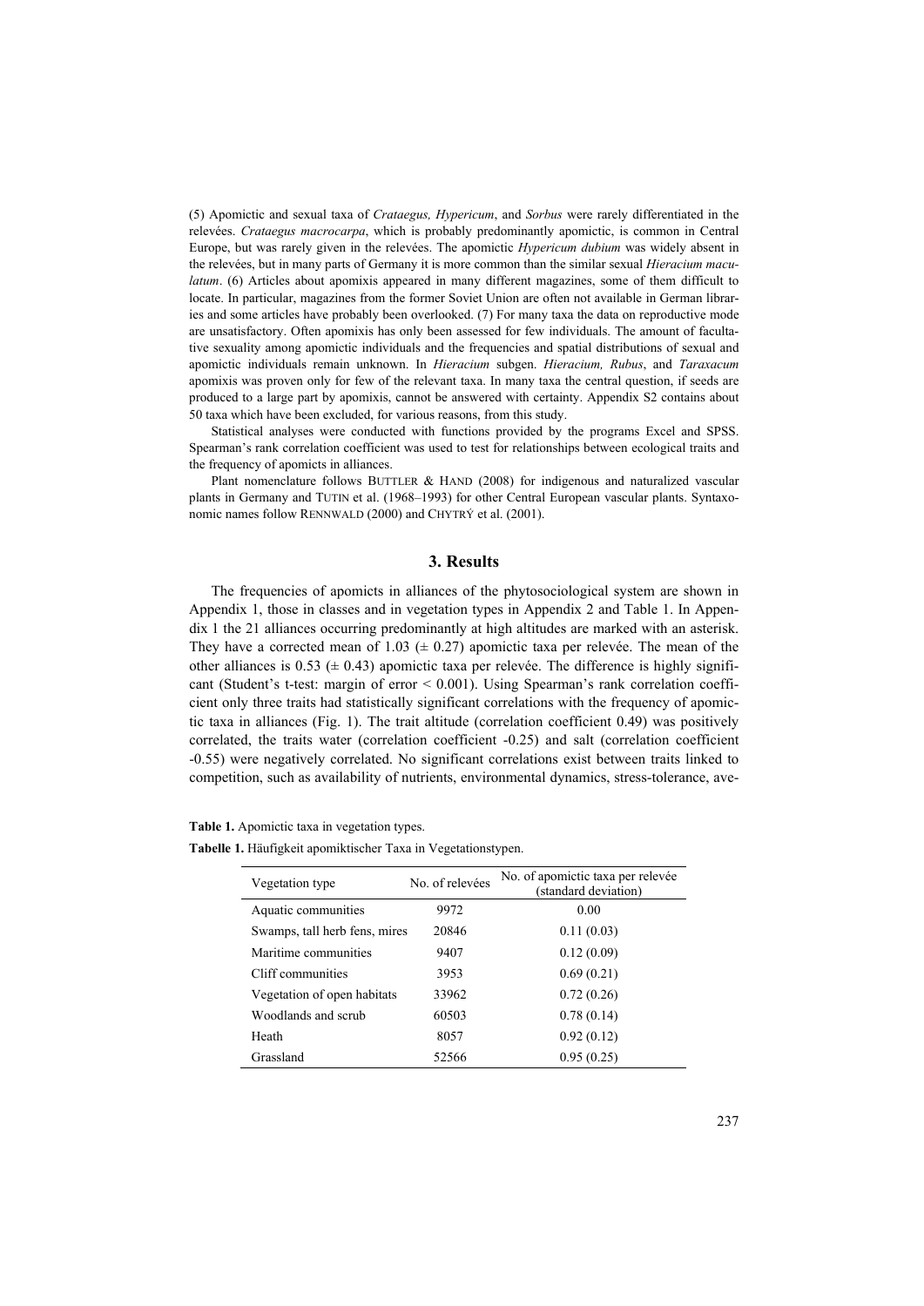(5) Apomictic and sexual taxa of *Crataegus, Hypericum*, and *Sorbus* were rarely differentiated in the relevées. *Crataegus macrocarpa*, which is probably predominantly apomictic, is common in Central Europe, but was rarely given in the relevées. The apomictic *Hypericum dubium* was widely absent in the relevées, but in many parts of Germany it is more common than the similar sexual *Hieracium maculatum*. (6) Articles about apomixis appeared in many different magazines, some of them difficult to locate. In particular, magazines from the former Soviet Union are often not available in German libraries and some articles have probably been overlooked. (7) For many taxa the data on reproductive mode are unsatisfactory. Often apomixis has only been assessed for few individuals. The amount of facultative sexuality among apomictic individuals and the frequencies and spatial distributions of sexual and apomictic individuals remain unknown. In *Hieracium* subgen. *Hieracium, Rubus*, and *Taraxacum* apomixis was proven only for few of the relevant taxa. In many taxa the central question, if seeds are produced to a large part by apomixis, cannot be answered with certainty. Appendix S2 contains about 50 taxa which have been excluded, for various reasons, from this study.

Statistical analyses were conducted with functions provided by the programs Excel and SPSS. Spearman's rank correlation coefficient was used to test for relationships between ecological traits and the frequency of apomicts in alliances.

Plant nomenclature follows BUTTLER & HAND (2008) for indigenous and naturalized vascular plants in Germany and TUTIN et al. (1968–1993) for other Central European vascular plants. Syntaxonomic names follow RENNWALD (2000) and CHYTRÝ et al. (2001).

## 3. Results

The frequencies of apomicts in alliances of the phytosociological system are shown in Appendix 1, those in classes and in vegetation types in Appendix 2 and Table 1. In Appendix 1 the 21 alliances occurring predominantly at high altitudes are marked with an asterisk. They have a corrected mean of 1.03 (± 0.27) apomictic taxa per relevée. The mean of the other alliances is 0.53 (± 0.43) apomictic taxa per relevée. The difference is highly significant (Student's t-test: margin of error < 0.001). Using Spearman's rank correlation coefficient only three traits had statistically significant correlations with the frequency of apomictic taxa in alliances (Fig. 1). The trait altitude (correlation coefficient 0.49) was positively correlated, the traits water (correlation coefficient -0.25) and salt (correlation coefficient -0.55) were negatively correlated. No significant correlations exist between traits linked to competition, such as availability of nutrients, environmental dynamics, stress-tolerance, ave-

**Table 1.** Apomictic taxa in vegetation types.

**Tabelle 1.** Häufigkeit apomiktischer Taxa in Vegetationstypen.

| Vegetation type | No. of relevées | No. of apomictic taxa per relevée (standard deviation) |
|---|---|---|
| Aquatic communities | 9972 | 0.00 |
| Swamps, tall herb fens, mires | 20846 | 0.11 (0.03) |
| Maritime communities | 9407 | 0.12 (0.09) |
| Cliff communities | 3953 | 0.69 (0.21) |
| Vegetation of open habitats | 33962 | 0.72 (0.26) |
| Woodlands and scrub | 60503 | 0.78 (0.14) |
| Heath | 8057 | 0.92 (0.12) |
| Grassland | 52566 | 0.95 (0.25) |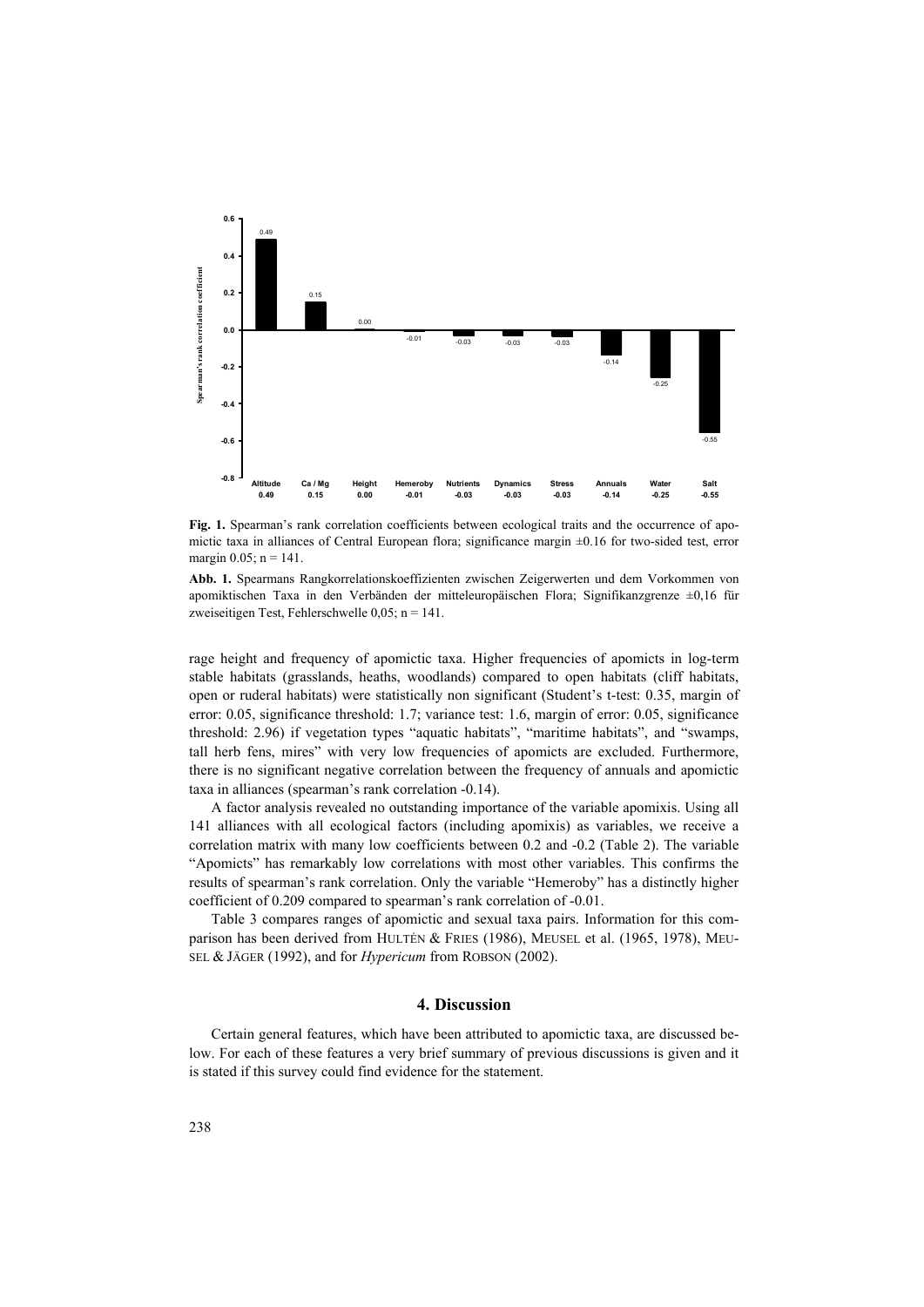**Fig. 1.** Spearman's rank correlation coefficients between ecological traits and the occurrence of apomictic taxa in alliances of Central European flora; significance margin ±0.16 for two-sided test, error margin 0.05; n = 141.

**Abb. 1.** Spearmans Rangkorrelationskoeffizienten zwischen Zeigerwerten und dem Vorkommen von apomiktischen Taxa in den Verbänden der mitteleuropäischen Flora; Signifikanzgrenze ±0,16 für zweiseitigen Test, Fehlerschwelle 0,05; n = 141.

rage height and frequency of apomictic taxa. Higher frequencies of apomicts in log-term stable habitats (grasslands, heaths, woodlands) compared to open habitats (cliff habitats, open or ruderal habitats) were statistically non significant (Student's t-test: 0.35, margin of error: 0.05, significance threshold: 1.7; variance test: 1.6, margin of error: 0.05, significance threshold: 2.96) if vegetation types "aquatic habitats", "maritime habitats", and "swamps, tall herb fens, mires" with very low frequencies of apomicts are excluded. Furthermore, there is no significant negative correlation between the frequency of annuals and apomictic taxa in alliances (spearman's rank correlation -0.14).

A factor analysis revealed no outstanding importance of the variable apomixis. Using all 141 alliances with all ecological factors (including apomixis) as variables, we receive a correlation matrix with many low coefficients between 0.2 and -0.2 (Table 2). The variable "Apomicts" has remarkably low correlations with most other variables. This confirms the results of spearman's rank correlation. Only the variable "Hemeroby" has a distinctly higher coefficient of 0.209 compared to spearman's rank correlation of -0.01.

Table 3 compares ranges of apomictic and sexual taxa pairs. Information for this comparison has been derived from Hultén & Fries (1986), Meusel et al. (1965, 1978), Meusel & Jäger (1992), and for *Hypericum* from Robson (2002).

## 4. Discussion

Certain general features, which have been attributed to apomictic taxa, are discussed below. For each of these features a very brief summary of previous discussions is given and it is stated if this survey could find evidence for the statement.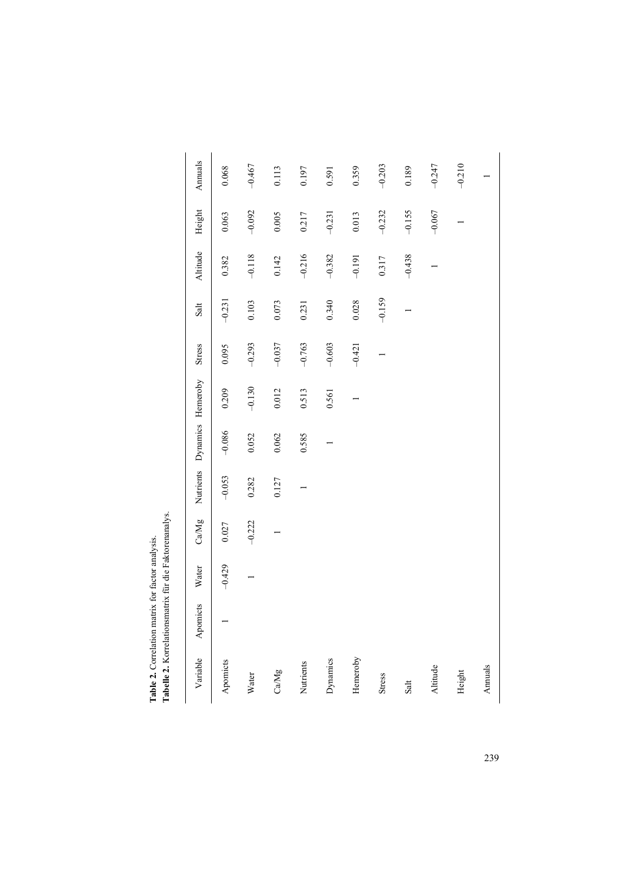**Table 2.** Correlation matrix for factor analysis.
**Tabelle 2.** Korrelationsmatrix für die Faktorenanalys.

| Variable | Apomicts | Water | Ca/Mg | Nutrients | Dynamics | Hemeroby | Stress | Salt | Altitude | Height | Annuals |
|---|---|---|---|---|---|---|---|---|---|---|---|
| Apomicts | 1 | –0.429 | 0.027 | –0.053 | –0.086 | 0.209 | 0.095 | –0.231 | 0.382 | 0.063 | 0.068 |
| Water | | 1 | –0.222 | 0.282 | 0.052 | –0.130 | –0.293 | 0.103 | –0.118 | –0.092 | –0.467 |
| Ca/Mg | | | 1 | 0.127 | 0.062 | 0.012 | –0.037 | 0.073 | 0.142 | 0.005 | 0.113 |
| Nutrients | | | | 1 | 0.585 | 0.513 | –0.763 | 0.231 | –0.216 | 0.217 | 0.197 |
| Dynamics | | | | | 1 | 0.561 | –0.603 | 0.340 | –0.382 | –0.231 | 0.591 |
| Hemeroby | | | | | | 1 | –0.421 | 0.028 | –0.191 | 0.013 | 0.359 |
| Stress | | | | | | | 1 | –0.159 | 0.317 | –0.232 | –0.203 |
| Salt | | | | | | | | 1 | –0.438 | –0.155 | 0.189 |
| Altitude | | | | | | | | | 1 | –0.067 | –0.247 |
| Height | | | | | | | | | | 1 | –0.210 |
| Annuals | | | | | | | | | | | 1 |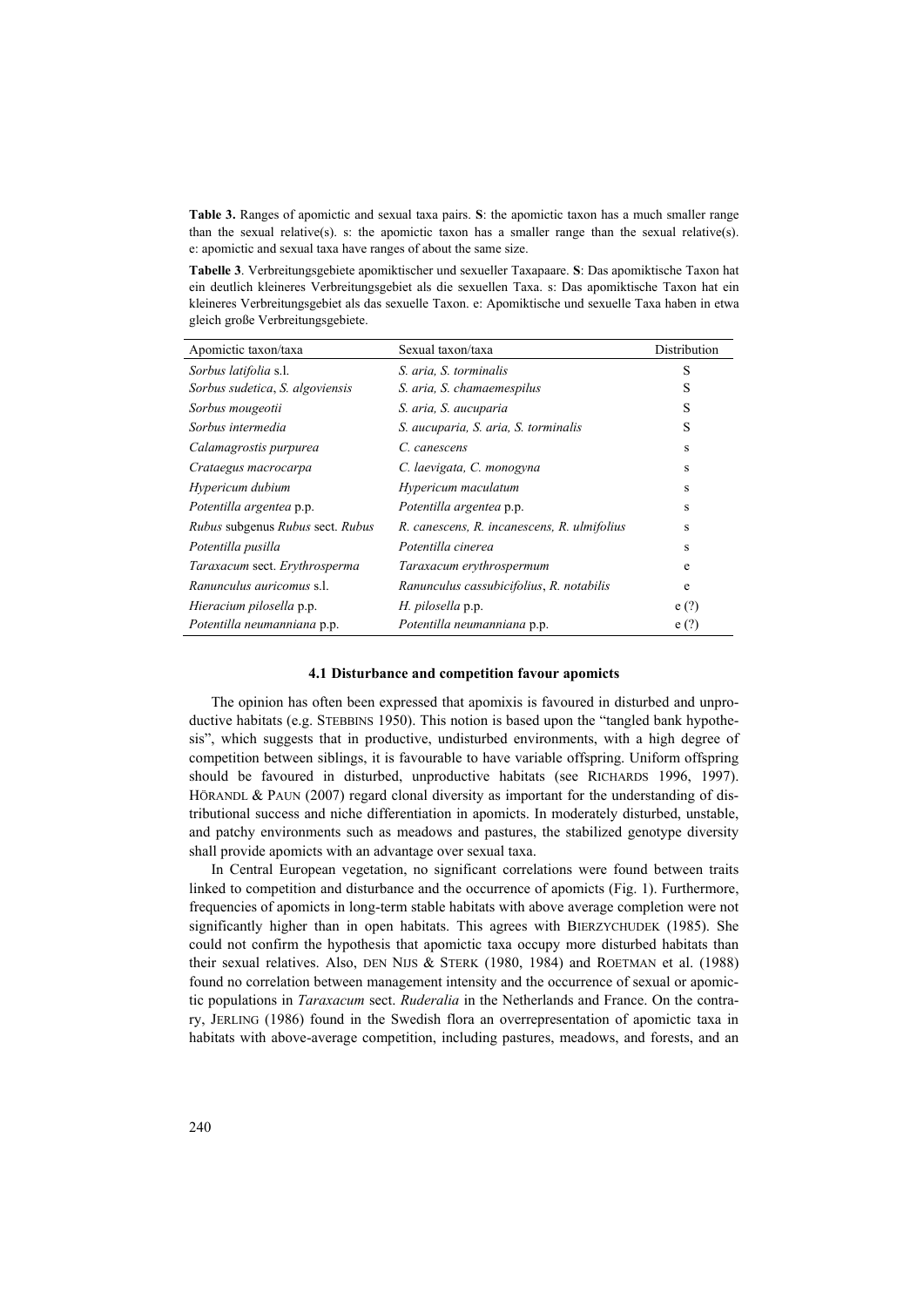**Table 3.** Ranges of apomictic and sexual taxa pairs. **S**: the apomictic taxon has a much smaller range than the sexual relative(s). s: the apomictic taxon has a smaller range than the sexual relative(s). e: apomictic and sexual taxa have ranges of about the same size.

**Tabelle 3**. Verbreitungsgebiete apomiktischer und sexueller Taxapaare. **S**: Das apomiktische Taxon hat ein deutlich kleineres Verbreitungsgebiet als die sexuellen Taxa. s: Das apomiktische Taxon hat ein kleineres Verbreitungsgebiet als das sexuelle Taxon. e: Apomiktische und sexuelle Taxa haben in etwa gleich große Verbreitungsgebiete.

| Apomictic taxon/taxa | Sexual taxon/taxa | Distribution |
|---|---|---|
| *Sorbus latifolia* s.l. | *S. aria, S. torminalis* | S |
| *Sorbus sudetica*, *S. algoviensis* | *S. aria, S. chamaemespilus* | S |
| *Sorbus mougeotii* | *S. aria, S. aucuparia* | S |
| *Sorbus intermedia* | *S. aucuparia, S. aria, S. torminalis* | S |
| *Calamagrostis purpurea* | *C. canescens* | s |
| *Crataegus macrocarpa* | *C. laevigata, C. monogyna* | s |
| *Hypericum dubium* | *Hypericum maculatum* | s |
| *Potentilla argentea* p.p. | *Potentilla argentea* p.p. | s |
| *Rubus* subgenus *Rubus* sect. *Rubus* | *R. canescens, R. incanescens, R. ulmifolius* | s |
| *Potentilla pusilla* | *Potentilla cinerea* | s |
| *Taraxacum* sect. *Erythrosperma* | *Taraxacum erythrospermum* | e |
| *Ranunculus auricomus* s.l. | *Ranunculus cassubicifolius*, *R. notabilis* | e |
| *Hieracium pilosella* p.p. | *H. pilosella* p.p. | e (?) |
| *Potentilla neumanniana* p.p. | *Potentilla neumanniana* p.p. | e (?) |

### 4.1 Disturbance and competition favour apomicts

The opinion has often been expressed that apomixis is favoured in disturbed and unproductive habitats (e.g. STEBBINS 1950). This notion is based upon the "tangled bank hypothesis", which suggests that in productive, undisturbed environments, with a high degree of competition between siblings, it is favourable to have variable offspring. Uniform offspring should be favoured in disturbed, unproductive habitats (see RICHARDS 1996, 1997). HÖRANDL & PAUN (2007) regard clonal diversity as important for the understanding of distributional success and niche differentiation in apomicts. In moderately disturbed, unstable, and patchy environments such as meadows and pastures, the stabilized genotype diversity shall provide apomicts with an advantage over sexual taxa.

In Central European vegetation, no significant correlations were found between traits linked to competition and disturbance and the occurrence of apomicts (Fig. 1). Furthermore, frequencies of apomicts in long-term stable habitats with above average completion were not significantly higher than in open habitats. This agrees with BIERZYCHUDEK (1985). She could not confirm the hypothesis that apomictic taxa occupy more disturbed habitats than their sexual relatives. Also, DEN NIJS & STERK (1980, 1984) and ROETMAN et al. (1988) found no correlation between management intensity and the occurrence of sexual or apomictic populations in *Taraxacum* sect. *Ruderalia* in the Netherlands and France. On the contrary, JERLING (1986) found in the Swedish flora an overrepresentation of apomictic taxa in habitats with above-average competition, including pastures, meadows, and forests, and an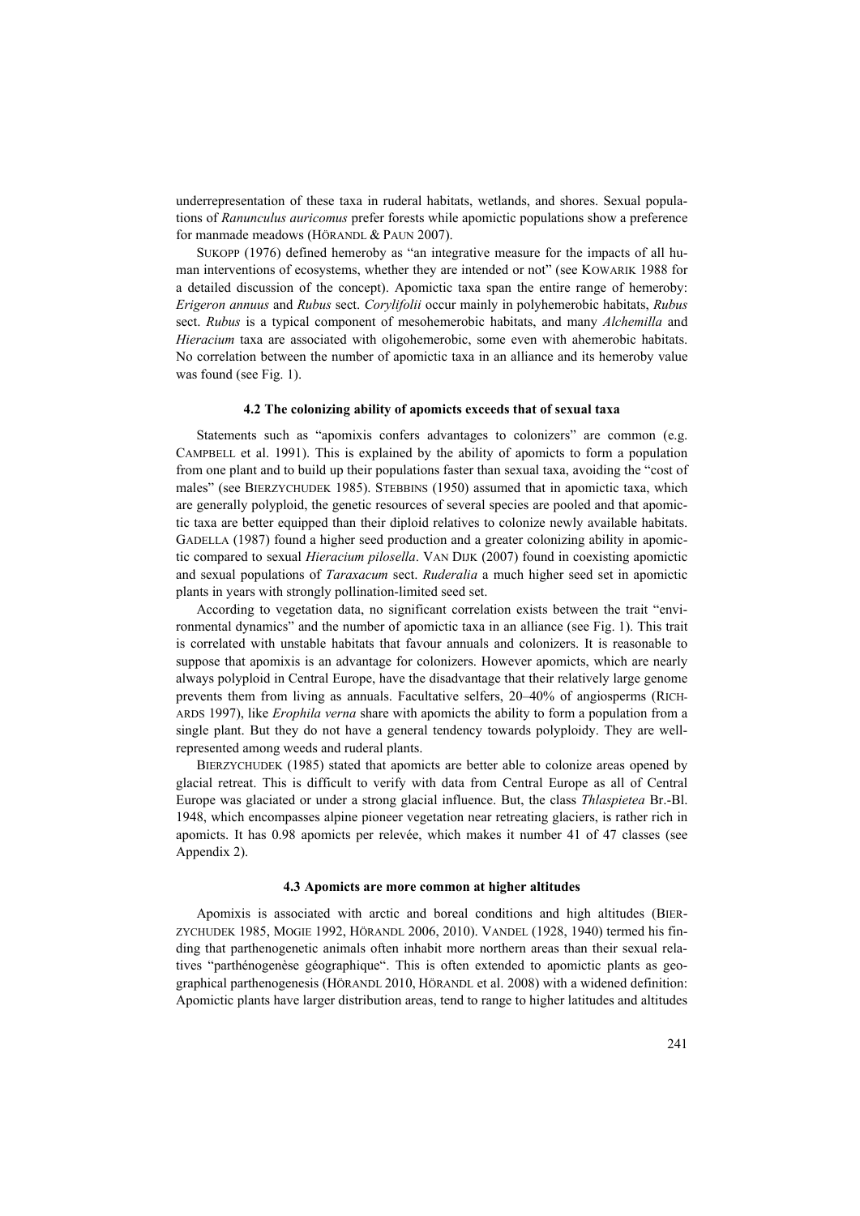underrepresentation of these taxa in ruderal habitats, wetlands, and shores. Sexual populations of *Ranunculus auricomus* prefer forests while apomictic populations show a preference for manmade meadows (HÖRANDL & PAUN 2007).

SUKOPP (1976) defined hemeroby as "an integrative measure for the impacts of all human interventions of ecosystems, whether they are intended or not" (see KOWARIK 1988 for a detailed discussion of the concept). Apomictic taxa span the entire range of hemeroby: *Erigeron annuus* and *Rubus* sect. *Corylifolii* occur mainly in polyhemerobic habitats, *Rubus* sect. *Rubus* is a typical component of mesohemerobic habitats, and many *Alchemilla* and *Hieracium* taxa are associated with oligohemerobic, some even with ahemerobic habitats. No correlation between the number of apomictic taxa in an alliance and its hemeroby value was found (see Fig. 1).

### 4.2 The colonizing ability of apomicts exceeds that of sexual taxa

Statements such as "apomixis confers advantages to colonizers" are common (e.g. CAMPBELL et al. 1991). This is explained by the ability of apomicts to form a population from one plant and to build up their populations faster than sexual taxa, avoiding the "cost of males" (see BIERZYCHUDEK 1985). STEBBINS (1950) assumed that in apomictic taxa, which are generally polyploid, the genetic resources of several species are pooled and that apomictic taxa are better equipped than their diploid relatives to colonize newly available habitats. GADELLA (1987) found a higher seed production and a greater colonizing ability in apomictic compared to sexual *Hieracium pilosella*. VAN DIJK (2007) found in coexisting apomictic and sexual populations of *Taraxacum* sect. *Ruderalia* a much higher seed set in apomictic plants in years with strongly pollination-limited seed set.

According to vegetation data, no significant correlation exists between the trait "environmental dynamics" and the number of apomictic taxa in an alliance (see Fig. 1). This trait is correlated with unstable habitats that favour annuals and colonizers. It is reasonable to suppose that apomixis is an advantage for colonizers. However apomicts, which are nearly always polyploid in Central Europe, have the disadvantage that their relatively large genome prevents them from living as annuals. Facultative selfers, 20–40% of angiosperms (RICHARDS 1997), like *Erophila verna* share with apomicts the ability to form a population from a single plant. But they do not have a general tendency towards polyploidy. They are well-represented among weeds and ruderal plants.

BIERZYCHUDEK (1985) stated that apomicts are better able to colonize areas opened by glacial retreat. This is difficult to verify with data from Central Europe as all of Central Europe was glaciated or under a strong glacial influence. But, the class *Thlaspietea* Br.-Bl. 1948, which encompasses alpine pioneer vegetation near retreating glaciers, is rather rich in apomicts. It has 0.98 apomicts per relevée, which makes it number 41 of 47 classes (see Appendix 2).

### 4.3 Apomicts are more common at higher altitudes

Apomixis is associated with arctic and boreal conditions and high altitudes (BIERZYCHUDEK 1985, MOGIE 1992, HÖRANDL 2006, 2010). VANDEL (1928, 1940) termed his finding that parthenogenetic animals often inhabit more northern areas than their sexual relatives "parthénogenèse géographique". This is often extended to apomictic plants as geographical parthenogenesis (HÖRANDL 2010, HÖRANDL et al. 2008) with a widened definition: Apomictic plants have larger distribution areas, tend to range to higher latitudes and altitudes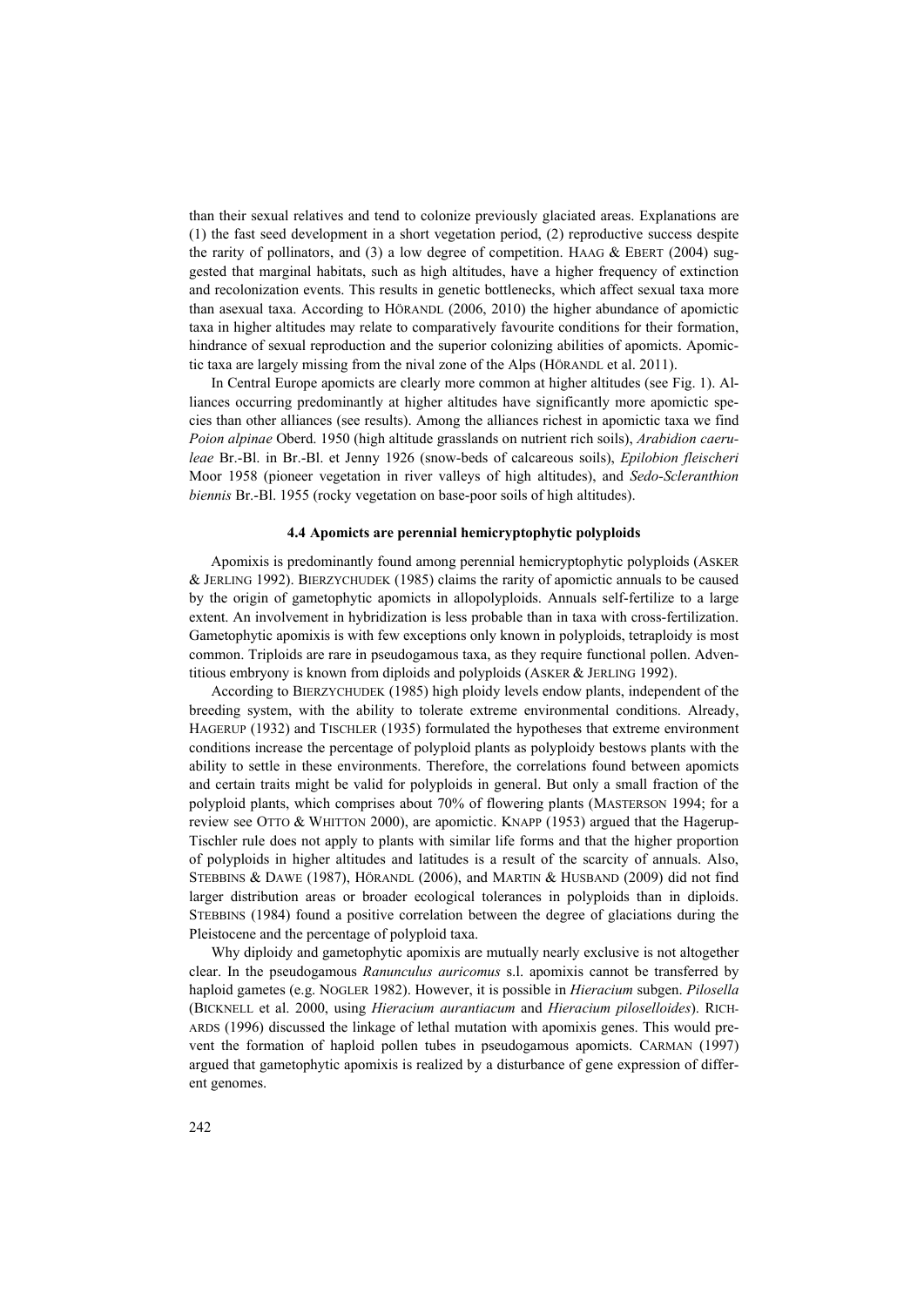than their sexual relatives and tend to colonize previously glaciated areas. Explanations are (1) the fast seed development in a short vegetation period, (2) reproductive success despite the rarity of pollinators, and (3) a low degree of competition. HAAG & EBERT (2004) suggested that marginal habitats, such as high altitudes, have a higher frequency of extinction and recolonization events. This results in genetic bottlenecks, which affect sexual taxa more than asexual taxa. According to HÖRANDL (2006, 2010) the higher abundance of apomictic taxa in higher altitudes may relate to comparatively favourite conditions for their formation, hindrance of sexual reproduction and the superior colonizing abilities of apomicts. Apomictic taxa are largely missing from the nival zone of the Alps (HÖRANDL et al. 2011).

In Central Europe apomicts are clearly more common at higher altitudes (see Fig. 1). Alliances occurring predominantly at higher altitudes have significantly more apomictic species than other alliances (see results). Among the alliances richest in apomictic taxa we find *Poion alpinae* Oberd. 1950 (high altitude grasslands on nutrient rich soils), *Arabidion caeruleae* Br.-Bl. in Br.-Bl. et Jenny 1926 (snow-beds of calcareous soils), *Epilobion fleischeri* Moor 1958 (pioneer vegetation in river valleys of high altitudes), and *Sedo-Scleranthion biennis* Br.-Bl. 1955 (rocky vegetation on base-poor soils of high altitudes).

### 4.4 Apomicts are perennial hemicryptophytic polyploids

Apomixis is predominantly found among perennial hemicryptophytic polyploids (ASKER & JERLING 1992). BIERZYCHUDEK (1985) claims the rarity of apomictic annuals to be caused by the origin of gametophytic apomicts in allopolyploids. Annuals self-fertilize to a large extent. An involvement in hybridization is less probable than in taxa with cross-fertilization. Gametophytic apomixis is with few exceptions only known in polyploids, tetraploidy is most common. Triploids are rare in pseudogamous taxa, as they require functional pollen. Adventitious embryony is known from diploids and polyploids (ASKER & JERLING 1992).

According to BIERZYCHUDEK (1985) high ploidy levels endow plants, independent of the breeding system, with the ability to tolerate extreme environmental conditions. Already, HAGERUP (1932) and TISCHLER (1935) formulated the hypotheses that extreme environment conditions increase the percentage of polyploid plants as polyploidy bestows plants with the ability to settle in these environments. Therefore, the correlations found between apomicts and certain traits might be valid for polyploids in general. But only a small fraction of the polyploid plants, which comprises about 70% of flowering plants (MASTERSON 1994; for a review see OTTO & WHITTON 2000), are apomictic. KNAPP (1953) argued that the Hagerup-Tischler rule does not apply to plants with similar life forms and that the higher proportion of polyploids in higher altitudes and latitudes is a result of the scarcity of annuals. Also, STEBBINS & DAWE (1987), HÖRANDL (2006), and MARTIN & HUSBAND (2009) did not find larger distribution areas or broader ecological tolerances in polyploids than in diploids. STEBBINS (1984) found a positive correlation between the degree of glaciations during the Pleistocene and the percentage of polyploid taxa.

Why diploidy and gametophytic apomixis are mutually nearly exclusive is not altogether clear. In the pseudogamous *Ranunculus auricomus* s.l. apomixis cannot be transferred by haploid gametes (e.g. NOGLER 1982). However, it is possible in *Hieracium* subgen. *Pilosella* (BICKNELL et al. 2000, using *Hieracium aurantiacum* and *Hieracium piloselloides*). RICHARDS (1996) discussed the linkage of lethal mutation with apomixis genes. This would prevent the formation of haploid pollen tubes in pseudogamous apomicts. CARMAN (1997) argued that gametophytic apomixis is realized by a disturbance of gene expression of different genomes.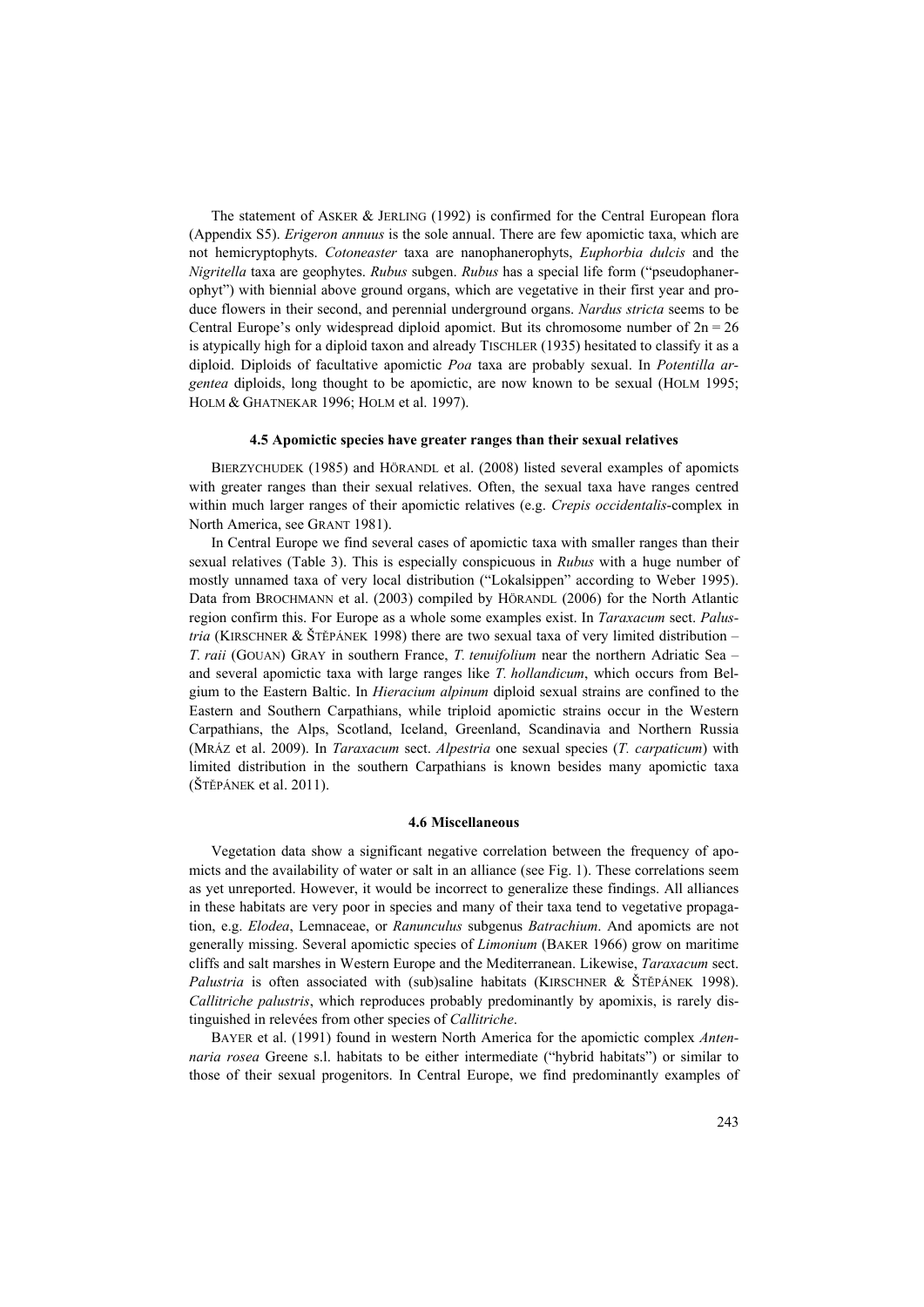The statement of ASKER & JERLING (1992) is confirmed for the Central European flora (Appendix S5). *Erigeron annuus* is the sole annual. There are few apomictic taxa, which are not hemicryptophyts. *Cotoneaster* taxa are nanophanerophyts, *Euphorbia dulcis* and the *Nigritella* taxa are geophytes. *Rubus* subgen. *Rubus* has a special life form ("pseudophanerophyt") with biennial above ground organs, which are vegetative in their first year and produce flowers in their second, and perennial underground organs. *Nardus stricta* seems to be Central Europe's only widespread diploid apomict. But its chromosome number of 2n = 26 is atypically high for a diploid taxon and already TISCHLER (1935) hesitated to classify it as a diploid. Diploids of facultative apomictic *Poa* taxa are probably sexual. In *Potentilla argentea* diploids, long thought to be apomictic, are now known to be sexual (HOLM 1995; HOLM & GHATNEKAR 1996; HOLM et al. 1997).

#### 4.5 Apomictic species have greater ranges than their sexual relatives

BIERZYCHUDEK (1985) and HÖRANDL et al. (2008) listed several examples of apomicts with greater ranges than their sexual relatives. Often, the sexual taxa have ranges centred within much larger ranges of their apomictic relatives (e.g. *Crepis occidentalis*-complex in North America, see GRANT 1981).

In Central Europe we find several cases of apomictic taxa with smaller ranges than their sexual relatives (Table 3). This is especially conspicuous in *Rubus* with a huge number of mostly unnamed taxa of very local distribution ("Lokalsippen" according to Weber 1995). Data from BROCHMANN et al. (2003) compiled by HÖRANDL (2006) for the North Atlantic region confirm this. For Europe as a whole some examples exist. In *Taraxacum* sect. *Palustria* (KIRSCHNER & ŠTĚPÁNEK 1998) there are two sexual taxa of very limited distribution – *T. raii* (GOUAN) GRAY in southern France, *T. tenuifolium* near the northern Adriatic Sea – and several apomictic taxa with large ranges like *T. hollandicum*, which occurs from Belgium to the Eastern Baltic. In *Hieracium alpinum* diploid sexual strains are confined to the Eastern and Southern Carpathians, while triploid apomictic strains occur in the Western Carpathians, the Alps, Scotland, Iceland, Greenland, Scandinavia and Northern Russia (MRÁZ et al. 2009). In *Taraxacum* sect. *Alpestria* one sexual species (*T. carpaticum*) with limited distribution in the southern Carpathians is known besides many apomictic taxa (ŠTĚPÁNEK et al. 2011).

#### 4.6 Miscellaneous

Vegetation data show a significant negative correlation between the frequency of apomicts and the availability of water or salt in an alliance (see Fig. 1). These correlations seem as yet unreported. However, it would be incorrect to generalize these findings. All alliances in these habitats are very poor in species and many of their taxa tend to vegetative propagation, e.g. *Elodea*, Lemnaceae, or *Ranunculus* subgenus *Batrachium*. And apomicts are not generally missing. Several apomictic species of *Limonium* (BAKER 1966) grow on maritime cliffs and salt marshes in Western Europe and the Mediterranean. Likewise, *Taraxacum* sect. *Palustria* is often associated with (sub)saline habitats (KIRSCHNER & ŠTĚPÁNEK 1998). *Callitriche palustris*, which reproduces probably predominantly by apomixis, is rarely distinguished in relevées from other species of *Callitriche*.

BAYER et al. (1991) found in western North America for the apomictic complex *Antennaria rosea* Greene s.l. habitats to be either intermediate ("hybrid habitats") or similar to those of their sexual progenitors. In Central Europe, we find predominantly examples of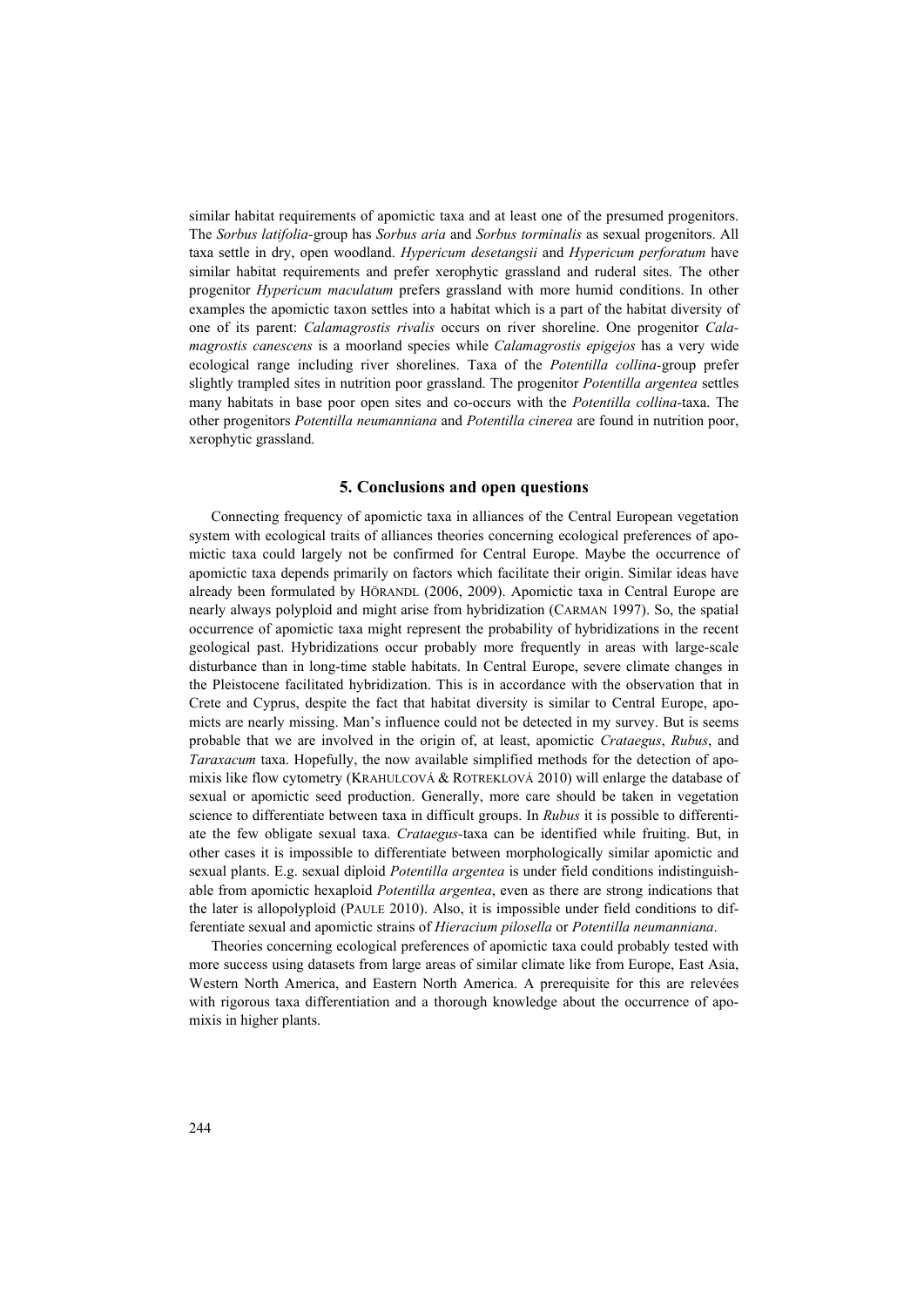similar habitat requirements of apomictic taxa and at least one of the presumed progenitors. The *Sorbus latifolia*-group has *Sorbus aria* and *Sorbus torminalis* as sexual progenitors. All taxa settle in dry, open woodland. *Hypericum desetangsii* and *Hypericum perforatum* have similar habitat requirements and prefer xerophytic grassland and ruderal sites. The other progenitor *Hypericum maculatum* prefers grassland with more humid conditions. In other examples the apomictic taxon settles into a habitat which is a part of the habitat diversity of one of its parent: *Calamagrostis rivalis* occurs on river shoreline. One progenitor *Calamagrostis canescens* is a moorland species while *Calamagrostis epigejos* has a very wide ecological range including river shorelines. Taxa of the *Potentilla collina*-group prefer slightly trampled sites in nutrition poor grassland. The progenitor *Potentilla argentea* settles many habitats in base poor open sites and co-occurs with the *Potentilla collina*-taxa. The other progenitors *Potentilla neumanniana* and *Potentilla cinerea* are found in nutrition poor, xerophytic grassland.

## 5. Conclusions and open questions

Connecting frequency of apomictic taxa in alliances of the Central European vegetation system with ecological traits of alliances theories concerning ecological preferences of apomictic taxa could largely not be confirmed for Central Europe. Maybe the occurrence of apomictic taxa depends primarily on factors which facilitate their origin. Similar ideas have already been formulated by Hörandl (2006, 2009). Apomictic taxa in Central Europe are nearly always polyploid and might arise from hybridization (Carman 1997). So, the spatial occurrence of apomictic taxa might represent the probability of hybridizations in the recent geological past. Hybridizations occur probably more frequently in areas with large-scale disturbance than in long-time stable habitats. In Central Europe, severe climate changes in the Pleistocene facilitated hybridization. This is in accordance with the observation that in Crete and Cyprus, despite the fact that habitat diversity is similar to Central Europe, apomicts are nearly missing. Man's influence could not be detected in my survey. But is seems probable that we are involved in the origin of, at least, apomictic *Crataegus*, *Rubus*, and *Taraxacum* taxa. Hopefully, the now available simplified methods for the detection of apomixis like flow cytometry (Krahulcová & Rotreklová 2010) will enlarge the database of sexual or apomictic seed production. Generally, more care should be taken in vegetation science to differentiate between taxa in difficult groups. In *Rubus* it is possible to differentiate the few obligate sexual taxa. *Crataegus*-taxa can be identified while fruiting. But, in other cases it is impossible to differentiate between morphologically similar apomictic and sexual plants. E.g. sexual diploid *Potentilla argentea* is under field conditions indistinguishable from apomictic hexaploid *Potentilla argentea*, even as there are strong indications that the later is allopolyploid (Paule 2010). Also, it is impossible under field conditions to differentiate sexual and apomictic strains of *Hieracium pilosella* or *Potentilla neumanniana*.

Theories concerning ecological preferences of apomictic taxa could probably tested with more success using datasets from large areas of similar climate like from Europe, East Asia, Western North America, and Eastern North America. A prerequisite for this are relevées with rigorous taxa differentiation and a thorough knowledge about the occurrence of apomixis in higher plants.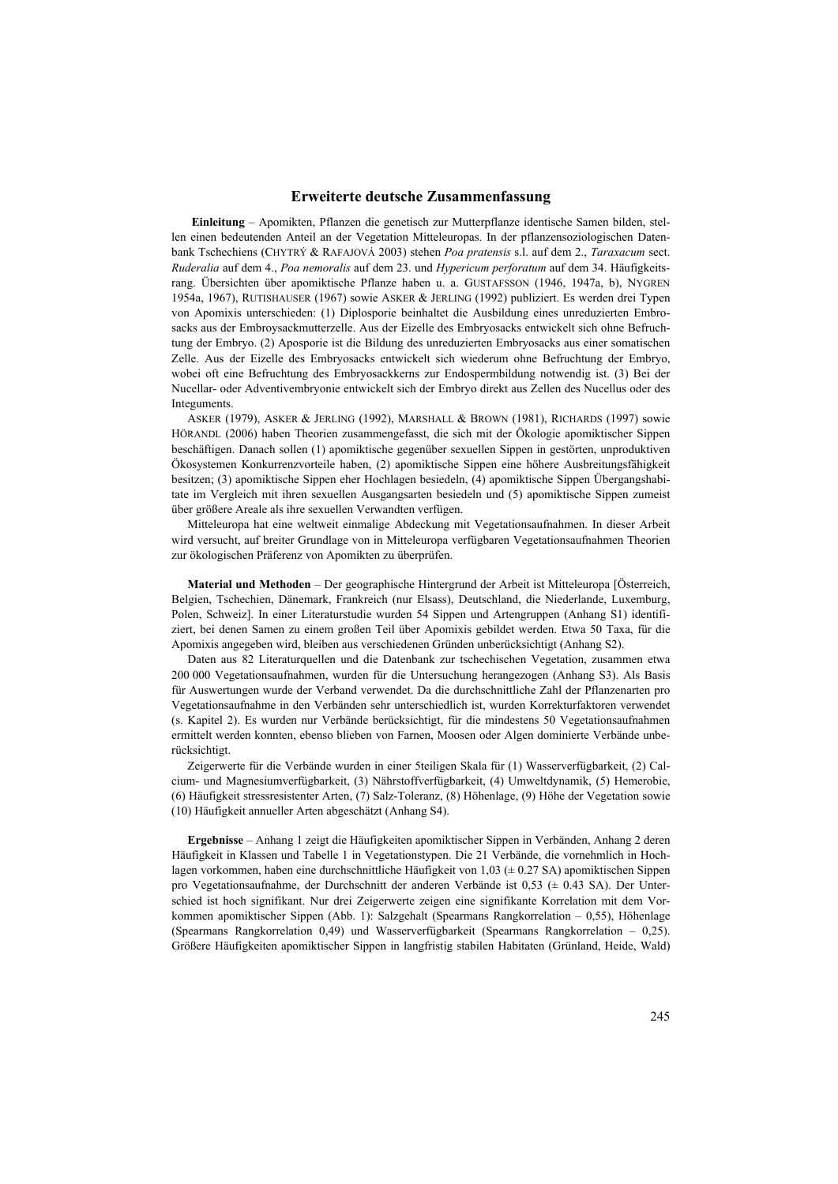## Erweiterte deutsche Zusammenfassung

**Einleitung** – Apomikten, Pflanzen die genetisch zur Mutterpflanze identische Samen bilden, stellen einen bedeutenden Anteil an der Vegetation Mitteleuropas. In der pflanzensoziologischen Datenbank Tschechiens (CHYTRÝ & RAFAJOVÁ 2003) stehen *Poa pratensis* s.l. auf dem 2., *Taraxacum* sect. *Ruderalia* auf dem 4., *Poa nemoralis* auf dem 23. und *Hypericum perforatum* auf dem 34. Häufigkeitsrang. Übersichten über apomiktische Pflanze haben u. a. GUSTAFSSON (1946, 1947a, b), NYGREN 1954a, 1967), RUTISHAUSER (1967) sowie ASKER & JERLING (1992) publiziert. Es werden drei Typen von Apomixis unterschieden: (1) Diplosporie beinhaltet die Ausbildung eines unreduzierten Embrosacks aus der Embroysackmutterzelle. Aus der Eizelle des Embryosacks entwickelt sich ohne Befruchtung der Embryo. (2) Aposporie ist die Bildung des unreduzierten Embryosacks aus einer somatischen Zelle. Aus der Eizelle des Embryosacks entwickelt sich wiederum ohne Befruchtung der Embryo, wobei oft eine Befruchtung des Embryosackkerns zur Endospermbildung notwendig ist. (3) Bei der Nucellar- oder Adventivembryonie entwickelt sich der Embryo direkt aus Zellen des Nucellus oder des Integuments.

ASKER (1979), ASKER & JERLING (1992), MARSHALL & BROWN (1981), RICHARDS (1997) sowie HÖRANDL (2006) haben Theorien zusammengefasst, die sich mit der Ökologie apomiktischer Sippen beschäftigen. Danach sollen (1) apomiktische gegenüber sexuellen Sippen in gestörten, unproduktiven Ökosystemen Konkurrenzvorteile haben, (2) apomiktische Sippen eine höhere Ausbreitungsfähigkeit besitzen; (3) apomiktische Sippen eher Hochlagen besiedeln, (4) apomiktische Sippen Übergangshabitate im Vergleich mit ihren sexuellen Ausgangsarten besiedeln und (5) apomiktische Sippen zumeist über größere Areale als ihre sexuellen Verwandten verfügen.

Mitteleuropa hat eine weltweit einmalige Abdeckung mit Vegetationsaufnahmen. In dieser Arbeit wird versucht, auf breiter Grundlage von in Mitteleuropa verfügbaren Vegetationsaufnahmen Theorien zur ökologischen Präferenz von Apomikten zu überprüfen.

**Material und Methoden** – Der geographische Hintergrund der Arbeit ist Mitteleuropa [Österreich, Belgien, Tschechien, Dänemark, Frankreich (nur Elsass), Deutschland, die Niederlande, Luxemburg, Polen, Schweiz]. In einer Literaturstudie wurden 54 Sippen und Artengruppen (Anhang S1) identifiziert, bei denen Samen zu einem großen Teil über Apomixis gebildet werden. Etwa 50 Taxa, für die Apomixis angegeben wird, bleiben aus verschiedenen Gründen unberücksichtigt (Anhang S2).

Daten aus 82 Literaturquellen und die Datenbank zur tschechischen Vegetation, zusammen etwa 200 000 Vegetationsaufnahmen, wurden für die Untersuchung herangezogen (Anhang S3). Als Basis für Auswertungen wurde der Verband verwendet. Da die durchschnittliche Zahl der Pflanzenarten pro Vegetationsaufnahme in den Verbänden sehr unterschiedlich ist, wurden Korrekturfaktoren verwendet (s. Kapitel 2). Es wurden nur Verbände berücksichtigt, für die mindestens 50 Vegetationsaufnahmen ermittelt werden konnten, ebenso blieben von Farnen, Moosen oder Algen dominierte Verbände unberücksichtigt.

Zeigerwerte für die Verbände wurden in einer 5teiligen Skala für (1) Wasserverfügbarkeit, (2) Calcium- und Magnesiumverfügbarkeit, (3) Nährstoffverfügbarkeit, (4) Umweltdynamik, (5) Hemerobie, (6) Häufigkeit stressresistenter Arten, (7) Salz-Toleranz, (8) Höhenlage, (9) Höhe der Vegetation sowie (10) Häufigkeit annueller Arten abgeschätzt (Anhang S4).

**Ergebnisse** – Anhang 1 zeigt die Häufigkeiten apomiktischer Sippen in Verbänden, Anhang 2 deren Häufigkeit in Klassen und Tabelle 1 in Vegetationstypen. Die 21 Verbände, die vornehmlich in Hochlagen vorkommen, haben eine durchschnittliche Häufigkeit von 1,03 (± 0.27 SA) apomiktischen Sippen pro Vegetationsaufnahme, der Durchschnitt der anderen Verbände ist 0,53 (± 0.43 SA). Der Unterschied ist hoch signifikant. Nur drei Zeigerwerte zeigen eine signifikante Korrelation mit dem Vorkommen apomiktischer Sippen (Abb. 1): Salzgehalt (Spearmans Rangkorrelation – 0,55), Höhenlage (Spearmans Rangkorrelation 0,49) und Wasserverfügbarkeit (Spearmans Rangkorrelation – 0,25). Größere Häufigkeiten apomiktischer Sippen in langfristig stabilen Habitaten (Grünland, Heide, Wald)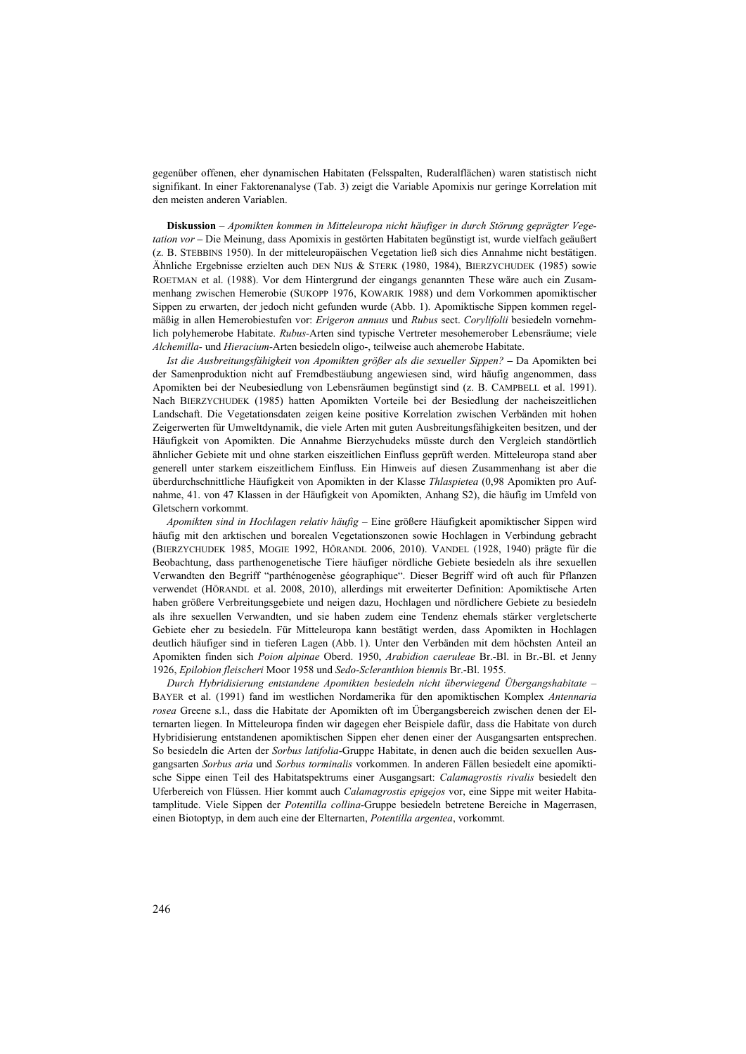gegenüber offenen, eher dynamischen Habitaten (Felsspalten, Ruderalflächen) waren statistisch nicht signifikant. In einer Faktorenanalyse (Tab. 3) zeigt die Variable Apomixis nur geringe Korrelation mit den meisten anderen Variablen.

**Diskussion** – *Apomikten kommen in Mitteleuropa nicht häufiger in durch Störung geprägter Vegetation vor* – Die Meinung, dass Apomixis in gestörten Habitaten begünstigt ist, wurde vielfach geäußert (z. B. STEBBINS 1950). In der mitteleuropäischen Vegetation ließ sich dies Annahme nicht bestätigen. Ähnliche Ergebnisse erzielten auch DEN NIJS & STERK (1980, 1984), BIERZYCHUDEK (1985) sowie ROETMAN et al. (1988). Vor dem Hintergrund der eingangs genannten These wäre auch ein Zusammenhang zwischen Hemerobie (SUKOPP 1976, KOWARIK 1988) und dem Vorkommen apomiktischer Sippen zu erwarten, der jedoch nicht gefunden wurde (Abb. 1). Apomiktische Sippen kommen regelmäßig in allen Hemerobiestufen vor: *Erigeron annuus* und *Rubus* sect. *Corylifolii* besiedeln vornehmlich polyhemerobe Habitate. *Rubus*-Arten sind typische Vertreter mesohemerober Lebensräume; viele *Alchemilla*- und *Hieracium*-Arten besiedeln oligo-, teilweise auch ahemerobe Habitate.

*Ist die Ausbreitungsfähigkeit von Apomikten größer als die sexueller Sippen?* – Da Apomikten bei der Samenproduktion nicht auf Fremdbestäubung angewiesen sind, wird häufig angenommen, dass Apomikten bei der Neubesiedlung von Lebensräumen begünstigt sind (z. B. CAMPBELL et al. 1991). Nach BIERZYCHUDEK (1985) hatten Apomikten Vorteile bei der Besiedlung der nacheiszeitlichen Landschaft. Die Vegetationsdaten zeigen keine positive Korrelation zwischen Verbänden mit hohen Zeigerwerten für Umweltdynamik, die viele Arten mit guten Ausbreitungsfähigkeiten besitzen, und der Häufigkeit von Apomikten. Die Annahme Bierzychudeks müsste durch den Vergleich standörtlich ähnlicher Gebiete mit und ohne starken eiszeitlichen Einfluss geprüft werden. Mitteleuropa stand aber generell unter starkem eiszeitlichem Einfluss. Ein Hinweis auf diesen Zusammenhang ist aber die überdurchschnittliche Häufigkeit von Apomikten in der Klasse *Thlaspietea* (0,98 Apomikten pro Aufnahme, 41. von 47 Klassen in der Häufigkeit von Apomikten, Anhang S2), die häufig im Umfeld von Gletschern vorkommt.

*Apomikten sind in Hochlagen relativ häufig* – Eine größere Häufigkeit apomiktischer Sippen wird häufig mit den arktischen und borealen Vegetationszonen sowie Hochlagen in Verbindung gebracht (BIERZYCHUDEK 1985, MOGIE 1992, HÖRANDL 2006, 2010). VANDEL (1928, 1940) prägte für die Beobachtung, dass parthenogenetische Tiere häufiger nördliche Gebiete besiedeln als ihre sexuellen Verwandten den Begriff "parthénogenèse géographique". Dieser Begriff wird oft auch für Pflanzen verwendet (HÖRANDL et al. 2008, 2010), allerdings mit erweiterter Definition: Apomiktische Arten haben größere Verbreitungsgebiete und neigen dazu, Hochlagen und nördlichere Gebiete zu besiedeln als ihre sexuellen Verwandten, und sie haben zudem eine Tendenz ehemals stärker vergletscherte Gebiete eher zu besiedeln. Für Mitteleuropa kann bestätigt werden, dass Apomikten in Hochlagen deutlich häufiger sind in tieferen Lagen (Abb. 1). Unter den Verbänden mit dem höchsten Anteil an Apomikten finden sich *Poion alpinae* Oberd. 1950, *Arabidion caeruleae* Br.-Bl. in Br.-Bl. et Jenny 1926, *Epilobion fleischeri* Moor 1958 und *Sedo-Scleranthion biennis* Br.-Bl. 1955.

*Durch Hybridisierung entstandene Apomikten besiedeln nicht überwiegend Übergangshabitate* – BAYER et al. (1991) fand im westlichen Nordamerika für den apomiktischen Komplex *Antennaria rosea* Greene s.l., dass die Habitate der Apomikten oft im Übergangsbereich zwischen denen der Elternarten liegen. In Mitteleuropa finden wir dagegen eher Beispiele dafür, dass die Habitate von durch Hybridisierung entstandenen apomiktischen Sippen eher denen einer der Ausgangsarten entsprechen. So besiedeln die Arten der *Sorbus latifolia*-Gruppe Habitate, in denen auch die beiden sexuellen Ausgangsarten *Sorbus aria* und *Sorbus torminalis* vorkommen. In anderen Fällen besiedelt eine apomiktische Sippe einen Teil des Habitatspektrums einer Ausgangsart: *Calamagrostis rivalis* besiedelt den Uferbereich von Flüssen. Hier kommt auch *Calamagrostis epigejos* vor, eine Sippe mit weiter Habitatamplitude. Viele Sippen der *Potentilla collina*-Gruppe besiedeln betretene Bereiche in Magerrasen, einen Biotoptyp, in dem auch eine der Elternarten, *Potentilla argentea*, vorkommt.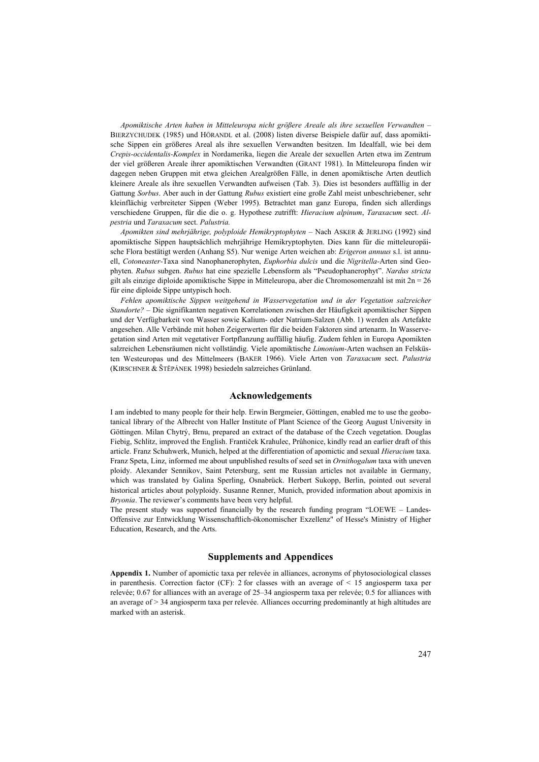*Apomiktische Arten haben in Mitteleuropa nicht größere Areale als ihre sexuellen Verwandten* – BIERZYCHUDEK (1985) und HÖRANDL et al. (2008) listen diverse Beispiele dafür auf, dass apomiktische Sippen ein größeres Areal als ihre sexuellen Verwandten besitzen. Im Idealfall, wie bei dem *Crepis-occidentalis-Komplex* in Nordamerika, liegen die Areale der sexuellen Arten etwa im Zentrum der viel größeren Areale ihrer apomiktischen Verwandten (GRANT 1981). In Mitteleuropa finden wir dagegen neben Gruppen mit etwa gleichen Arealgrößen Fälle, in denen apomiktische Arten deutlich kleinere Areale als ihre sexuellen Verwandten aufweisen (Tab. 3). Dies ist besonders auffällig in der Gattung *Sorbus*. Aber auch in der Gattung *Rubus* existiert eine große Zahl meist unbeschriebener, sehr kleinflächig verbreiteter Sippen (Weber 1995). Betrachtet man ganz Europa, finden sich allerdings verschiedene Gruppen, für die die o. g. Hypothese zutrifft: *Hieracium alpinum*, *Taraxacum* sect. *Alpestria* und *Taraxacum* sect. *Palustria.*

*Apomikten sind mehrjährige, polyploide Hemikryptophyten* – Nach ASKER & JERLING (1992) sind apomiktische Sippen hauptsächlich mehrjährige Hemikryptophyten. Dies kann für die mitteleuropäische Flora bestätigt werden (Anhang S5). Nur wenige Arten weichen ab: *Erigeron annuus* s.l. ist annuell, *Cotoneaster*-Taxa sind Nanophanerophyten, *Euphorbia dulcis* und die *Nigritella*-Arten sind Geophyten. *Rubus* subgen. *Rubus* hat eine spezielle Lebensform als "Pseudophanerophyt". *Nardus stricta* gilt als einzige diploide apomiktische Sippe in Mitteleuropa, aber die Chromosomenzahl ist mit $2n = 26$ für eine diploide Sippe untypisch hoch.

*Fehlen apomiktische Sippen weitgehend in Wasservegetation und in der Vegetation salzreicher Standorte?* – Die signifikanten negativen Korrelationen zwischen der Häufigkeit apomiktischer Sippen und der Verfügbarkeit von Wasser sowie Kalium- oder Natrium-Salzen (Abb. 1) werden als Artefakte angesehen. Alle Verbände mit hohen Zeigerwerten für die beiden Faktoren sind artenarm. In Wasservegetation sind Arten mit vegetativer Fortpflanzung auffällig häufig. Zudem fehlen in Europa Apomikten salzreichen Lebensräumen nicht vollständig. Viele apomiktische *Limonium*-Arten wachsen an Felsküsten Westeuropas und des Mittelmeers (BAKER 1966). Viele Arten von *Taraxacum* sect. *Palustria* (KIRSCHNER & ŠTĚPÁNEK 1998) besiedeln salzreiches Grünland.

## Acknowledgements

I am indebted to many people for their help. Erwin Bergmeier, Göttingen, enabled me to use the geobotanical library of the Albrecht von Haller Institute of Plant Science of the Georg August University in Göttingen. Milan Chytrý, Brnu, prepared an extract of the database of the Czech vegetation. Douglas Fiebig, Schlitz, improved the English. Frantiček Krahulec, Průhonice, kindly read an earlier draft of this article. Franz Schuhwerk, Munich, helped at the differentiation of apomictic and sexual *Hieracium* taxa. Franz Speta, Linz, informed me about unpublished results of seed set in *Ornithogalum* taxa with uneven ploidy. Alexander Sennikov, Saint Petersburg, sent me Russian articles not available in Germany, which was translated by Galina Sperling, Osnabrück. Herbert Sukopp, Berlin, pointed out several historical articles about polyploidy. Susanne Renner, Munich, provided information about apomixis in *Bryonia*. The reviewer's comments have been very helpful.

The present study was supported financially by the research funding program "LOEWE – Landes-Offensive zur Entwicklung Wissenschaftlich-ökonomischer Exzellenz" of Hesse's Ministry of Higher Education, Research, and the Arts.

## Supplements and Appendices

**Appendix 1.** Number of apomictic taxa per relevée in alliances, acronyms of phytosociological classes in parenthesis. Correction factor (CF): 2 for classes with an average of < 15 angiosperm taxa per relevée; 0.67 for alliances with an average of 25–34 angiosperm taxa per relevée; 0.5 for alliances with an average of > 34 angiosperm taxa per relevée. Alliances occurring predominantly at high altitudes are marked with an asterisk.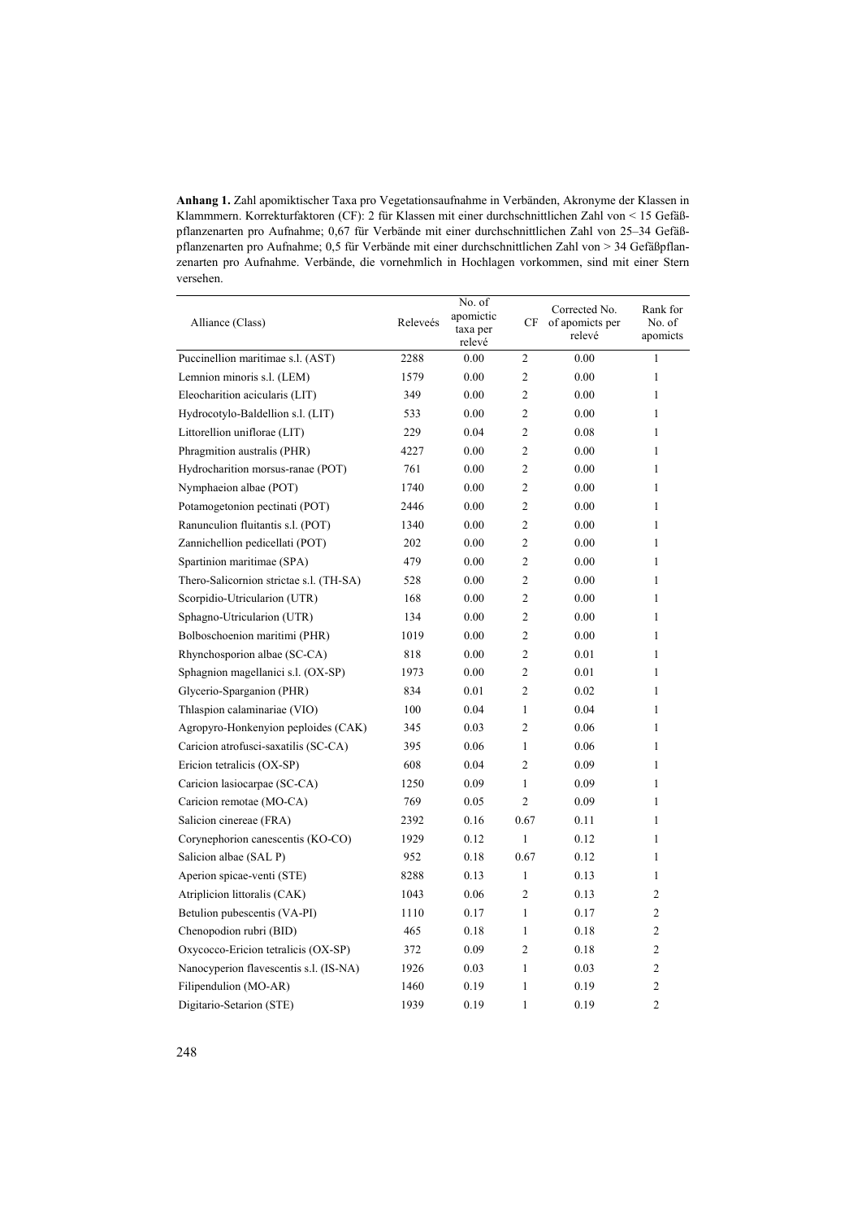**Anhang 1.** Zahl apomiktischer Taxa pro Vegetationsaufnahme in Verbänden, Akronyme der Klassen in Klammmern. Korrekturfaktoren (CF): 2 für Klassen mit einer durchschnittlichen Zahl von < 15 Gefäßpflanzenarten pro Aufnahme; 0,67 für Verbände mit einer durchschnittlichen Zahl von 25–34 Gefäßpflanzenarten pro Aufnahme; 0,5 für Verbände mit einer durchschnittlichen Zahl von > 34 Gefäßpflanzenarten pro Aufnahme. Verbände, die vornehmlich in Hochlagen vorkommen, sind mit einer Stern versehen.

| Alliance (Class) | Releveés | No. of apomictic taxa per relevé | CF | Corrected No. of apomicts per relevé | Rank for No. of apomicts |
|---|---|---|---|---|---|
| Puccinellion maritimae s.l. (AST) | 2288 | 0.00 | 2 | 0.00 | 1 |
| Lemnion minoris s.l. (LEM) | 1579 | 0.00 | 2 | 0.00 | 1 |
| Eleocharition acicularis (LIT) | 349 | 0.00 | 2 | 0.00 | 1 |
| Hydrocotylo-Baldellion s.l. (LIT) | 533 | 0.00 | 2 | 0.00 | 1 |
| Littorellion uniflorae (LIT) | 229 | 0.04 | 2 | 0.08 | 1 |
| Phragmition australis (PHR) | 4227 | 0.00 | 2 | 0.00 | 1 |
| Hydrocharition morsus-ranae (POT) | 761 | 0.00 | 2 | 0.00 | 1 |
| Nymphaeion albae (POT) | 1740 | 0.00 | 2 | 0.00 | 1 |
| Potamogetonion pectinati (POT) | 2446 | 0.00 | 2 | 0.00 | 1 |
| Ranunculion fluitantis s.l. (POT) | 1340 | 0.00 | 2 | 0.00 | 1 |
| Zannichellion pedicellati (POT) | 202 | 0.00 | 2 | 0.00 | 1 |
| Spartinion maritimae (SPA) | 479 | 0.00 | 2 | 0.00 | 1 |
| Thero-Salicornion strictae s.l. (TH-SA) | 528 | 0.00 | 2 | 0.00 | 1 |
| Scorpidio-Utricularion (UTR) | 168 | 0.00 | 2 | 0.00 | 1 |
| Sphagno-Utricularion (UTR) | 134 | 0.00 | 2 | 0.00 | 1 |
| Bolboschoenion maritimi (PHR) | 1019 | 0.00 | 2 | 0.00 | 1 |
| Rhynchosporion albae (SC-CA) | 818 | 0.00 | 2 | 0.01 | 1 |
| Sphagnion magellanici s.l. (OX-SP) | 1973 | 0.00 | 2 | 0.01 | 1 |
| Glycerio-Sparganion (PHR) | 834 | 0.01 | 2 | 0.02 | 1 |
| Thlaspion calaminariae (VIO) | 100 | 0.04 | 1 | 0.04 | 1 |
| Agropyro-Honkenyion peploides (CAK) | 345 | 0.03 | 2 | 0.06 | 1 |
| Caricion atrofusci-saxatilis (SC-CA) | 395 | 0.06 | 1 | 0.06 | 1 |
| Ericion tetralicis (OX-SP) | 608 | 0.04 | 2 | 0.09 | 1 |
| Caricion lasiocarpae (SC-CA) | 1250 | 0.09 | 1 | 0.09 | 1 |
| Caricion remotae (MO-CA) | 769 | 0.05 | 2 | 0.09 | 1 |
| Salicion cinereae (FRA) | 2392 | 0.16 | 0.67 | 0.11 | 1 |
| Corynephorion canescentis (KO-CO) | 1929 | 0.12 | 1 | 0.12 | 1 |
| Salicion albae (SAL P) | 952 | 0.18 | 0.67 | 0.12 | 1 |
| Aperion spicae-venti (STE) | 8288 | 0.13 | 1 | 0.13 | 1 |
| Atriplicion littoralis (CAK) | 1043 | 0.06 | 2 | 0.13 | 2 |
| Betulion pubescentis (VA-PI) | 1110 | 0.17 | 1 | 0.17 | 2 |
| Chenopodion rubri (BID) | 465 | 0.18 | 1 | 0.18 | 2 |
| Oxycocco-Ericion tetralicis (OX-SP) | 372 | 0.09 | 2 | 0.18 | 2 |
| Nanocyperion flavescentis s.l. (IS-NA) | 1926 | 0.03 | 1 | 0.03 | 2 |
| Filipendulion (MO-AR) | 1460 | 0.19 | 1 | 0.19 | 2 |
| Digitario-Setarion (STE) | 1939 | 0.19 | 1 | 0.19 | 2 |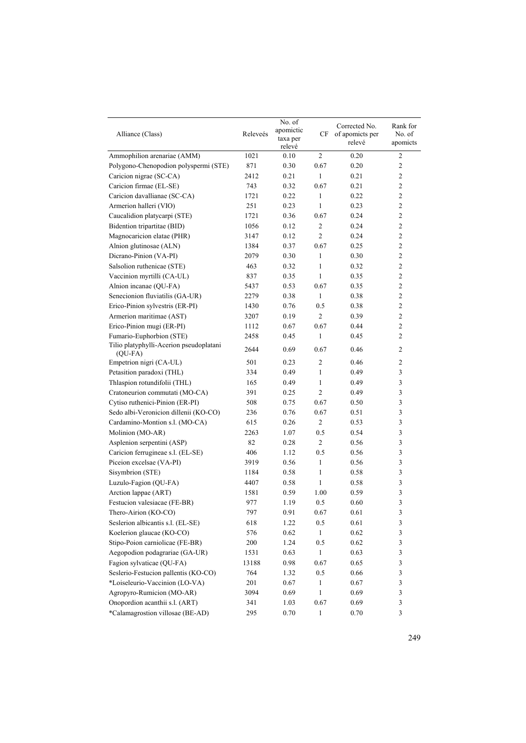| Alliance (Class) | Releveés | No. of apomictic taxa per relevé | CF | Corrected No. of apomicts per relevé | Rank for No. of apomicts |
|---|---|---|---|---|---|
| Ammophilion arenariae (AMM) | 1021 | 0.10 | 2 | 0.20 | 2 |
| Polygono-Chenopodion polyspermi (STE) | 871 | 0.30 | 0.67 | 0.20 | 2 |
| Caricion nigrae (SC-CA) | 2412 | 0.21 | 1 | 0.21 | 2 |
| Caricion firmae (EL-SE) | 743 | 0.32 | 0.67 | 0.21 | 2 |
| Caricion davallianae (SC-CA) | 1721 | 0.22 | 1 | 0.22 | 2 |
| Armerion halleri (VIO) | 251 | 0.23 | 1 | 0.23 | 2 |
| Caucalidion platycarpi (STE) | 1721 | 0.36 | 0.67 | 0.24 | 2 |
| Bidention tripartitae (BID) | 1056 | 0.12 | 2 | 0.24 | 2 |
| Magnocaricion elatae (PHR) | 3147 | 0.12 | 2 | 0.24 | 2 |
| Alnion glutinosae (ALN) | 1384 | 0.37 | 0.67 | 0.25 | 2 |
| Dicrano-Pinion (VA-PI) | 2079 | 0.30 | 1 | 0.30 | 2 |
| Salsolion ruthenicae (STE) | 463 | 0.32 | 1 | 0.32 | 2 |
| Vaccinion myrtilli (CA-UL) | 837 | 0.35 | 1 | 0.35 | 2 |
| Alnion incanae (QU-FA) | 5437 | 0.53 | 0.67 | 0.35 | 2 |
| Senecionion fluviatilis (GA-UR) | 2279 | 0.38 | 1 | 0.38 | 2 |
| Erico-Pinion sylvestris (ER-PI) | 1430 | 0.76 | 0.5 | 0.38 | 2 |
| Armerion maritimae (AST) | 3207 | 0.19 | 2 | 0.39 | 2 |
| Erico-Pinion mugi (ER-PI) | 1112 | 0.67 | 0.67 | 0.44 | 2 |
| Fumario-Euphorbion (STE) | 2458 | 0.45 | 1 | 0.45 | 2 |
| Tilio platyphylli-Acerion pseudoplatani (QU-FA) | 2644 | 0.69 | 0.67 | 0.46 | 2 |
| Empetrion nigri (CA-UL) | 501 | 0.23 | 2 | 0.46 | 2 |
| Petasition paradoxi (THL) | 334 | 0.49 | 1 | 0.49 | 3 |
| Thlaspion rotundifolii (THL) | 165 | 0.49 | 1 | 0.49 | 3 |
| Cratoneurion commutati (MO-CA) | 391 | 0.25 | 2 | 0.49 | 3 |
| Cytiso ruthenici-Pinion (ER-PI) | 508 | 0.75 | 0.67 | 0.50 | 3 |
| Sedo albi-Veronicion dillenii (KO-CO) | 236 | 0.76 | 0.67 | 0.51 | 3 |
| Cardamino-Montion s.l. (MO-CA) | 615 | 0.26 | 2 | 0.53 | 3 |
| Molinion (MO-AR) | 2263 | 1.07 | 0.5 | 0.54 | 3 |
| Asplenion serpentini (ASP) | 82 | 0.28 | 2 | 0.56 | 3 |
| Caricion ferrugineae s.l. (EL-SE) | 406 | 1.12 | 0.5 | 0.56 | 3 |
| Piceion excelsae (VA-PI) | 3919 | 0.56 | 1 | 0.56 | 3 |
| Sisymbrion (STE) | 1184 | 0.58 | 1 | 0.58 | 3 |
| Luzulo-Fagion (QU-FA) | 4407 | 0.58 | 1 | 0.58 | 3 |
| Arction lappae (ART) | 1581 | 0.59 | 1.00 | 0.59 | 3 |
| Festucion valesiacae (FE-BR) | 977 | 1.19 | 0.5 | 0.60 | 3 |
| Thero-Airion (KO-CO) | 797 | 0.91 | 0.67 | 0.61 | 3 |
| Seslerion albicantis s.l. (EL-SE) | 618 | 1.22 | 0.5 | 0.61 | 3 |
| Koelerion glaucae (KO-CO) | 576 | 0.62 | 1 | 0.62 | 3 |
| Stipo-Poion carniolicae (FE-BR) | 200 | 1.24 | 0.5 | 0.62 | 3 |
| Aegopodion podagrariae (GA-UR) | 1531 | 0.63 | 1 | 0.63 | 3 |
| Fagion sylvaticae (QU-FA) | 13188 | 0.98 | 0.67 | 0.65 | 3 |
| Seslerio-Festucion pallentis (KO-CO) | 764 | 1.32 | 0.5 | 0.66 | 3 |
| *Loiseleurio-Vaccinion (LO-VA) | 201 | 0.67 | 1 | 0.67 | 3 |
| Agropyro-Rumicion (MO-AR) | 3094 | 0.69 | 1 | 0.69 | 3 |
| Onopordion acanthii s.l. (ART) | 341 | 1.03 | 0.67 | 0.69 | 3 |
| *Calamagrostion villosae (BE-AD) | 295 | 0.70 | 1 | 0.70 | 3 |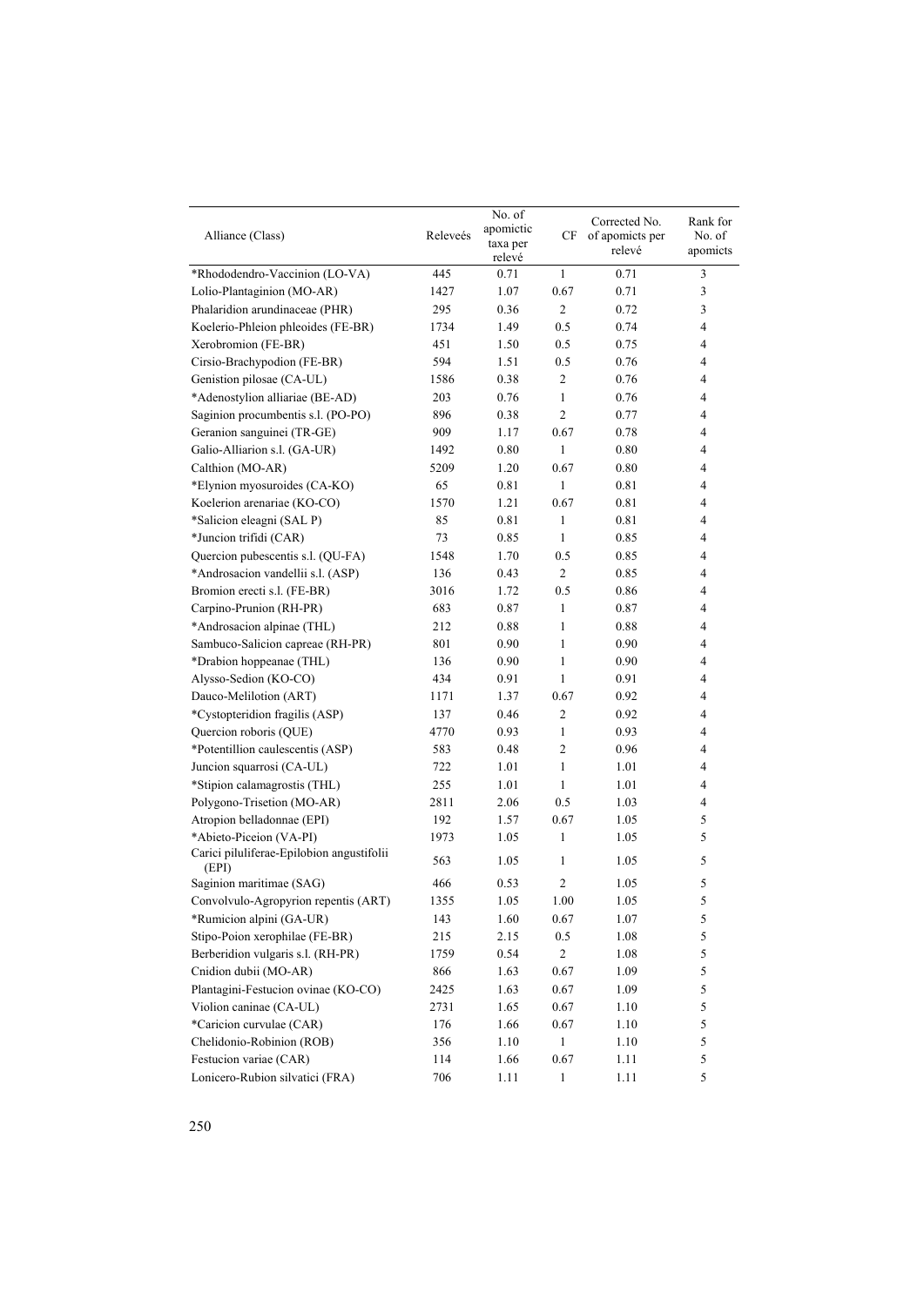| Alliance (Class) | Releveés | No. of apomictic taxa per relevé | CF | Corrected No. of apomicts per relevé | Rank for No. of apomicts |
|---|---|---|---|---|---|
| *Rhododendro-Vaccinion (LO-VA) | 445 | 0.71 | 1 | 0.71 | 3 |
| Lolio-Plantaginion (MO-AR) | 1427 | 1.07 | 0.67 | 0.71 | 3 |
| Phalaridion arundinaceae (PHR) | 295 | 0.36 | 2 | 0.72 | 3 |
| Koelerio-Phleion phleoides (FE-BR) | 1734 | 1.49 | 0.5 | 0.74 | 4 |
| Xerobromion (FE-BR) | 451 | 1.50 | 0.5 | 0.75 | 4 |
| Cirsio-Brachypodion (FE-BR) | 594 | 1.51 | 0.5 | 0.76 | 4 |
| Genistion pilosae (CA-UL) | 1586 | 0.38 | 2 | 0.76 | 4 |
| *Adenostylion alliariae (BE-AD) | 203 | 0.76 | 1 | 0.76 | 4 |
| Saginion procumbentis s.l. (PO-PO) | 896 | 0.38 | 2 | 0.77 | 4 |
| Geranion sanguinei (TR-GE) | 909 | 1.17 | 0.67 | 0.78 | 4 |
| Galio-Alliarion s.l. (GA-UR) | 1492 | 0.80 | 1 | 0.80 | 4 |
| Calthion (MO-AR) | 5209 | 1.20 | 0.67 | 0.80 | 4 |
| *Elynion myosuroides (CA-KO) | 65 | 0.81 | 1 | 0.81 | 4 |
| Koelerion arenariae (KO-CO) | 1570 | 1.21 | 0.67 | 0.81 | 4 |
| *Salicion eleagni (SAL P) | 85 | 0.81 | 1 | 0.81 | 4 |
| *Juncion trifidi (CAR) | 73 | 0.85 | 1 | 0.85 | 4 |
| Quercion pubescentis s.l. (QU-FA) | 1548 | 1.70 | 0.5 | 0.85 | 4 |
| *Androsacion vandellii s.l. (ASP) | 136 | 0.43 | 2 | 0.85 | 4 |
| Bromion erecti s.l. (FE-BR) | 3016 | 1.72 | 0.5 | 0.86 | 4 |
| Carpino-Prunion (RH-PR) | 683 | 0.87 | 1 | 0.87 | 4 |
| *Androsacion alpinae (THL) | 212 | 0.88 | 1 | 0.88 | 4 |
| Sambuco-Salicion capreae (RH-PR) | 801 | 0.90 | 1 | 0.90 | 4 |
| *Drabion hoppeanae (THL) | 136 | 0.90 | 1 | 0.90 | 4 |
| Alysso-Sedion (KO-CO) | 434 | 0.91 | 1 | 0.91 | 4 |
| Dauco-Melilotion (ART) | 1171 | 1.37 | 0.67 | 0.92 | 4 |
| *Cystopteridion fragilis (ASP) | 137 | 0.46 | 2 | 0.92 | 4 |
| Quercion roboris (QUE) | 4770 | 0.93 | 1 | 0.93 | 4 |
| *Potentillion caulescentis (ASP) | 583 | 0.48 | 2 | 0.96 | 4 |
| Juncion squarrosi (CA-UL) | 722 | 1.01 | 1 | 1.01 | 4 |
| *Stipion calamagrostis (THL) | 255 | 1.01 | 1 | 1.01 | 4 |
| Polygono-Trisetion (MO-AR) | 2811 | 2.06 | 0.5 | 1.03 | 4 |
| Atropion belladonnae (EPI) | 192 | 1.57 | 0.67 | 1.05 | 5 |
| *Abieto-Piceion (VA-PI) | 1973 | 1.05 | 1 | 1.05 | 5 |
| Carici piluliferae-Epilobion angustifolii (EPI) | 563 | 1.05 | 1 | 1.05 | 5 |
| Saginion maritimae (SAG) | 466 | 0.53 | 2 | 1.05 | 5 |
| Convolvulo-Agropyrion repentis (ART) | 1355 | 1.05 | 1.00 | 1.05 | 5 |
| *Rumicion alpini (GA-UR) | 143 | 1.60 | 0.67 | 1.07 | 5 |
| Stipo-Poion xerophilae (FE-BR) | 215 | 2.15 | 0.5 | 1.08 | 5 |
| Berberidion vulgaris s.l. (RH-PR) | 1759 | 0.54 | 2 | 1.08 | 5 |
| Cnidion dubii (MO-AR) | 866 | 1.63 | 0.67 | 1.09 | 5 |
| Plantagini-Festucion ovinae (KO-CO) | 2425 | 1.63 | 0.67 | 1.09 | 5 |
| Violion caninae (CA-UL) | 2731 | 1.65 | 0.67 | 1.10 | 5 |
| *Caricion curvulae (CAR) | 176 | 1.66 | 0.67 | 1.10 | 5 |
| Chelidonio-Robinion (ROB) | 356 | 1.10 | 1 | 1.10 | 5 |
| Festucion variae (CAR) | 114 | 1.66 | 0.67 | 1.11 | 5 |
| Lonicero-Rubion silvatici (FRA) | 706 | 1.11 | 1 | 1.11 | 5 |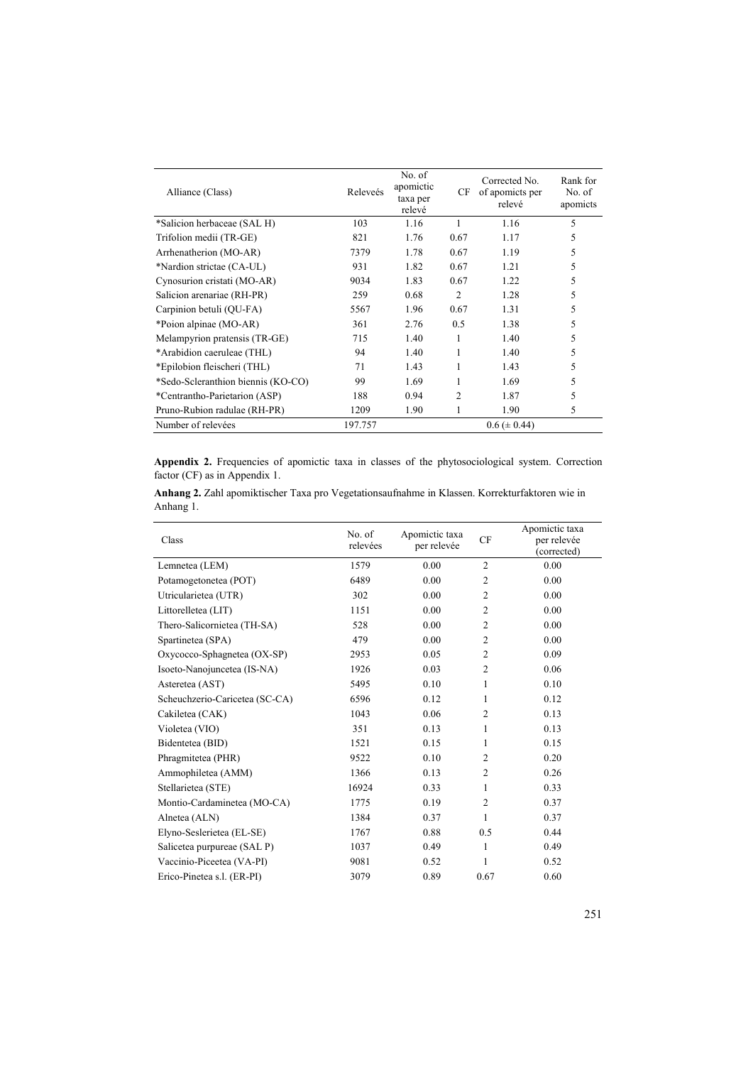| Alliance (Class) | Releveés | No. of apomictic taxa per relevé | CF | Corrected No. of apomicts per relevé | Rank for No. of apomicts |
|---|---|---|---|---|---|
| *Salicion herbaceae (SAL H) | 103 | 1.16 | 1 | 1.16 | 5 |
| Trifolion medii (TR-GE) | 821 | 1.76 | 0.67 | 1.17 | 5 |
| Arrhenatherion (MO-AR) | 7379 | 1.78 | 0.67 | 1.19 | 5 |
| *Nardion strictae (CA-UL) | 931 | 1.82 | 0.67 | 1.21 | 5 |
| Cynosurion cristati (MO-AR) | 9034 | 1.83 | 0.67 | 1.22 | 5 |
| Salicion arenariae (RH-PR) | 259 | 0.68 | 2 | 1.28 | 5 |
| Carpinion betuli (QU-FA) | 5567 | 1.96 | 0.67 | 1.31 | 5 |
| *Poion alpinae (MO-AR) | 361 | 2.76 | 0.5 | 1.38 | 5 |
| Melampyrion pratensis (TR-GE) | 715 | 1.40 | 1 | 1.40 | 5 |
| *Arabidion caeruleae (THL) | 94 | 1.40 | 1 | 1.40 | 5 |
| *Epilobion fleischeri (THL) | 71 | 1.43 | 1 | 1.43 | 5 |
| *Sedo-Scleranthion biennis (KO-CO) | 99 | 1.69 | 1 | 1.69 | 5 |
| *Centrantho-Parietarion (ASP) | 188 | 0.94 | 2 | 1.87 | 5 |
| Pruno-Rubion radulae (RH-PR) | 1209 | 1.90 | 1 | 1.90 | 5 |
| Number of relevées | 197.757 | | | 0.6 (± 0.44) | |

**Appendix 2.** Frequencies of apomictic taxa in classes of the phytosociological system. Correction factor (CF) as in Appendix 1.

**Anhang 2.** Zahl apomiktischer Taxa pro Vegetationsaufnahme in Klassen. Korrekturfaktoren wie in Anhang 1.

| Class | No. of relevées | Apomictic taxa per relevée | CF | Apomictic taxa per relevée (corrected) |
|---|---|---|---|---|
| Lemnetea (LEM) | 1579 | 0.00 | 2 | 0.00 |
| Potamogetonetea (POT) | 6489 | 0.00 | 2 | 0.00 |
| Utricularietea (UTR) | 302 | 0.00 | 2 | 0.00 |
| Littorelletea (LIT) | 1151 | 0.00 | 2 | 0.00 |
| Thero-Salicornietea (TH-SA) | 528 | 0.00 | 2 | 0.00 |
| Spartinetea (SPA) | 479 | 0.00 | 2 | 0.00 |
| Oxycocco-Sphagnetea (OX-SP) | 2953 | 0.05 | 2 | 0.09 |
| Isoeto-Nanojuncetea (IS-NA) | 1926 | 0.03 | 2 | 0.06 |
| Asteretea (AST) | 5495 | 0.10 | 1 | 0.10 |
| Scheuchzerio-Caricetea (SC-CA) | 6596 | 0.12 | 1 | 0.12 |
| Cakiletea (CAK) | 1043 | 0.06 | 2 | 0.13 |
| Violetea (VIO) | 351 | 0.13 | 1 | 0.13 |
| Bidentetea (BID) | 1521 | 0.15 | 1 | 0.15 |
| Phragmitetea (PHR) | 9522 | 0.10 | 2 | 0.20 |
| Ammophiletea (AMM) | 1366 | 0.13 | 2 | 0.26 |
| Stellarietea (STE) | 16924 | 0.33 | 1 | 0.33 |
| Montio-Cardaminetea (MO-CA) | 1775 | 0.19 | 2 | 0.37 |
| Alnetea (ALN) | 1384 | 0.37 | 1 | 0.37 |
| Elyno-Seslerietea (EL-SE) | 1767 | 0.88 | 0.5 | 0.44 |
| Salicetea purpureae (SAL P) | 1037 | 0.49 | 1 | 0.49 |
| Vaccinio-Piceetea (VA-PI) | 9081 | 0.52 | 1 | 0.52 |
| Erico-Pinetea s.l. (ER-PI) | 3079 | 0.89 | 0.67 | 0.60 |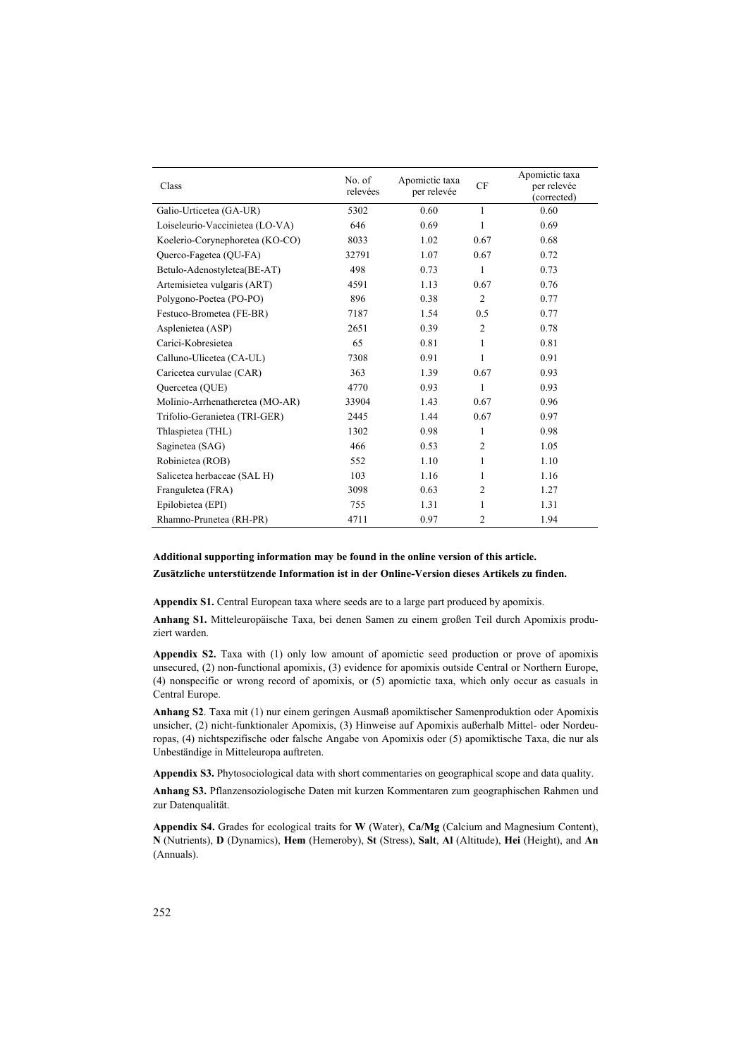| Class | No. of relevées | Apomictic taxa per relevée | CF | Apomictic taxa per relevée (corrected) |
|---|---|---|---|---|
| Galio-Urticetea (GA-UR) | 5302 | 0.60 | 1 | 0.60 |
| Loiseleurio-Vaccinietea (LO-VA) | 646 | 0.69 | 1 | 0.69 |
| Koelerio-Corynephoretea (KO-CO) | 8033 | 1.02 | 0.67 | 0.68 |
| Querco-Fagetea (QU-FA) | 32791 | 1.07 | 0.67 | 0.72 |
| Betulo-Adenostyletea(BE-AT) | 498 | 0.73 | 1 | 0.73 |
| Artemisietea vulgaris (ART) | 4591 | 1.13 | 0.67 | 0.76 |
| Polygono-Poetea (PO-PO) | 896 | 0.38 | 2 | 0.77 |
| Festuco-Brometea (FE-BR) | 7187 | 1.54 | 0.5 | 0.77 |
| Asplenietea (ASP) | 2651 | 0.39 | 2 | 0.78 |
| Carici-Kobresietea | 65 | 0.81 | 1 | 0.81 |
| Calluno-Ulicetea (CA-UL) | 7308 | 0.91 | 1 | 0.91 |
| Caricetea curvulae (CAR) | 363 | 1.39 | 0.67 | 0.93 |
| Quercetea (QUE) | 4770 | 0.93 | 1 | 0.93 |
| Molinio-Arrhenatheretea (MO-AR) | 33904 | 1.43 | 0.67 | 0.96 |
| Trifolio-Geranietea (TRI-GER) | 2445 | 1.44 | 0.67 | 0.97 |
| Thlaspietea (THL) | 1302 | 0.98 | 1 | 0.98 |
| Saginetea (SAG) | 466 | 0.53 | 2 | 1.05 |
| Robinietea (ROB) | 552 | 1.10 | 1 | 1.10 |
| Salicetea herbaceae (SAL H) | 103 | 1.16 | 1 | 1.16 |
| Franguletea (FRA) | 3098 | 0.63 | 2 | 1.27 |
| Epilobietea (EPI) | 755 | 1.31 | 1 | 1.31 |
| Rhamno-Prunetea (RH-PR) | 4711 | 0.97 | 2 | 1.94 |

**Additional supporting information may be found in the online version of this article.**

**Zusätzliche unterstützende Information ist in der Online-Version dieses Artikels zu finden.**

**Appendix S1.** Central European taxa where seeds are to a large part produced by apomixis.

**Anhang S1.** Mitteleuropäische Taxa, bei denen Samen zu einem großen Teil durch Apomixis produziert warden.

**Appendix S2.** Taxa with (1) only low amount of apomictic seed production or prove of apomixis unsecured, (2) non-functional apomixis, (3) evidence for apomixis outside Central or Northern Europe, (4) nonspecific or wrong record of apomixis, or (5) apomictic taxa, which only occur as casuals in Central Europe.

**Anhang S2**. Taxa mit (1) nur einem geringen Ausmaß apomiktischer Samenproduktion oder Apomixis unsicher, (2) nicht-funktionaler Apomixis, (3) Hinweise auf Apomixis außerhalb Mittel- oder Nordeuropas, (4) nichtspezifische oder falsche Angabe von Apomixis oder (5) apomiktische Taxa, die nur als Unbeständige in Mitteleuropa auftreten.

**Appendix S3.** Phytosociological data with short commentaries on geographical scope and data quality.

**Anhang S3.** Pflanzensoziologische Daten mit kurzen Kommentaren zum geographischen Rahmen und zur Datenqualität.

**Appendix S4.** Grades for ecological traits for **W** (Water), **Ca/Mg** (Calcium and Magnesium Content), **N** (Nutrients), **D** (Dynamics), **Hem** (Hemeroby), **St** (Stress), **Salt**, **Al** (Altitude), **Hei** (Height), and **An** (Annuals).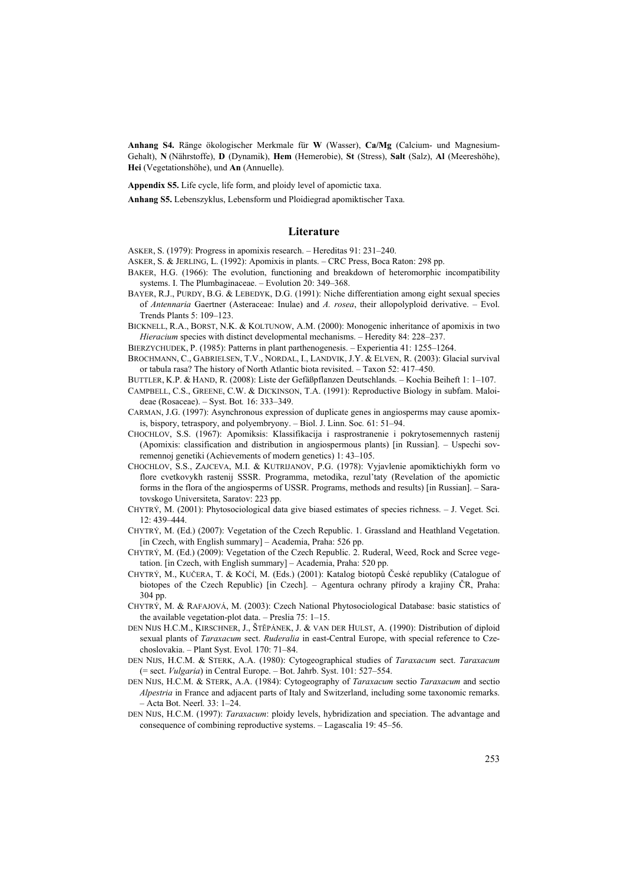**Anhang S4.** Ränge ökologischer Merkmale für **W** (Wasser), **Ca/Mg** (Calcium- und Magnesium-Gehalt), **N** (Nährstoffe), **D** (Dynamik), **Hem** (Hemerobie), **St** (Stress), **Salt** (Salz), **Al** (Meereshöhe), **Hei** (Vegetationshöhe), und **An** (Annuelle).

**Appendix S5.** Life cycle, life form, and ploidy level of apomictic taxa.

**Anhang S5.** Lebenszyklus, Lebensform und Ploidiegrad apomiktischer Taxa.

## Literature

ASKER, S. (1979): Progress in apomixis research. – Hereditas 91: 231–240.

ASKER, S. & JERLING, L. (1992): Apomixis in plants. – CRC Press, Boca Raton: 298 pp.

BAKER, H.G. (1966): The evolution, functioning and breakdown of heteromorphic incompatibility systems. I. The Plumbaginaceae. – Evolution 20: 349–368.

BAYER, R.J., PURDY, B.G. & LEBEDYK, D.G. (1991): Niche differentiation among eight sexual species of *Antennaria* Gaertner (Asteraceae: Inulae) and *A. rosea*, their allopolyploid derivative. – Evol. Trends Plants 5: 109–123.

BICKNELL, R.A., BORST, N.K. & KOLTUNOW, A.M. (2000): Monogenic inheritance of apomixis in two *Hieracium* species with distinct developmental mechanisms. – Heredity 84: 228–237.

BIERZYCHUDEK, P. (1985): Patterns in plant parthenogenesis. – Experientia 41: 1255–1264.

BROCHMANN, C., GABRIELSEN, T.V., NORDAL, I., LANDVIK, J.Y. & ELVEN, R. (2003): Glacial survival or tabula rasa? The history of North Atlantic biota revisited. – Taxon 52: 417–450.

BUTTLER, K.P. & HAND, R. (2008): Liste der Gefäßpflanzen Deutschlands. – Kochia Beiheft 1: 1–107.

CAMPBELL, C.S., GREENE, C.W. & DICKINSON, T.A. (1991): Reproductive Biology in subfam. Maloideae (Rosaceae). – Syst. Bot*.* 16: 333–349.

CARMAN, J.G. (1997): Asynchronous expression of duplicate genes in angiosperms may cause apomixis, bispory, tetraspory, and polyembryony. – Biol. J. Linn. Soc. 61: 51–94.

CHOCHLOV, S.S. (1967): Apomiksis: Klassifikacija i rasprostranenie i pokrytosemennych rastenij (Apomixis: classification and distribution in angiospermous plants) [in Russian]. – Uspechi sovremennoj genetiki (Achievements of modern genetics) 1: 43–105.

CHOCHLOV, S.S., ZAJCEVA, M.I. & KUTRIJANOV, P.G. (1978): Vyjavlenie apomiktichiykh form vo flore cvetkovykh rastenij SSSR. Programma, metodika, rezul'taty (Revelation of the apomictic forms in the flora of the angiosperms of USSR. Programs, methods and results) [in Russian]. – Saratovskogo Universiteta, Saratov: 223 pp.

CHYTRÝ, M. (2001): Phytosociological data give biased estimates of species richness. – J. Veget. Sci. 12: 439–444.

CHYTRÝ, M. (Ed.) (2007): Vegetation of the Czech Republic. 1. Grassland and Heathland Vegetation. [in Czech, with English summary] – Academia, Praha: 526 pp.

CHYTRÝ, M. (Ed.) (2009): Vegetation of the Czech Republic. 2. Ruderal, Weed, Rock and Scree vegetation. [in Czech, with English summary] – Academia, Praha: 520 pp.

CHYTRÝ, M., KUČERA, T. & KOČÍ, M. (Eds.) (2001): Katalog biotopů České republiky (Catalogue of biotopes of the Czech Republic) [in Czech]. – Agentura ochrany přírody a krajiny ČR, Praha: 304 pp.

CHYTRÝ, M. & RAFAJOVÁ, M. (2003): Czech National Phytosociological Database: basic statistics of the available vegetation-plot data. – Preslia 75: 1–15.

DEN NIJS H.C.M., KIRSCHNER, J., ŠTĚPÁNEK, J. & VAN DER HULST, A. (1990): Distribution of diploid sexual plants of *Taraxacum* sect. *Ruderalia* in east-Central Europe, with special reference to Czechoslovakia. – Plant Syst. Evol*.* 170: 71–84.

DEN NIJS, H.C.M. & STERK, A.A. (1980): Cytogeographical studies of *Taraxacum* sect. *Taraxacum* (= sect. *Vulgaria*) in Central Europe. – Bot. Jahrb. Syst. 101: 527–554.

DEN NIJS, H.C.M. & STERK, A.A. (1984): Cytogeography of *Taraxacum* sectio *Taraxacum* and sectio *Alpestria* in France and adjacent parts of Italy and Switzerland, including some taxonomic remarks. – Acta Bot. Neerl*.* 33: 1–24.

DEN NIJS, H.C.M. (1997): *Taraxacum*: ploidy levels, hybridization and speciation. The advantage and consequence of combining reproductive systems. – Lagascalia 19: 45–56.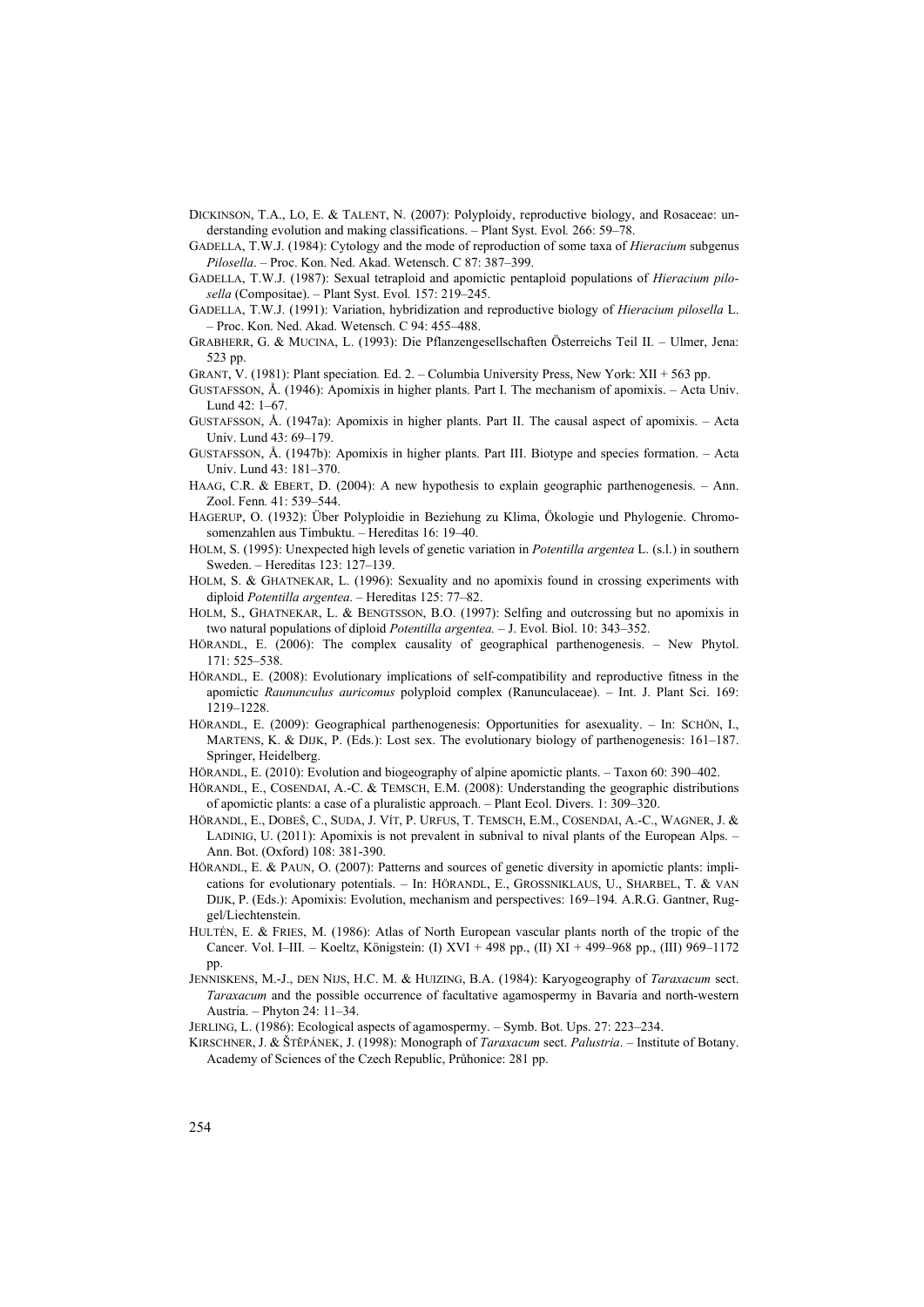DICKINSON, T.A., LO, E. & TALENT, N. (2007): Polyploidy, reproductive biology, and Rosaceae: understanding evolution and making classifications. – Plant Syst. Evol*.* 266: 59–78.

GADELLA, T.W.J. (1984): Cytology and the mode of reproduction of some taxa of *Hieracium* subgenus *Pilosella*. – Proc. Kon. Ned. Akad. Wetensch. C 87: 387–399.

GADELLA, T.W.J. (1987): Sexual tetraploid and apomictic pentaploid populations of *Hieracium pilosella* (Compositae). – Plant Syst. Evol*.* 157: 219–245.

GADELLA, T.W.J. (1991): Variation, hybridization and reproductive biology of *Hieracium pilosella* L. – Proc. Kon. Ned. Akad. Wetensch. C 94: 455–488.

GRABHERR, G. & MUCINA, L. (1993): Die Pflanzengesellschaften Österreichs Teil II. – Ulmer, Jena: 523 pp.

GRANT, V. (1981): Plant speciation*.* Ed. 2. – Columbia University Press, New York: XII + 563 pp.

GUSTAFSSON, Å. (1946): Apomixis in higher plants. Part I. The mechanism of apomixis. – Acta Univ. Lund 42: 1–67.

GUSTAFSSON, Å. (1947a): Apomixis in higher plants. Part II. The causal aspect of apomixis. – Acta Univ. Lund 43: 69–179.

GUSTAFSSON, Å. (1947b): Apomixis in higher plants. Part III. Biotype and species formation. – Acta Univ. Lund 43: 181–370.

HAAG, C.R. & EBERT, D. (2004): A new hypothesis to explain geographic parthenogenesis. – Ann. Zool. Fenn*.* 41: 539–544.

HAGERUP, O. (1932): Über Polyploidie in Beziehung zu Klima, Ökologie und Phylogenie. Chromosomenzahlen aus Timbuktu. – Hereditas 16: 19–40.

HOLM, S. (1995): Unexpected high levels of genetic variation in *Potentilla argentea* L. (s.l.) in southern Sweden. – Hereditas 123: 127–139.

HOLM, S. & GHATNEKAR, L. (1996): Sexuality and no apomixis found in crossing experiments with diploid *Potentilla argentea*. – Hereditas 125: 77–82.

HOLM, S., GHATNEKAR, L. & BENGTSSON, B.O. (1997): Selfing and outcrossing but no apomixis in two natural populations of diploid *Potentilla argentea.* – J. Evol. Biol. 10: 343–352.

HÖRANDL, E. (2006): The complex causality of geographical parthenogenesis. – New Phytol. 171: 525–538.

HÖRANDL, E. (2008): Evolutionary implications of self-compatibility and reproductive fitness in the apomictic *Raununculus auricomus* polyploid complex (Ranunculaceae). – Int. J. Plant Sci. 169: 1219–1228.

HÖRANDL, E. (2009): Geographical parthenogenesis: Opportunities for asexuality. – In: SCHÖN, I., MARTENS, K. & DIJK, P. (Eds.): Lost sex. The evolutionary biology of parthenogenesis: 161–187. Springer, Heidelberg.

HÖRANDL, E. (2010): Evolution and biogeography of alpine apomictic plants. – Taxon 60: 390–402.

HÖRANDL, E., COSENDAI, A.-C. & TEMSCH, E.M. (2008): Understanding the geographic distributions of apomictic plants: a case of a pluralistic approach. – Plant Ecol. Divers. 1: 309–320.

HÖRANDL, E., DOBEŠ, C., SUDA, J. VÍT, P. URFUS, T. TEMSCH, E.M., COSENDAI, A.-C., WAGNER, J. & LADINIG, U. (2011): Apomixis is not prevalent in subnival to nival plants of the European Alps. – Ann. Bot. (Oxford) 108: 381-390.

HÖRANDL, E. & PAUN, O. (2007): Patterns and sources of genetic diversity in apomictic plants: implications for evolutionary potentials. – In: HÖRANDL, E., GROSSNIKLAUS, U., SHARBEL, T. & VAN DIJK, P. (Eds.): Apomixis: Evolution, mechanism and perspectives: 169–194*.* A.R.G. Gantner, Ruggel/Liechtenstein.

HULTÉN, E. & FRIES, M. (1986): Atlas of North European vascular plants north of the tropic of the Cancer. Vol. I–III. – Koeltz, Königstein: (I) XVI + 498 pp., (II) XI + 499–968 pp., (III) 969–1172 pp.

JENNISKENS, M.-J., DEN NIJS, H.C. M. & HUIZING, B.A. (1984): Karyogeography of *Taraxacum* sect. *Taraxacum* and the possible occurrence of facultative agamospermy in Bavaria and north-western Austria. – Phyton 24: 11–34.

JERLING, L. (1986): Ecological aspects of agamospermy. – Symb. Bot. Ups. 27: 223–234.

KIRSCHNER, J. & ŠTĚPÁNEK, J. (1998): Monograph of *Taraxacum* sect. *Palustria*. – Institute of Botany. Academy of Sciences of the Czech Republic, Průhonice: 281 pp.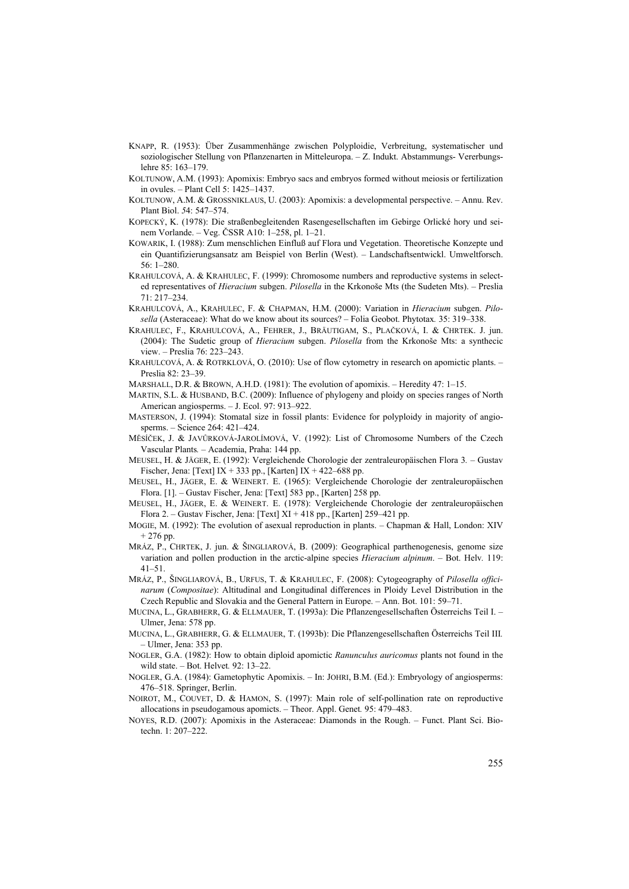KNAPP, R. (1953): Über Zusammenhänge zwischen Polyploidie, Verbreitung, systematischer und soziologischer Stellung von Pflanzenarten in Mitteleuropa. – Z. Indukt. Abstammungs- Vererbungslehre 85: 163–179.

KOLTUNOW, A.M. (1993): Apomixis: Embryo sacs and embryos formed without meiosis or fertilization in ovules. – Plant Cell 5: 1425–1437.

KOLTUNOW, A.M. & GROSSNIKLAUS, U. (2003): Apomixis: a developmental perspective. – Annu. Rev. Plant Biol. 54: 547–574.

KOPECKÝ, K. (1978): Die straßenbegleitenden Rasengesellschaften im Gebirge Orlické hory und seinem Vorlande. – Veg. ČSSR A10: 1–258, pl. 1–21.

KOWARIK, I. (1988): Zum menschlichen Einfluß auf Flora und Vegetation. Theoretische Konzepte und ein Quantifizierungsansatz am Beispiel von Berlin (West). – Landschaftsentwickl. Umweltforsch. 56: 1–280.

KRAHULCOVÁ, A. & KRAHULEC, F. (1999): Chromosome numbers and reproductive systems in selected representatives of *Hieracium* subgen. *Pilosella* in the Krkonoše Mts (the Sudeten Mts). – Preslia 71: 217–234.

KRAHULCOVÁ, A., KRAHULEC, F. & CHAPMAN, H.M. (2000): Variation in *Hieracium* subgen. *Pilosella* (Asteraceae): What do we know about its sources? – Folia Geobot. Phytotax. 35: 319–338.

KRAHULEC, F., KRAHULCOVÁ, A., FEHRER, J., BRÄUTIGAM, S., PLAČKOVÁ, I. & CHRTEK. J. jun. (2004): The Sudetic group of *Hieracium* subgen. *Pilosella* from the Krkonoše Mts: a synthecic view. – Preslia 76: 223–243.

KRAHULCOVÁ, A. & ROTRKLOVÁ, O. (2010): Use of flow cytometry in research on apomictic plants. – Preslia 82: 23–39.

MARSHALL, D.R. & BROWN, A.H.D. (1981): The evolution of apomixis. – Heredity 47: 1–15.

MARTIN, S.L. & HUSBAND, B.C. (2009): Influence of phylogeny and ploidy on species ranges of North American angiosperms. – J. Ecol. 97: 913–922.

MASTERSON, J. (1994): Stomatal size in fossil plants: Evidence for polyploidy in majority of angiosperms. – Science 264: 421–424.

MĚSÍČEK, J. & JAVŮRKOVÁ-JAROLÍMOVÁ, V. (1992): List of Chromosome Numbers of the Czech Vascular Plants. – Academia, Praha: 144 pp.

MEUSEL, H. & JÄGER, E. (1992): Vergleichende Chorologie der zentraleuropäischen Flora 3. – Gustav Fischer, Jena: [Text] IX + 333 pp., [Karten] IX + 422–688 pp.

MEUSEL, H., JÄGER, E. & WEINERT. E. (1965): Vergleichende Chorologie der zentraleuropäischen Flora. [1]. – Gustav Fischer, Jena: [Text] 583 pp., [Karten] 258 pp.

MEUSEL, H., JÄGER, E. & WEINERT. E. (1978): Vergleichende Chorologie der zentraleuropäischen Flora 2. – Gustav Fischer, Jena: [Text] XI + 418 pp., [Karten] 259–421 pp.

MOGIE, M. (1992): The evolution of asexual reproduction in plants. – Chapman & Hall, London: XIV + 276 pp.

MRÁZ, P., CHRTEK, J. jun. & ŠINGLIAROVÁ, B. (2009): Geographical parthenogenesis, genome size variation and pollen production in the arctic-alpine species *Hieracium alpinum*. – Bot. Helv. 119: 41–51.

MRÁZ, P., ŠINGLIAROVÁ, B., URFUS, T. & KRAHULEC, F. (2008): Cytogeography of *Pilosella officinarum* (*Compositae*): Altitudinal and Longitudinal differences in Ploidy Level Distribution in the Czech Republic and Slovakia and the General Pattern in Europe. – Ann. Bot. 101: 59–71.

MUCINA, L., GRABHERR, G. & ELLMAUER, T. (1993a): Die Pflanzengesellschaften Österreichs Teil I. – Ulmer, Jena: 578 pp.

MUCINA, L., GRABHERR, G. & ELLMAUER, T. (1993b): Die Pflanzengesellschaften Österreichs Teil III. – Ulmer, Jena: 353 pp.

NOGLER, G.A. (1982): How to obtain diploid apomictic *Ranunculus auricomus* plants not found in the wild state. – Bot. Helvet. 92: 13–22.

NOGLER, G.A. (1984): Gametophytic Apomixis. – In: JOHRI, B.M. (Ed.): Embryology of angiosperms: 476–518. Springer, Berlin.

NOIROT, M., COUVET, D. & HAMON, S. (1997): Main role of self-pollination rate on reproductive allocations in pseudogamous apomicts. – Theor. Appl. Genet. 95: 479–483.

NOYES, R.D. (2007): Apomixis in the Asteraceae: Diamonds in the Rough. – Funct. Plant Sci. Biotechn. 1: 207–222.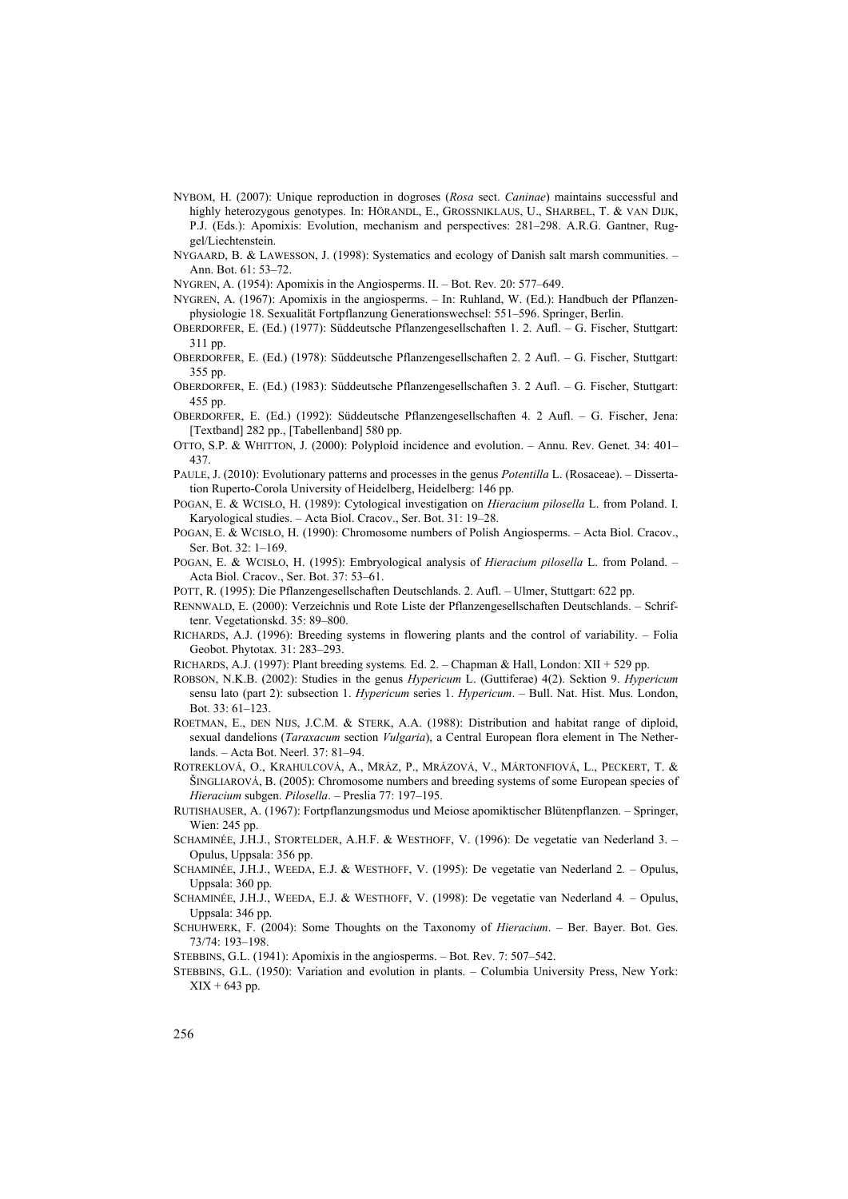NYBOM, H. (2007): Unique reproduction in dogroses (*Rosa* sect. *Caninae*) maintains successful and highly heterozygous genotypes. In: HÖRANDL, E., GROSSNIKLAUS, U., SHARBEL, T. & VAN DIJK, P.J. (Eds.): Apomixis: Evolution, mechanism and perspectives: 281–298. A.R.G. Gantner, Ruggel/Liechtenstein.

NYGAARD, B. & LAWESSON, J. (1998): Systematics and ecology of Danish salt marsh communities. – Ann. Bot. 61: 53–72.

NYGREN, A. (1954): Apomixis in the Angiosperms. II. – Bot. Rev. 20: 577–649.

NYGREN, A. (1967): Apomixis in the angiosperms. – In: Ruhland, W. (Ed.): Handbuch der Pflanzenphysiologie 18. Sexualität Fortpflanzung Generationswechsel: 551–596. Springer, Berlin.

OBERDORFER, E. (Ed.) (1977): Süddeutsche Pflanzengesellschaften 1. 2. Aufl. – G. Fischer, Stuttgart: 311 pp.

OBERDORFER, E. (Ed.) (1978): Süddeutsche Pflanzengesellschaften 2. 2 Aufl. – G. Fischer, Stuttgart: 355 pp.

OBERDORFER, E. (Ed.) (1983): Süddeutsche Pflanzengesellschaften 3. 2 Aufl. – G. Fischer, Stuttgart: 455 pp.

OBERDORFER, E. (Ed.) (1992): Süddeutsche Pflanzengesellschaften 4. 2 Aufl. – G. Fischer, Jena: [Textband] 282 pp., [Tabellenband] 580 pp.

OTTO, S.P. & WHITTON, J. (2000): Polyploid incidence and evolution. – Annu. Rev. Genet. 34: 401–437.

PAULE, J. (2010): Evolutionary patterns and processes in the genus *Potentilla* L. (Rosaceae). – Dissertation Ruperto-Corola University of Heidelberg, Heidelberg: 146 pp.

POGAN, E. & WCISŁO, H. (1989): Cytological investigation on *Hieracium pilosella* L. from Poland. I. Karyological studies. – Acta Biol. Cracov., Ser. Bot. 31: 19–28.

POGAN, E. & WCISŁO, H. (1990): Chromosome numbers of Polish Angiosperms. – Acta Biol. Cracov., Ser. Bot. 32: 1–169.

POGAN, E. & WCISŁO, H. (1995): Embryological analysis of *Hieracium pilosella* L. from Poland. – Acta Biol. Cracov., Ser. Bot. 37: 53–61.

POTT, R. (1995): Die Pflanzengesellschaften Deutschlands. 2. Aufl. – Ulmer, Stuttgart: 622 pp.

RENNWALD, E. (2000): Verzeichnis und Rote Liste der Pflanzengesellschaften Deutschlands. – Schriftenr. Vegetationskd. 35: 89–800.

RICHARDS, A.J. (1996): Breeding systems in flowering plants and the control of variability. – Folia Geobot. Phytotax. 31: 283–293.

RICHARDS, A.J. (1997): Plant breeding systems. Ed. 2. – Chapman & Hall, London: XII + 529 pp.

ROBSON, N.K.B. (2002): Studies in the genus *Hypericum* L. (Guttiferae) 4(2). Sektion 9. *Hypericum* sensu lato (part 2): subsection 1. *Hypericum* series 1. *Hypericum*. – Bull. Nat. Hist. Mus. London, Bot. 33: 61–123.

ROETMAN, E., DEN NIJS, J.C.M. & STERK, A.A. (1988): Distribution and habitat range of diploid, sexual dandelions (*Taraxacum* section *Vulgaria*), a Central European flora element in The Netherlands. – Acta Bot. Neerl. 37: 81–94.

ROTREKLOVÁ, O., KRAHULCOVÁ, A., MRÁZ, P., MRÁZOVÁ, V., MÁRTONFIOVÁ, L., PECKERT, T. & ŠINGLIAROVÁ, B. (2005): Chromosome numbers and breeding systems of some European species of *Hieracium* subgen. *Pilosella*. – Preslia 77: 197–195.

RUTISHAUSER, A. (1967): Fortpflanzungsmodus und Meiose apomiktischer Blütenpflanzen. – Springer, Wien: 245 pp.

SCHAMINÉE, J.H.J., STORTELDER, A.H.F. & WESTHOFF, V. (1996): De vegetatie van Nederland 3. – Opulus, Uppsala: 356 pp.

SCHAMINÉE, J.H.J., WEEDA, E.J. & WESTHOFF, V. (1995): De vegetatie van Nederland 2. – Opulus, Uppsala: 360 pp.

SCHAMINÉE, J.H.J., WEEDA, E.J. & WESTHOFF, V. (1998): De vegetatie van Nederland 4. – Opulus, Uppsala: 346 pp.

SCHUHWERK, F. (2004): Some Thoughts on the Taxonomy of *Hieracium*. – Ber. Bayer. Bot. Ges. 73/74: 193–198.

STEBBINS, G.L. (1941): Apomixis in the angiosperms. – Bot. Rev. 7: 507–542.

STEBBINS, G.L. (1950): Variation and evolution in plants. – Columbia University Press, New York: XIX + 643 pp.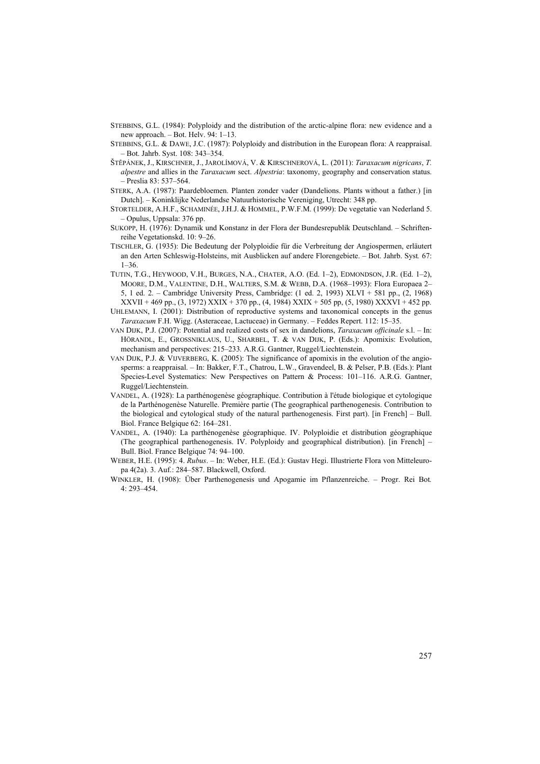STEBBINS, G.L. (1984): Polyploidy and the distribution of the arctic-alpine flora: new evidence and a new approach. – Bot. Helv. 94: 1–13.

STEBBINS, G.L. & DAWE, J.C. (1987): Polyploidy and distribution in the European flora: A reappraisal. – Bot. Jahrb. Syst. 108: 343–354.

ŠTĚPÁNEK, J., KIRSCHNER, J., JAROLÍMOVÁ, V. & KIRSCHNEROVÁ, L. (2011): *Taraxacum nigricans*, *T. alpestre* and allies in the *Taraxacum* sect. *Alpestria*: taxonomy, geography and conservation status. – Preslia 83: 537–564.

STERK, A.A. (1987): Paardebloemen. Planten zonder vader (Dandelions. Plants without a father.) [in Dutch]. – Koninklijke Nederlandse Natuurhistorische Vereniging, Utrecht: 348 pp.

STORTELDER, A.H.F., SCHAMINÉE, J.H.J. & HOMMEL, P.W.F.M. (1999): De vegetatie van Nederland 5. – Opulus, Uppsala: 376 pp.

SUKOPP, H. (1976): Dynamik und Konstanz in der Flora der Bundesrepublik Deutschland. – Schriftenreihe Vegetationskd. 10: 9–26.

TISCHLER, G. (1935): Die Bedeutung der Polyploidie für die Verbreitung der Angiospermen, erläutert an den Arten Schleswig-Holsteins, mit Ausblicken auf andere Florengebiete. – Bot. Jahrb. Syst. 67: 1–36.

TUTIN, T.G., HEYWOOD, V.H., BURGES, N.A., CHATER, A.O. (Ed. 1–2), EDMONDSON, J.R. (Ed. 1–2), MOORE, D.M., VALENTINE, D.H., WALTERS, S.M. & WEBB, D.A. (1968–1993): Flora Europaea 2–5, 1 ed. 2. – Cambridge University Press, Cambridge: (1 ed. 2, 1993) XLVI + 581 pp., (2, 1968) XXVII + 469 pp., (3, 1972) XXIX + 370 pp., (4, 1984) XXIX + 505 pp, (5, 1980) XXXVI + 452 pp.

UHLEMANN, I. (2001): Distribution of reproductive systems and taxonomical concepts in the genus *Taraxacum* F.H. Wigg. (Asteraceae, Lactuceae) in Germany. – Feddes Repert. 112: 15–35.

VAN DIJK, P.J. (2007): Potential and realized costs of sex in dandelions, *Taraxacum officinale* s.l. – In: HÖRANDL, E., GROSSNIKLAUS, U., SHARBEL, T. & VAN DIJK, P. (Eds.): Apomixis: Evolution, mechanism and perspectives: 215–233. A.R.G. Gantner, Ruggel/Liechtenstein.

VAN DIJK, P.J. & VIJVERBERG, K. (2005): The significance of apomixis in the evolution of the angiosperms: a reappraisal. – In: Bakker, F.T., Chatrou, L.W., Gravendeel, B. & Pelser, P.B. (Eds.): Plant Species-Level Systematics: New Perspectives on Pattern & Process: 101–116. A.R.G. Gantner, Ruggel/Liechtenstein.

VANDEL, A. (1928): La parthénogenèse géographique. Contribution à l'étude biologique et cytologique de la Parthénogenèse Naturelle. Première partie (The geographical parthenogenesis. Contribution to the biological and cytological study of the natural parthenogenesis. First part). [in French] – Bull. Biol. France Belgique 62: 164–281.

VANDEL, A. (1940): La parthénogenèse géographique. IV. Polyploidie et distribution géographique (The geographical parthenogenesis. IV. Polyploidy and geographical distribution). [in French] – Bull. Biol. France Belgique 74: 94–100.

WEBER, H.E. (1995): 4. *Rubus*. – In: Weber, H.E. (Ed.): Gustav Hegi. Illustrierte Flora von Mitteleuropa 4(2a). 3. Auf.: 284–587. Blackwell, Oxford.

WINKLER, H. (1908): Über Parthenogenesis und Apogamie im Pflanzenreiche. – Progr. Rei Bot. 4: 293–454.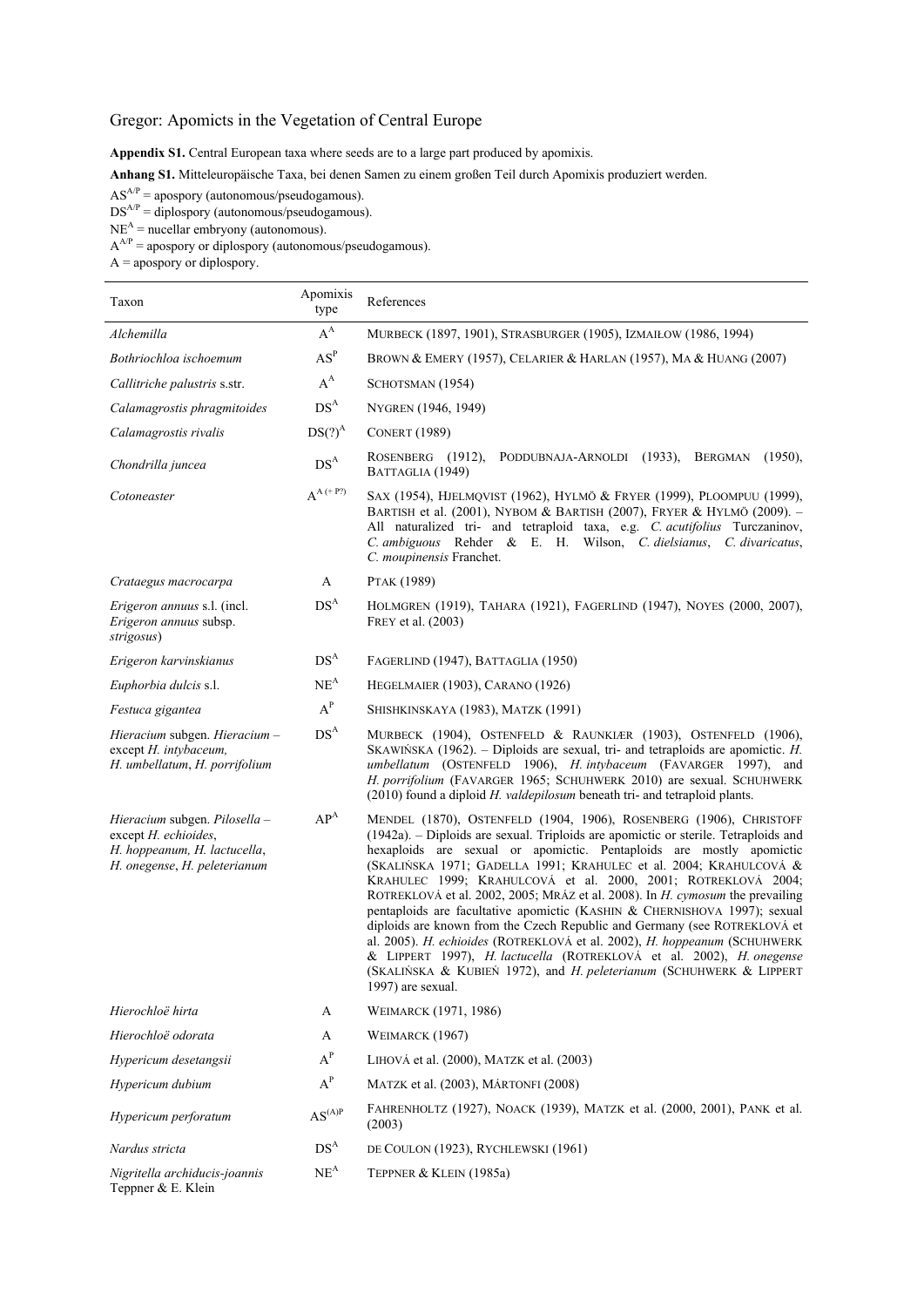Gregor: Apomicts in the Vegetation of Central Europe

**Appendix S1.** Central European taxa where seeds are to a large part produced by apomixis.

**Anhang S1.** Mitteleuropäische Taxa, bei denen Samen zu einem großen Teil durch Apomixis produziert werden.

$AS^{A/P}$ = apospory (autonomous/pseudogamous).
$DS^{A/P}$ = diplospory (autonomous/pseudogamous).
$NE^{A}$ = nucellar embryony (autonomous).
$A^{A/P}$ = apospory or diplospory (autonomous/pseudogamous).
A = apospory or diplospory.

| Taxon | Apomixis type | References |
|---|---|---|
| *Alchemilla* | $A^{A}$ | MURBECK (1897, 1901), STRASBURGER (1905), IZMAIŁOW (1986, 1994) |
| *Bothriochloa ischoemum* | $AS^{P}$ | BROWN & EMERY (1957), CELARIER & HARLAN (1957), MA & HUANG (2007) |
| *Callitriche palustris* s.str. | $A^{A}$ | SCHOTSMAN (1954) |
| *Calamagrostis phragmitoides* | $DS^{A}$ | NYGREN (1946, 1949) |
| *Calamagrostis rivalis* | $DS(?)^{A}$ | CONERT (1989) |
| *Chondrilla juncea* | $DS^{A}$ | ROSENBERG (1912), PODDUBNAJA-ARNOLDI (1933), BERGMAN (1950), BATTAGLIA (1949) |
| *Cotoneaster* | $A^{A (+ P?)}$ | SAX (1954), HJELMQVIST (1962), HYLMÖ & FRYER (1999), PLOOMPUU (1999), BARTISH et al. (2001), NYBOM & BARTISH (2007), FRYER & HYLMÖ (2009). – All naturalized tri- and tetraploid taxa, e.g. *C. acutifolius* Turczaninov, *C. ambiguous* Rehder & E. H. Wilson, *C. dielsianus*, *C. divaricatus*, *C. moupinensis* Franchet. |
| *Crataegus macrocarpa* | A | PTAK (1989) |
| *Erigeron annuus* s.l. (incl. *Erigeron annuus* subsp. *strigosus*) | $DS^{A}$ | HOLMGREN (1919), TAHARA (1921), FAGERLIND (1947), NOYES (2000, 2007), FREY et al. (2003) |
| *Erigeron karvinskianus* | $DS^{A}$ | FAGERLIND (1947), BATTAGLIA (1950) |
| *Euphorbia dulcis* s.l. | $NE^{A}$ | HEGELMAIER (1903), CARANO (1926) |
| *Festuca gigantea* | $A^{P}$ | SHISHKINSKAYA (1983), MATZK (1991) |
| *Hieracium* subgen. *Hieracium* – except *H. intybaceum*, *H. umbellatum*, *H. porrifolium* | $DS^{A}$ | MURBECK (1904), OSTENFELD & RAUNKIÆR (1903), OSTENFELD (1906), SKAWIŃSKA (1962). – Diploids are sexual, tri- and tetraploids are apomictic. *H. umbellatum* (OSTENFELD 1906), *H. intybaceum* (FAVARGER 1997), and *H. porrifolium* (FAVARGER 1965; SCHUHWERK 2010) are sexual. SCHUHWERK (2010) found a diploid *H. valdepilosum* beneath tri- and tetraploid plants. |
| *Hieracium* subgen. *Pilosella* – except *H. echioides*, *H. hoppeanum*, *H. lactucella*, *H. onegense*, *H. peleterianum* | $AP^{A}$ | MENDEL (1870), OSTENFELD (1904, 1906), ROSENBERG (1906), CHRISTOFF (1942a). – Diploids are sexual. Triploids are apomictic or sterile. Tetraploids and hexaploids are sexual or apomictic. Pentaploids are mostly apomictic (SKALIŃSKA 1971; GADELLA 1991; KRAHULEC et al. 2004; KRAHULCOVÁ & KRAHULEC 1999; KRAHULCOVÁ et al. 2000, 2001; ROTREKLOVÁ 2004; ROTREKLOVÁ et al. 2002, 2005; MRÁZ et al. 2008). In *H. cymosum* the prevailing pentaploids are facultative apomictic (KASHIN & CHERNISHOVA 1997); sexual diploids are known from the Czech Republic and Germany (see ROTREKLOVÁ et al. 2005). *H. echioides* (ROTREKLOVÁ et al. 2002), *H. hoppeanum* (SCHUHWERK & LIPPERT 1997), *H. lactucella* (ROTREKLOVÁ et al. 2002), *H. onegense* (SKALIŃSKA & KUBIEŃ 1972), and *H. peleterianum* (SCHUHWERK & LIPPERT 1997) are sexual. |
| *Hierochloë hirta* | A | WEIMARCK (1971, 1986) |
| *Hierochloë odorata* | A | WEIMARCK (1967) |
| *Hypericum desetangsii* | $A^{P}$ | LIHOVÁ et al. (2000), MATZK et al. (2003) |
| *Hypericum dubium* | $A^{P}$ | MATZK et al. (2003), MÁRTONFI (2008) |
| *Hypericum perforatum* | $AS^{(A)P}$ | FAHRENHOLTZ (1927), NOACK (1939), MATZK et al. (2000, 2001), PANK et al. (2003) |
| *Nardus stricta* | $DS^{A}$ | DE COULON (1923), RYCHLEWSKI (1961) |
| *Nigritella archiducis-joannis* Teppner & E. Klein | $NE^{A}$ | TEPPNER & KLEIN (1985a) |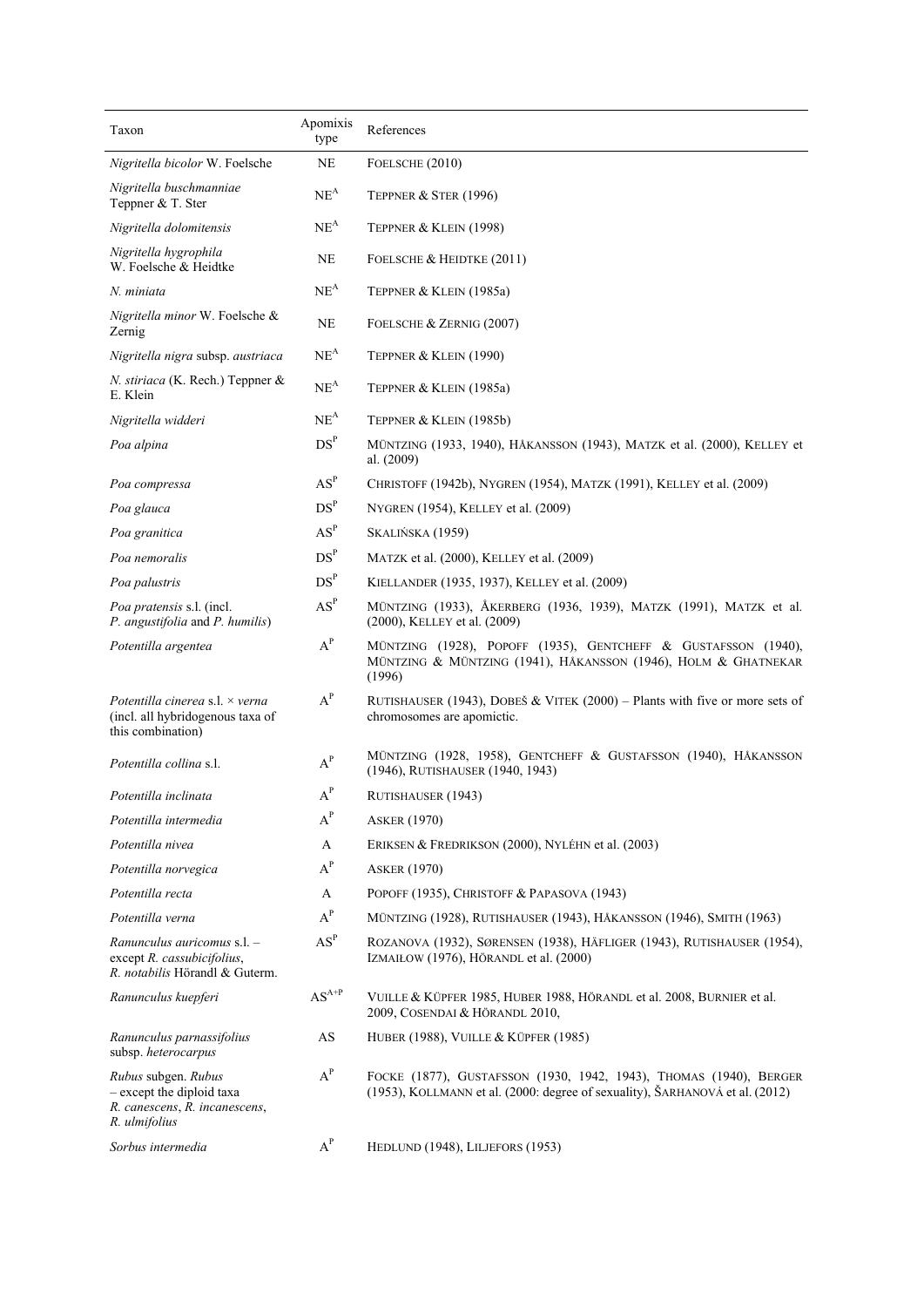| Taxon | Apomixis type | References |
|---|---|---|
| *Nigritella bicolor* W. Foelsche | NE | Foelsche (2010) |
| *Nigritella buschmanniae* Teppner & T. Ster | $NE^A$ | Teppner & Ster (1996) |
| *Nigritella dolomitensis* | $NE^A$ | Teppner & Klein (1998) |
| *Nigritella hygrophila* W. Foelsche & Heidtke | NE | Foelsche & Heidtke (2011) |
| *N. miniata* | $NE^A$ | Teppner & Klein (1985a) |
| *Nigritella minor* W. Foelsche & Zernig | NE | Foelsche & Zernig (2007) |
| *Nigritella nigra* subsp. *austriaca* | $NE^A$ | Teppner & Klein (1990) |
| *N. stiriaca* (K. Rech.) Teppner & E. Klein | $NE^A$ | Teppner & Klein (1985a) |
| *Nigritella widderi* | $NE^A$ | Teppner & Klein (1985b) |
| *Poa alpina* | $DS^P$ | Müntzing (1933, 1940), Håkansson (1943), Matzk et al. (2000), Kelley et al. (2009) |
| *Poa compressa* | $AS^P$ | Christoff (1942b), Nygren (1954), Matzk (1991), Kelley et al. (2009) |
| *Poa glauca* | $DS^P$ | Nygren (1954), Kelley et al. (2009) |
| *Poa granitica* | $AS^P$ | Skalińska (1959) |
| *Poa nemoralis* | $DS^P$ | Matzk et al. (2000), Kelley et al. (2009) |
| *Poa palustris* | $DS^P$ | Kiellander (1935, 1937), Kelley et al. (2009) |
| *Poa pratensis* s.l. (incl. *P. angustifolia* and *P. humilis*) | $AS^P$ | Müntzing (1933), Åkerberg (1936, 1939), Matzk (1991), Matzk et al. (2000), Kelley et al. (2009) |
| *Potentilla argentea* | $A^P$ | Müntzing (1928), Popoff (1935), Gentcheff & Gustafsson (1940), Müntzing & Müntzing (1941), Håkansson (1946), Holm & Ghatnekar (1996) |
| *Potentilla cinerea* s.l. × *verna* (incl. all hybridogenous taxa of this combination) | $A^P$ | Rutishauser (1943), Dobeš & Vitek (2000) – Plants with five or more sets of chromosomes are apomictic. |
| *Potentilla collina* s.l. | $A^P$ | Müntzing (1928, 1958), Gentcheff & Gustafsson (1940), Håkansson (1946), Rutishauser (1940, 1943) |
| *Potentilla inclinata* | $A^P$ | Rutishauser (1943) |
| *Potentilla intermedia* | $A^P$ | Asker (1970) |
| *Potentilla nivea* | A | Eriksen & Fredrikson (2000), Nyléhn et al. (2003) |
| *Potentilla norvegica* | $A^P$ | Asker (1970) |
| *Potentilla recta* | A | Popoff (1935), Christoff & Papasova (1943) |
| *Potentilla verna* | $A^P$ | Müntzing (1928), Rutishauser (1943), Håkansson (1946), Smith (1963) |
| *Ranunculus auricomus* s.l. – except *R. cassubicifolius*, *R. notabilis* Hörandl & Guterm. | $AS^P$ | Rozanova (1932), Sørensen (1938), Häfliger (1943), Rutishauser (1954), Izmaiłow (1976), Hörandl et al. (2000) |
| *Ranunculus kuepferi* | $AS^{A+P}$ | Vuille & Küpfer 1985, Huber 1988, Hörandl et al. 2008, Burnier et al. 2009, Cosendai & Hörandl 2010, |
| *Ranunculus parnassifolius* subsp. *heterocarpus* | AS | Huber (1988), Vuille & Küpfer (1985) |
| *Rubus* subgen. *Rubus* – except the diploid taxa *R. canescens*, *R. incanescens*, *R. ulmifolius* | $A^P$ | Focke (1877), Gustafsson (1930, 1942, 1943), Thomas (1940), Berger (1953), Kollmann et al. (2000: degree of sexuality), Šarhanová et al. (2012) |
| *Sorbus intermedia* | $A^P$ | Hedlund (1948), Liljefors (1953) |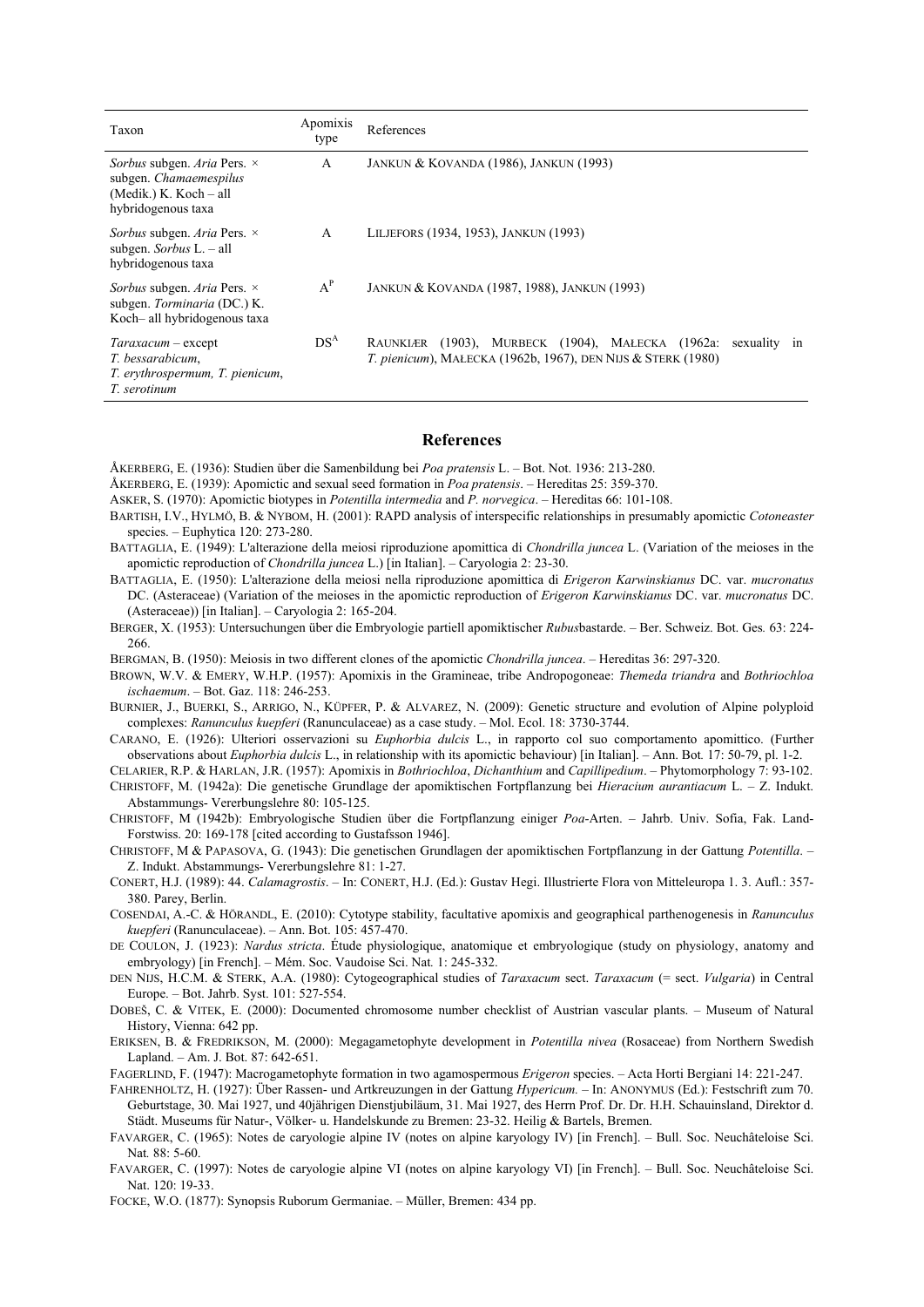| Taxon | Apomixis type | References |
|---|---|---|
| *Sorbus* subgen. *Aria* Pers. × subgen. *Chamaemespilus* (Medik.) K. Koch – all hybridogenous taxa | A | JANKUN & KOVANDA (1986), JANKUN (1993) |
| *Sorbus* subgen. *Aria* Pers. × subgen. *Sorbus* L. – all hybridogenous taxa | A | LILJEFORS (1934, 1953), JANKUN (1993) |
| *Sorbus* subgen. *Aria* Pers. × subgen. *Torminaria* (DC.) K. Koch– all hybridogenous taxa | $A^P$ | JANKUN & KOVANDA (1987, 1988), JANKUN (1993) |
| *Taraxacum* – except *T. bessarabicum*, *T. erythrospermum*, *T. pienicum*, *T. serotinum* | $DS^A$ | RAUNKIÆR (1903), MURBECK (1904), MAŁECKA (1962a: sexuality in *T. pienicum*), MAŁECKA (1962b, 1967), DEN NIJS & STERK (1980) |

## References

ÅKERBERG, E. (1936): Studien über die Samenbildung bei *Poa pratensis* L. – Bot. Not. 1936: 213-280.

ÅKERBERG, E. (1939): Apomictic and sexual seed formation in *Poa pratensis*. – Hereditas 25: 359-370.

ASKER, S. (1970): Apomictic biotypes in *Potentilla intermedia* and *P. norvegica*. – Hereditas 66: 101-108.

BARTISH, I.V., HYLMÖ, B. & NYBOM, H. (2001): RAPD analysis of interspecific relationships in presumably apomictic *Cotoneaster* species. – Euphytica 120: 273-280.

BATTAGLIA, E. (1949): L'alterazione della meiosi riproduzione apomittica di *Chondrilla juncea* L. (Variation of the meioses in the apomictic reproduction of *Chondrilla juncea* L.) [in Italian]. – Caryologia 2: 23-30.

BATTAGLIA, E. (1950): L'alterazione della meiosi nella riproduzione apomittica di *Erigeron Karwinskianus* DC. var. *mucronatus* DC. (Asteraceae) (Variation of the meioses in the apomictic reproduction of *Erigeron Karwinskianus* DC. var. *mucronatus* DC. (Asteraceae)) [in Italian]. – Caryologia 2: 165-204.

BERGER, X. (1953): Untersuchungen über die Embryologie partiell apomiktischer *Rubus*bastarde. – Ber. Schweiz. Bot. Ges. 63: 224-266.

BERGMAN, B. (1950): Meiosis in two different clones of the apomictic *Chondrilla juncea*. – Hereditas 36: 297-320.

BROWN, W.V. & EMERY, W.H.P. (1957): Apomixis in the Gramineae, tribe Andropogoneae: *Themeda triandra* and *Bothriochloa ischaemum*. – Bot. Gaz. 118: 246-253.

BURNIER, J., BUERKI, S., ARRIGO, N., KÜPFER, P. & ALVAREZ, N. (2009): Genetic structure and evolution of Alpine polyploid complexes: *Ranunculus kuepferi* (Ranunculaceae) as a case study. – Mol. Ecol. 18: 3730-3744.

CARANO, E. (1926): Ulteriori osservazioni su *Euphorbia dulcis* L., in rapporto col suo comportamento apomittico. (Further observations about *Euphorbia dulcis* L., in relationship with its apomictic behaviour) [in Italian]. – Ann. Bot. 17: 50-79, pl. 1-2.

CELARIER, R.P. & HARLAN, J.R. (1957): Apomixis in *Bothriochloa*, *Dichanthium* and *Capillipedium*. – Phytomorphology 7: 93-102.

CHRISTOFF, M. (1942a): Die genetische Grundlage der apomiktischen Fortpflanzung bei *Hieracium aurantiacum* L. – Z. Indukt. Abstammungs- Vererbungslehre 80: 105-125.

CHRISTOFF, M (1942b): Embryologische Studien über die Fortpflanzung einiger *Poa*-Arten. – Jahrb. Univ. Sofia, Fak. Land-Forstwiss. 20: 169-178 [cited according to Gustafsson 1946].

CHRISTOFF, M & PAPASOVA, G. (1943): Die genetischen Grundlagen der apomiktischen Fortpflanzung in der Gattung *Potentilla*. – Z. Indukt. Abstammungs- Vererbungslehre 81: 1-27.

CONERT, H.J. (1989): 44. *Calamagrostis*. – In: CONERT, H.J. (Ed.): Gustav Hegi. Illustrierte Flora von Mitteleuropa 1. 3. Aufl.: 357-380. Parey, Berlin.

COSENDAI, A.-C. & HÖRANDL, E. (2010): Cytotype stability, facultative apomixis and geographical parthenogenesis in *Ranunculus kuepferi* (Ranunculaceae). – Ann. Bot. 105: 457-470.

DE COULON, J. (1923): *Nardus stricta*. Étude physiologique, anatomique et embryologique (study on physiology, anatomy and embryology) [in French]. – Mém. Soc. Vaudoise Sci. Nat. 1: 245-332.

DEN NIJS, H.C.M. & STERK, A.A. (1980): Cytogeographical studies of *Taraxacum* sect. *Taraxacum* (= sect. *Vulgaria*) in Central Europe. – Bot. Jahrb. Syst. 101: 527-554.

DOBEŠ, C. & VITEK, E. (2000): Documented chromosome number checklist of Austrian vascular plants. – Museum of Natural History, Vienna: 642 pp.

ERIKSEN, B. & FREDRIKSON, M. (2000): Megagametophyte development in *Potentilla nivea* (Rosaceae) from Northern Swedish Lapland. – Am. J. Bot. 87: 642-651.

FAGERLIND, F. (1947): Macrogametophyte formation in two agamospermous *Erigeron* species. – Acta Horti Bergiani 14: 221-247.

FAHRENHOLTZ, H. (1927): Über Rassen- und Artkreuzungen in der Gattung *Hypericum.* – In: ANONYMUS (Ed.): Festschrift zum 70. Geburtstage, 30. Mai 1927, und 40jährigen Dienstjubiläum, 31. Mai 1927, des Herrn Prof. Dr. Dr. H.H. Schauinsland, Direktor d. Städt. Museums für Natur-, Völker- u. Handelskunde zu Bremen: 23-32. Heilig & Bartels, Bremen.

FAVARGER, C. (1965): Notes de caryologie alpine IV (notes on alpine karyology IV) [in French]. – Bull. Soc. Neuchâteloise Sci. Nat. 88: 5-60.

FAVARGER, C. (1997): Notes de caryologie alpine VI (notes on alpine karyology VI) [in French]. – Bull. Soc. Neuchâteloise Sci. Nat. 120: 19-33.

FOCKE, W.O. (1877): Synopsis Ruborum Germaniae. – Müller, Bremen: 434 pp.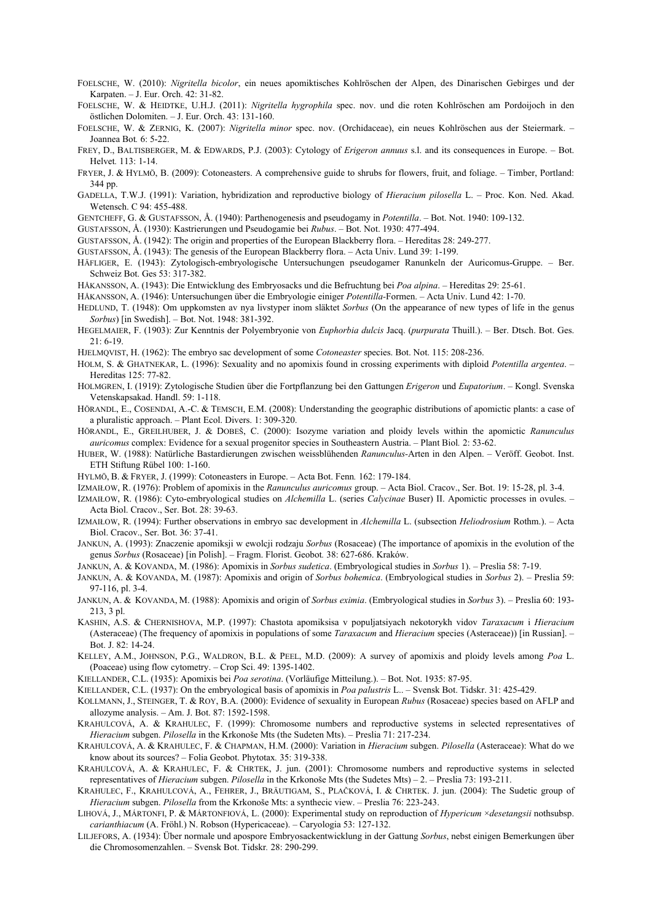FOELSCHE, W. (2010): *Nigritella bicolor*, ein neues apomiktisches Kohlröschen der Alpen, des Dinarischen Gebirges und der Karpaten. – J. Eur. Orch. 42: 31-82.

FOELSCHE, W. & HEIDTKE, U.H.J. (2011): *Nigritella hygrophila* spec. nov. und die roten Kohlröschen am Pordoijoch in den östlichen Dolomiten. – J. Eur. Orch. 43: 131-160.

FOELSCHE, W. & ZERNIG, K. (2007): *Nigritella minor* spec. nov. (Orchidaceae), ein neues Kohlröschen aus der Steiermark. – Joannea Bot. 6: 5-22.

FREY, D., BALTISBERGER, M. & EDWARDS, P.J. (2003): Cytology of *Erigeron annuus* s.l. and its consequences in Europe. – Bot. Helvet. 113: 1-14.

FRYER, J. & HYLMÖ, B. (2009): Cotoneasters. A comprehensive guide to shrubs for flowers, fruit, and foliage. – Timber, Portland: 344 pp.

GADELLA, T.W.J. (1991): Variation, hybridization and reproductive biology of *Hieracium pilosella* L. – Proc. Kon. Ned. Akad. Wetensch. C 94: 455-488.

GENTCHEFF, G. & GUSTAFSSON, Å. (1940): Parthenogenesis and pseudogamy in *Potentilla*. – Bot. Not. 1940: 109-132.

GUSTAFSSON, Å. (1930): Kastrierungen und Pseudogamie bei *Rubus*. – Bot. Not. 1930: 477-494.

GUSTAFSSON, Å. (1942): The origin and properties of the European Blackberry flora. – Hereditas 28: 249-277.

GUSTAFSSON, Å. (1943): The genesis of the European Blackberry flora. – Acta Univ. Lund 39: 1-199.

HÄFLIGER, E. (1943): Zytologisch-embryologische Untersuchungen pseudogamer Ranunkeln der Auricomus-Gruppe. – Ber. Schweiz Bot. Ges 53: 317-382.

HÅKANSSON, A. (1943): Die Entwicklung des Embryosacks und die Befruchtung bei *Poa alpina*. – Hereditas 29: 25-61.

HÅKANSSON, A. (1946): Untersuchungen über die Embryologie einiger *Potentilla*-Formen. – Acta Univ. Lund 42: 1-70.

HEDLUND, T. (1948): Om uppkomsten av nya livstyper inom släktet *Sorbus* (On the appearance of new types of life in the genus *Sorbus*) [in Swedish]. – Bot. Not. 1948: 381-392.

HEGELMAIER, F. (1903): Zur Kenntnis der Polyembryonie von *Euphorbia dulcis* Jacq. (*purpurata* Thuill.). – Ber. Dtsch. Bot. Ges. 21: 6-19.

HJELMQVIST, H. (1962): The embryo sac development of some *Cotoneaster* species. Bot. Not. 115: 208-236.

HOLM, S. & GHATNEKAR, L. (1996): Sexuality and no apomixis found in crossing experiments with diploid *Potentilla argentea*. – Hereditas 125: 77-82.

HOLMGREN, I. (1919): Zytologische Studien über die Fortpflanzung bei den Gattungen *Erigeron* und *Eupatorium*. – Kongl. Svenska Vetenskapsakad. Handl. 59: 1-118.

HÖRANDL, E., COSENDAI, A.-C. & TEMSCH, E.M. (2008): Understanding the geographic distributions of apomictic plants: a case of a pluralistic approach. – Plant Ecol. Divers. 1: 309-320.

HÖRANDL, E., GREILHUBER, J. & DOBEŠ, C. (2000): Isozyme variation and ploidy levels within the apomictic *Ranunculus auricomus* complex: Evidence for a sexual progenitor species in Southeastern Austria. – Plant Biol. 2: 53-62.

HUBER, W. (1988): Natürliche Bastardierungen zwischen weissblühenden *Ranunculus*-Arten in den Alpen. – Veröff. Geobot. Inst. ETH Stiftung Rübel 100: 1-160.

HYLMÖ, B. & FRYER, J. (1999): Cotoneasters in Europe. – Acta Bot. Fenn. 162: 179-184.

IZMAIŁOW, R. (1976): Problem of apomixis in the *Ranunculus auricomus* group. – Acta Biol. Cracov., Ser. Bot. 19: 15-28, pl. 3-4.

IZMAIŁOW, R. (1986): Cyto-embryological studies on *Alchemilla* L. (series *Calycinae* Buser) II. Apomictic processes in ovules. – Acta Biol. Cracov., Ser. Bot. 28: 39-63.

IZMAIŁOW, R. (1994): Further observations in embryo sac development in *Alchemilla* L. (subsection *Heliodrosium* Rothm.). – Acta Biol. Cracov., Ser. Bot. 36: 37-41.

JANKUN, A. (1993): Znaczenie apomiksji w ewolcji rodzaju *Sorbus* (Rosaceae) (The importance of apomixis in the evolution of the genus *Sorbus* (Rosaceae) [in Polish]. – Fragm. Florist. Geobot. 38: 627-686. Kraków.

JANKUN, A. & KOVANDA, M. (1986): Apomixis in *Sorbus sudetica*. (Embryological studies in *Sorbus* 1). – Preslia 58: 7-19.

JANKUN, A. & KOVANDA, M. (1987): Apomixis and origin of *Sorbus bohemica*. (Embryological studies in *Sorbus* 2). – Preslia 59: 97-116, pl. 3-4.

JANKUN, A. & KOVANDA, M. (1988): Apomixis and origin of *Sorbus eximia*. (Embryological studies in *Sorbus* 3). – Preslia 60: 193-213, 3 pl.

KASHIN, A.S. & CHERNISHOVA, M.P. (1997): Chastota apomiksisa v populjatsiyach nekotorykh vidov *Taraxacum* i *Hieracium* (Asteraceae) (The frequency of apomixis in populations of some *Taraxacum* and *Hieracium* species (Asteraceae)) [in Russian]. – Bot. J. 82: 14-24.

KELLEY, A.M., JOHNSON, P.G., WALDRON, B.L. & PEEL, M.D. (2009): A survey of apomixis and ploidy levels among *Poa* L. (Poaceae) using flow cytometry. – Crop Sci. 49: 1395-1402.

KIELLANDER, C.L. (1935): Apomixis bei *Poa serotina*. (Vorläufige Mitteilung.). – Bot. Not. 1935: 87-95.

KIELLANDER, C.L. (1937): On the embryological basis of apomixis in *Poa palustris* L.. – Svensk Bot. Tidskr. 31: 425-429.

KOLLMANN, J., STEINGER, T. & ROY, B.A. (2000): Evidence of sexuality in European *Rubus* (Rosaceae) species based on AFLP and allozyme analysis. – Am. J. Bot. 87: 1592-1598.

KRAHULCOVÁ, A. & KRAHULEC, F. (1999): Chromosome numbers and reproductive systems in selected representatives of *Hieracium* subgen. *Pilosella* in the Krkonoše Mts (the Sudeten Mts). – Preslia 71: 217-234.

KRAHULCOVÁ, A. & KRAHULEC, F. & CHAPMAN, H.M. (2000): Variation in *Hieracium* subgen. *Pilosella* (Asteraceae): What do we know about its sources? – Folia Geobot. Phytotax. 35: 319-338.

KRAHULCOVÁ, A. & KRAHULEC, F. & CHRTEK, J. jun. (2001): Chromosome numbers and reproductive systems in selected representatives of *Hieracium* subgen. *Pilosella* in the Krkonoše Mts (the Sudetes Mts) – 2. – Preslia 73: 193-211.

KRAHULEC, F., KRAHULCOVÁ, A., FEHRER, J., BRÄUTIGAM, S., PLAČKOVÁ, I. & CHRTEK. J. jun. (2004): The Sudetic group of *Hieracium* subgen. *Pilosella* from the Krkonoše Mts: a synthecic view. – Preslia 76: 223-243.

LIHOVÁ, J., MÁRTONFI, P. & MÁRTONFIOVÁ, L. (2000): Experimental study on reproduction of *Hypericum* ×*desetangsii* nothsubsp. *carianthiacum* (A. Fröhl.) N. Robson (Hypericaceae). – Caryologia 53: 127-132.

LILJEFORS, A. (1934): Über normale und apospore Embryosackentwicklung in der Gattung *Sorbus*, nebst einigen Bemerkungen über die Chromosomenzahlen. – Svensk Bot. Tidskr. 28: 290-299.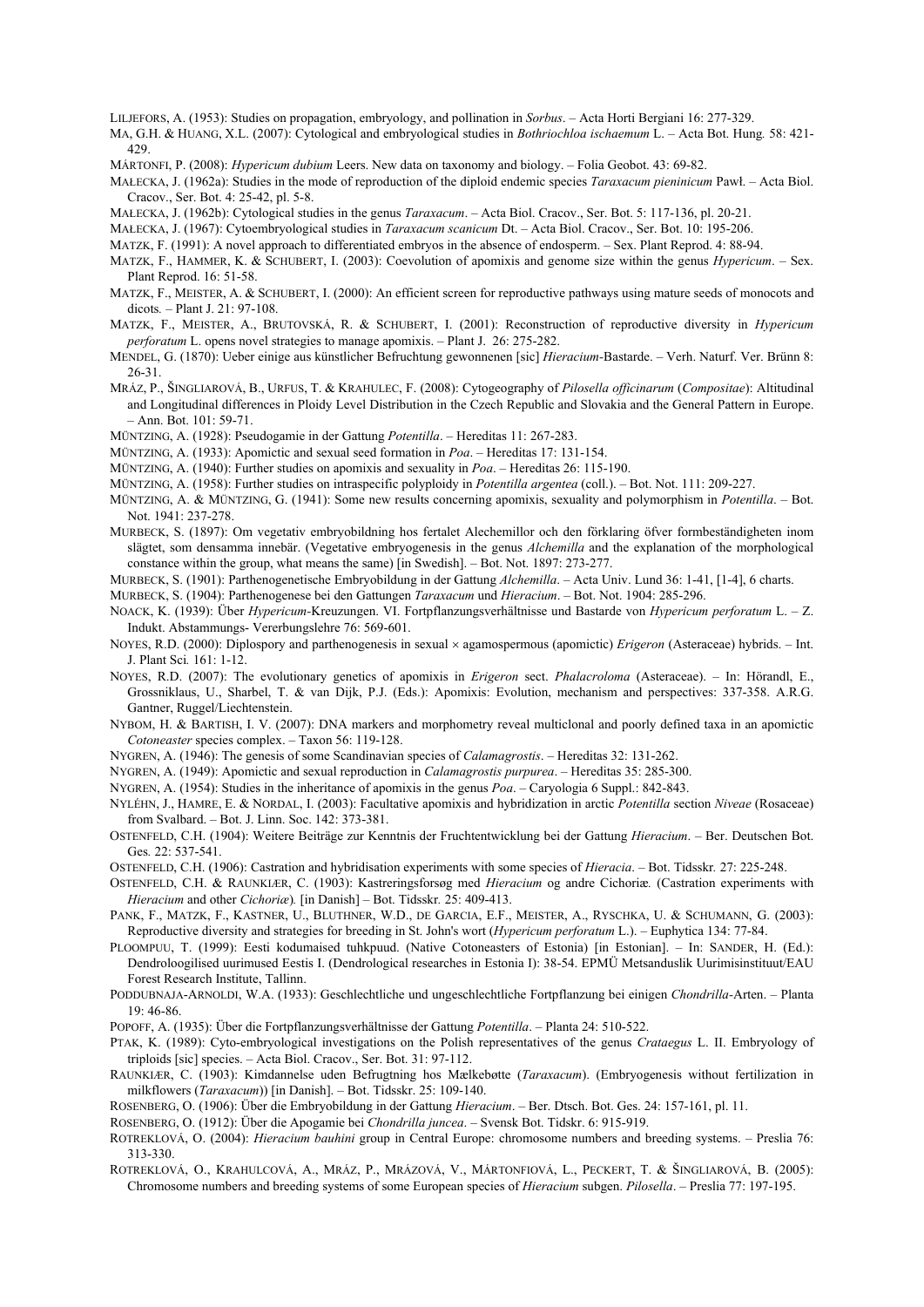LILJEFORS, A. (1953): Studies on propagation, embryology, and pollination in *Sorbus*. – Acta Horti Bergiani 16: 277-329.

MA, G.H. & HUANG, X.L. (2007): Cytological and embryological studies in *Bothriochloa ischaemum* L. – Acta Bot. Hung. 58: 421-429.

MÁRTONFI, P. (2008): *Hypericum dubium* Leers. New data on taxonomy and biology. – Folia Geobot. 43: 69-82.

MAŁECKA, J. (1962a): Studies in the mode of reproduction of the diploid endemic species *Taraxacum pieninicum* Pawł. – Acta Biol. Cracov., Ser. Bot. 4: 25-42, pl. 5-8.

MAŁECKA, J. (1962b): Cytological studies in the genus *Taraxacum*. – Acta Biol. Cracov., Ser. Bot. 5: 117-136, pl. 20-21.

MAŁECKA, J. (1967): Cytoembryological studies in *Taraxacum scanicum* Dt. – Acta Biol. Cracov., Ser. Bot. 10: 195-206.

MATZK, F. (1991): A novel approach to differentiated embryos in the absence of endosperm. – Sex. Plant Reprod. 4: 88-94.

MATZK, F., HAMMER, K. & SCHUBERT, I. (2003): Coevolution of apomixis and genome size within the genus *Hypericum*. – Sex. Plant Reprod. 16: 51-58.

MATZK, F., MEISTER, A. & SCHUBERT, I. (2000): An efficient screen for reproductive pathways using mature seeds of monocots and dicots. – Plant J. 21: 97-108.

MATZK, F., MEISTER, A., BRUTOVSKÁ, R. & SCHUBERT, I. (2001): Reconstruction of reproductive diversity in *Hypericum perforatum* L. opens novel strategies to manage apomixis. – Plant J. 26: 275-282.

MENDEL, G. (1870): Ueber einige aus künstlicher Befruchtung gewonnenen [sic] *Hieracium*-Bastarde. – Verh. Naturf. Ver. Brünn 8: 26-31.

MRÁZ, P., ŠINGLIAROVÁ, B., URFUS, T. & KRAHULEC, F. (2008): Cytogeography of *Pilosella officinarum* (*Compositae*): Altitudinal and Longitudinal differences in Ploidy Level Distribution in the Czech Republic and Slovakia and the General Pattern in Europe. – Ann. Bot. 101: 59-71.

MÜNTZING, A. (1928): Pseudogamie in der Gattung *Potentilla*. – Hereditas 11: 267-283.

MÜNTZING, A. (1933): Apomictic and sexual seed formation in *Poa*. – Hereditas 17: 131-154.

MÜNTZING, A. (1940): Further studies on apomixis and sexuality in *Poa*. – Hereditas 26: 115-190.

MÜNTZING, A. (1958): Further studies on intraspecific polyploidy in *Potentilla argentea* (coll.). – Bot. Not. 111: 209-227.

MÜNTZING, A. & MÜNTZING, G. (1941): Some new results concerning apomixis, sexuality and polymorphism in *Potentilla*. – Bot. Not. 1941: 237-278.

MURBECK, S. (1897): Om vegetativ embryobildning hos fertalet Alechemillor och den förklaring öfver formbeständigheten inom slägtet, som densamma innebär. (Vegetative embryogenesis in the genus *Alchemilla* and the explanation of the morphological constance within the group, what means the same) [in Swedish]. – Bot. Not. 1897: 273-277.

MURBECK, S. (1901): Parthenogenetische Embryobildung in der Gattung *Alchemilla*. – Acta Univ. Lund 36: 1-41, [1-4], 6 charts.

MURBECK, S. (1904): Parthenogenese bei den Gattungen *Taraxacum* und *Hieracium*. – Bot. Not. 1904: 285-296.

NOACK, K. (1939): Über *Hypericum*-Kreuzungen. VI. Fortpflanzungsverhältnisse und Bastarde von *Hypericum perforatum* L. – Z. Indukt. Abstammungs- Vererbungslehre 76: 569-601.

NOYES, R.D. (2000): Diplospory and parthenogenesis in sexual × agamospermous (apomictic) *Erigeron* (Asteraceae) hybrids. – Int. J. Plant Sci. 161: 1-12.

NOYES, R.D. (2007): The evolutionary genetics of apomixis in *Erigeron* sect. *Phalacroloma* (Asteraceae). – In: Hörandl, E., Grossniklaus, U., Sharbel, T. & van Dijk, P.J. (Eds.): Apomixis: Evolution, mechanism and perspectives: 337-358. A.R.G. Gantner, Ruggel/Liechtenstein.

NYBOM, H. & BARTISH, I. V. (2007): DNA markers and morphometry reveal multiclonal and poorly defined taxa in an apomictic *Cotoneaster* species complex. – Taxon 56: 119-128.

NYGREN, A. (1946): The genesis of some Scandinavian species of *Calamagrostis*. – Hereditas 32: 131-262.

NYGREN, A. (1949): Apomictic and sexual reproduction in *Calamagrostis purpurea*. – Hereditas 35: 285-300.

NYGREN, A. (1954): Studies in the inheritance of apomixis in the genus *Poa*. – Caryologia 6 Suppl.: 842-843.

NYLÉHN, J., HAMRE, E. & NORDAL, I. (2003): Facultative apomixis and hybridization in arctic *Potentilla* section *Niveae* (Rosaceae) from Svalbard. – Bot. J. Linn. Soc. 142: 373-381.

OSTENFELD, C.H. (1904): Weitere Beiträge zur Kenntnis der Fruchtentwicklung bei der Gattung *Hieracium*. – Ber. Deutschen Bot. Ges. 22: 537-541.

OSTENFELD, C.H. (1906): Castration and hybridisation experiments with some species of *Hieracia*. – Bot. Tidsskr. 27: 225-248.

OSTENFELD, C.H. & RAUNKIÆR, C. (1903): Kastreringsforsøg med *Hieracium* og andre Cichoriæ. (Castration experiments with *Hieracium* and other *Cichoriæ*). [in Danish] – Bot. Tidsskr. 25: 409-413.

PANK, F., MATZK, F., KASTNER, U., BLUTHNER, W.D., DE GARCIA, E.F., MEISTER, A., RYSCHKA, U. & SCHUMANN, G. (2003): Reproductive diversity and strategies for breeding in St. John's wort (*Hypericum perforatum* L.). – Euphytica 134: 77-84.

PLOOMPUU, T. (1999): Eesti kodumaised tuhkpuud. (Native Cotoneasters of Estonia) [in Estonian]. – In: SANDER, H. (Ed.): Dendroloogilised uurimused Eestis I. (Dendrological researches in Estonia I): 38-54. EPMÜ Metsanduslik Uurimisinstituut/EAU Forest Research Institute, Tallinn.

PODDUBNAJA-ARNOLDI, W.A. (1933): Geschlechtliche und ungeschlechtliche Fortpflanzung bei einigen *Chondrilla*-Arten. – Planta 19: 46-86.

POPOFF, A. (1935): Über die Fortpflanzungsverhältnisse der Gattung *Potentilla*. – Planta 24: 510-522.

PTAK, K. (1989): Cyto-embryological investigations on the Polish representatives of the genus *Crataegus* L. II. Embryology of triploids [sic] species. – Acta Biol. Cracov., Ser. Bot. 31: 97-112.

RAUNKIÆR, C. (1903): Kimdannelse uden Befrugtning hos Mælkebøtte (*Taraxacum*). (Embryogenesis without fertilization in milkflowers (*Taraxacum*)) [in Danish]. – Bot. Tidsskr. 25: 109-140.

ROSENBERG, O. (1906): Über die Embryobildung in der Gattung *Hieracium*. – Ber. Dtsch. Bot. Ges. 24: 157-161, pl. 11.

ROSENBERG, O. (1912): Über die Apogamie bei *Chondrilla juncea*. – Svensk Bot. Tidskr. 6: 915-919.

ROTREKLOVÁ, O. (2004): *Hieracium bauhini* group in Central Europe: chromosome numbers and breeding systems. – Preslia 76: 313-330.

ROTREKLOVÁ, O., KRAHULCOVÁ, A., MRÁZ, P., MRÁZOVÁ, V., MÁRTONFIOVÁ, L., PECKERT, T. & ŠINGLIAROVÁ, B. (2005): Chromosome numbers and breeding systems of some European species of *Hieracium* subgen. *Pilosella*. – Preslia 77: 197-195.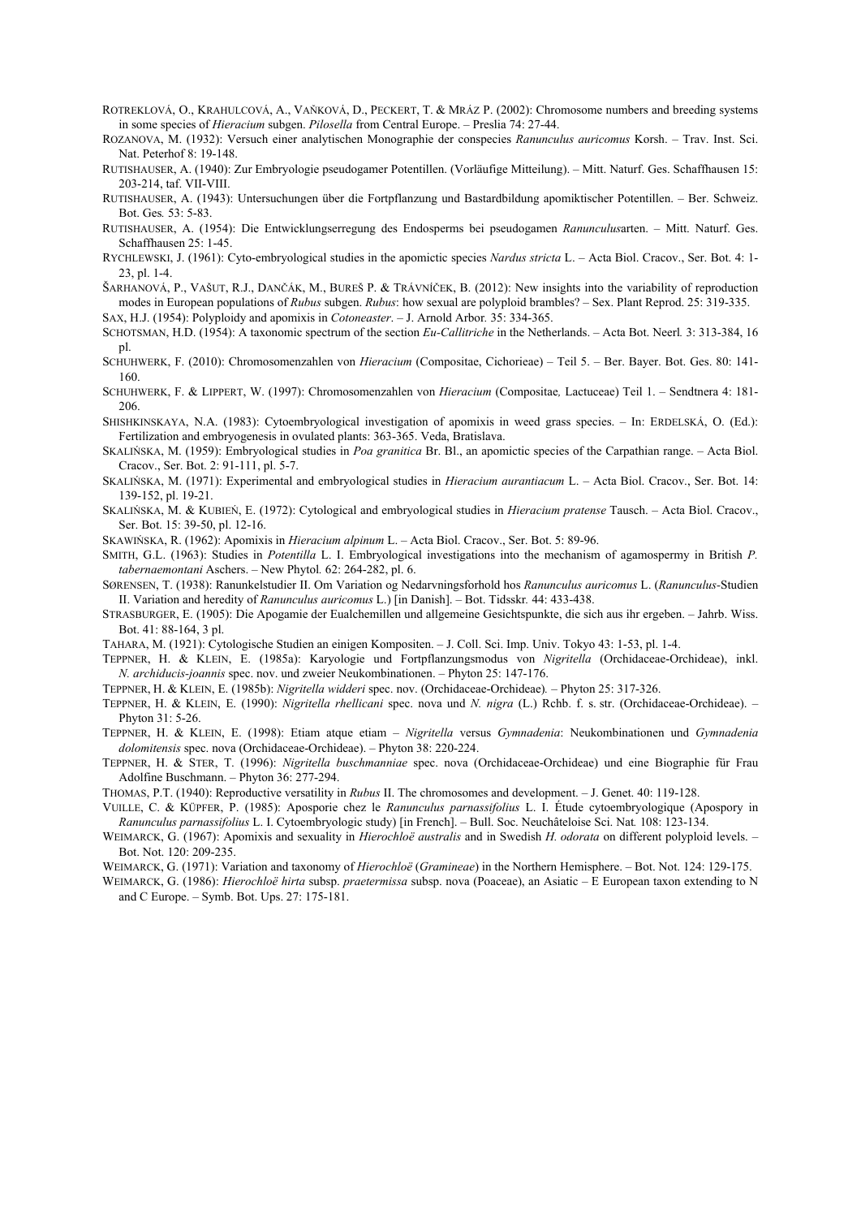ROTREKLOVÁ, O., KRAHULCOVÁ, A., VAŇKOVÁ, D., PECKERT, T. & MRÁZ P. (2002): Chromosome numbers and breeding systems in some species of *Hieracium* subgen. *Pilosella* from Central Europe. – Preslia 74: 27-44.

ROZANOVA, M. (1932): Versuch einer analytischen Monographie der conspecies *Ranunculus auricomus* Korsh. – Trav. Inst. Sci. Nat. Peterhof 8: 19-148.

RUTISHAUSER, A. (1940): Zur Embryologie pseudogamer Potentillen. (Vorläufige Mitteilung). – Mitt. Naturf. Ges. Schaffhausen 15: 203-214, taf. VII-VIII.

RUTISHAUSER, A. (1943): Untersuchungen über die Fortpflanzung und Bastardbildung apomiktischer Potentillen. – Ber. Schweiz. Bot. Ges. 53: 5-83.

RUTISHAUSER, A. (1954): Die Entwicklungserregung des Endosperms bei pseudogamen *Ranunculus*arten. – Mitt. Naturf. Ges. Schaffhausen 25: 1-45.

RYCHLEWSKI, J. (1961): Cyto-embryological studies in the apomictic species *Nardus stricta* L. – Acta Biol. Cracov., Ser. Bot. 4: 1-23, pl. 1-4.

ŠARHANOVÁ, P., VAŠUT, R.J., DANČÁK, M., BUREŠ P. & TRÁVNÍČEK, B. (2012): New insights into the variability of reproduction modes in European populations of *Rubus* subgen. *Rubus*: how sexual are polyploid brambles? – Sex. Plant Reprod. 25: 319-335.

SAX, H.J. (1954): Polyploidy and apomixis in *Cotoneaster*. – J. Arnold Arbor. 35: 334-365.

SCHOTSMAN, H.D. (1954): A taxonomic spectrum of the section *Eu-Callitriche* in the Netherlands. – Acta Bot. Neerl. 3: 313-384, 16 pl.

SCHUHWERK, F. (2010): Chromosomenzahlen von *Hieracium* (Compositae, Cichorieae) – Teil 5. – Ber. Bayer. Bot. Ges. 80: 141-160.

SCHUHWERK, F. & LIPPERT, W. (1997): Chromosomenzahlen von *Hieracium* (Compositae, Lactuceae) Teil 1. – Sendtnera 4: 181-206.

SHISHKINSKAYA, N.A. (1983): Cytoembryological investigation of apomixis in weed grass species. – In: ERDELSKÁ, O. (Ed.): Fertilization and embryogenesis in ovulated plants: 363-365. Veda, Bratislava.

SKALIŃSKA, M. (1959): Embryological studies in *Poa granitica* Br. Bl., an apomictic species of the Carpathian range. – Acta Biol. Cracov., Ser. Bot. 2: 91-111, pl. 5-7.

SKALIŃSKA, M. (1971): Experimental and embryological studies in *Hieracium aurantiacum* L. – Acta Biol. Cracov., Ser. Bot. 14: 139-152, pl. 19-21.

SKALIŃSKA, M. & KUBIEŃ, E. (1972): Cytological and embryological studies in *Hieracium pratense* Tausch. – Acta Biol. Cracov., Ser. Bot. 15: 39-50, pl. 12-16.

SKAWIŃSKA, R. (1962): Apomixis in *Hieracium alpinum* L. – Acta Biol. Cracov., Ser. Bot. 5: 89-96.

SMITH, G.L. (1963): Studies in *Potentilla* L. I. Embryological investigations into the mechanism of agamospermy in British *P. tabernaemontani* Aschers. – New Phytol. 62: 264-282, pl. 6.

SØRENSEN, T. (1938): Ranunkelstudier II. Om Variation og Nedarvningsforhold hos *Ranunculus auricomus* L. (*Ranunculus*-Studien II. Variation and heredity of *Ranunculus auricomus* L.) [in Danish]. – Bot. Tidsskr. 44: 433-438.

STRASBURGER, E. (1905): Die Apogamie der Eualchemillen und allgemeine Gesichtspunkte, die sich aus ihr ergeben. – Jahrb. Wiss. Bot. 41: 88-164, 3 pl.

TAHARA, M. (1921): Cytologische Studien an einigen Kompositen. – J. Coll. Sci. Imp. Univ. Tokyo 43: 1-53, pl. 1-4.

TEPPNER, H. & KLEIN, E. (1985a): Karyologie und Fortpflanzungsmodus von *Nigritella* (Orchidaceae-Orchideae), inkl. *N. archiducis-joannis* spec. nov. und zweier Neukombinationen. – Phyton 25: 147-176.

TEPPNER, H. & KLEIN, E. (1985b): *Nigritella widderi* spec. nov. (Orchidaceae-Orchideae). – Phyton 25: 317-326.

TEPPNER, H. & KLEIN, E. (1990): *Nigritella rhellicani* spec. nova und *N. nigra* (L.) Rchb. f. s. str. (Orchidaceae-Orchideae). – Phyton 31: 5-26.

TEPPNER, H. & KLEIN, E. (1998): Etiam atque etiam – *Nigritella* versus *Gymnadenia*: Neukombinationen und *Gymnadenia dolomitensis* spec. nova (Orchidaceae-Orchideae). – Phyton 38: 220-224.

TEPPNER, H. & STER, T. (1996): *Nigritella buschmanniae* spec. nova (Orchidaceae-Orchideae) und eine Biographie für Frau Adolfine Buschmann. – Phyton 36: 277-294.

THOMAS, P.T. (1940): Reproductive versatility in *Rubus* II. The chromosomes and development. – J. Genet. 40: 119-128.

VUILLE, C. & KÜPFER, P. (1985): Aposporie chez le *Ranunculus parnassifolius* L. I. Étude cytoembryologique (Apospory in *Ranunculus parnassifolius* L. I. Cytoembryologic study) [in French]. – Bull. Soc. Neuchâteloise Sci. Nat. 108: 123-134.

WEIMARCK, G. (1967): Apomixis and sexuality in *Hierochloë australis* and in Swedish *H. odorata* on different polyploid levels. – Bot. Not. 120: 209-235.

WEIMARCK, G. (1971): Variation and taxonomy of *Hierochloë* (*Gramineae*) in the Northern Hemisphere. – Bot. Not. 124: 129-175.

WEIMARCK, G. (1986): *Hierochloë hirta* subsp. *praetermissa* subsp. nova (Poaceae), an Asiatic – E European taxon extending to N and C Europe. – Symb. Bot. Ups. 27: 175-181.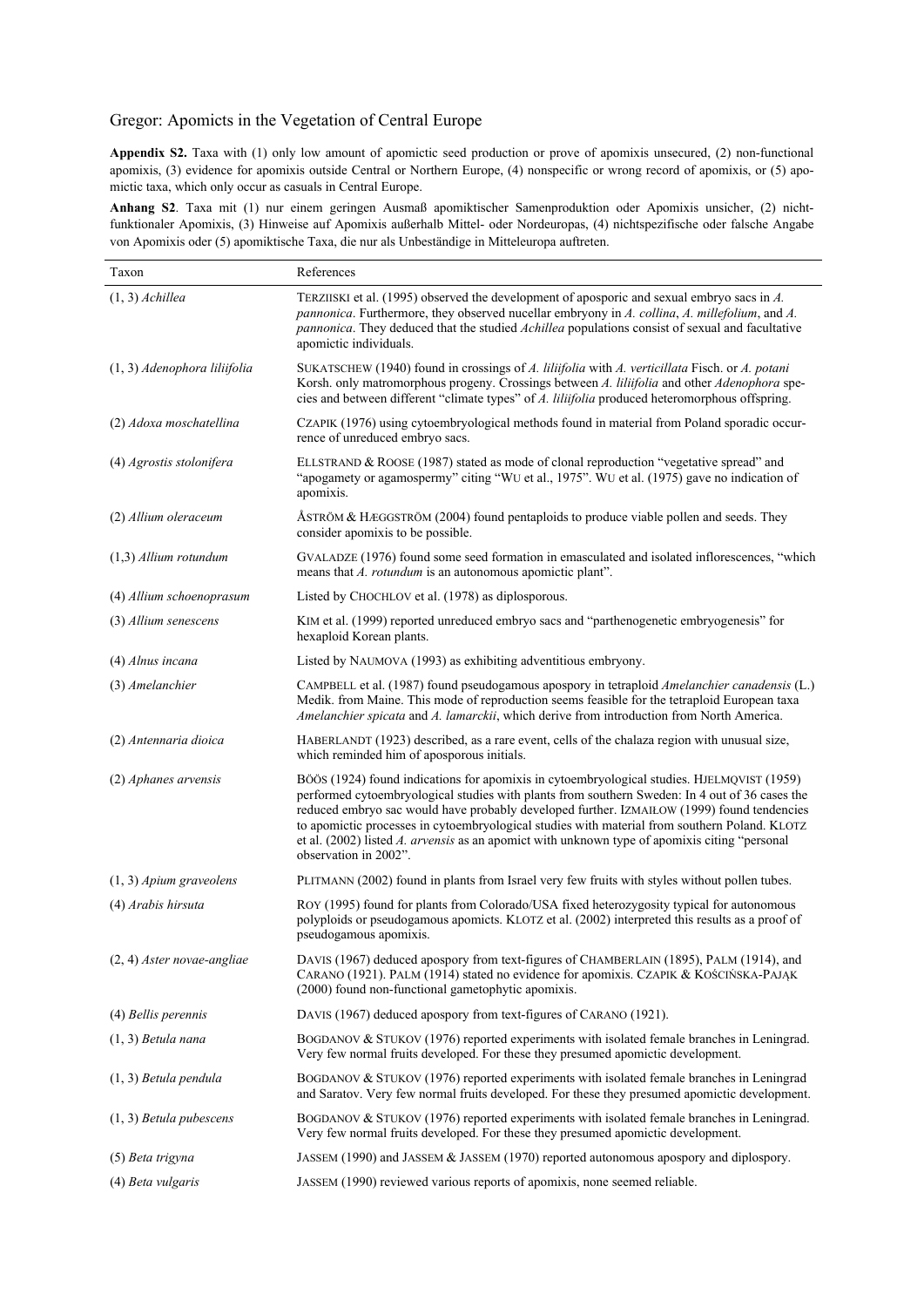Gregor: Apomicts in the Vegetation of Central Europe

**Appendix S2.** Taxa with (1) only low amount of apomictic seed production or prove of apomixis unsecured, (2) non-functional apomixis, (3) evidence for apomixis outside Central or Northern Europe, (4) nonspecific or wrong record of apomixis, or (5) apomictic taxa, which only occur as casuals in Central Europe.

**Anhang S2**. Taxa mit (1) nur einem geringen Ausmaß apomiktischer Samenproduktion oder Apomixis unsicher, (2) nicht-funktionaler Apomixis, (3) Hinweise auf Apomixis außerhalb Mittel- oder Nordeuropas, (4) nichtspezifische oder falsche Angabe von Apomixis oder (5) apomiktische Taxa, die nur als Unbeständige in Mitteleuropa auftreten.

| Taxon | References |
|---|---|
| (1, 3) *Achillea* | TERZIISKI et al. (1995) observed the development of aposporic and sexual embryo sacs in *A. pannonica*. Furthermore, they observed nucellar embryony in *A. collina*, *A. millefolium*, and *A. pannonica*. They deduced that the studied *Achillea* populations consist of sexual and facultative apomictic individuals. |
| (1, 3) *Adenophora liliifolia* | SUKATSCHEW (1940) found in crossings of *A. liliifolia* with *A. verticillata* Fisch. or *A. potani* Korsh. only matromorphous progeny. Crossings between *A. liliifolia* and other *Adenophora* species and between different "climate types" of *A. liliifolia* produced heteromorphous offspring. |
| (2) *Adoxa moschatellina* | CZAPIK (1976) using cytoembryological methods found in material from Poland sporadic occurrence of unreduced embryo sacs. |
| (4) *Agrostis stolonifera* | ELLSTRAND & ROOSE (1987) stated as mode of clonal reproduction "vegetative spread" and "apogamety or agamospermy" citing "WU et al., 1975". WU et al. (1975) gave no indication of apomixis. |
| (2) *Allium oleraceum* | ÅSTRÖM & HÆGGSTRÖM (2004) found pentaploids to produce viable pollen and seeds. They consider apomixis to be possible. |
| (1,3) *Allium rotundum* | GVALADZE (1976) found some seed formation in emasculated and isolated inflorescences, "which means that *A. rotundum* is an autonomous apomictic plant". |
| (4) *Allium schoenoprasum* | Listed by CHOCHLOV et al. (1978) as diplosporous. |
| (3) *Allium senescens* | KIM et al. (1999) reported unreduced embryo sacs and "parthenogenetic embryogenesis" for hexaploid Korean plants. |
| (4) *Alnus incana* | Listed by NAUMOVA (1993) as exhibiting adventitious embryony. |
| (3) *Amelanchier* | CAMPBELL et al. (1987) found pseudogamous apospory in tetraploid *Amelanchier canadensis* (L.) Medik. from Maine. This mode of reproduction seems feasible for the tetraploid European taxa *Amelanchier spicata* and *A. lamarckii*, which derive from introduction from North America. |
| (2) *Antennaria dioica* | HABERLANDT (1923) described, as a rare event, cells of the chalaza region with unusual size, which reminded him of aposporous initials. |
| (2) *Aphanes arvensis* | BÖÖS (1924) found indications for apomixis in cytoembryological studies. HJELMQVIST (1959) performed cytoembryological studies with plants from southern Sweden: In 4 out of 36 cases the reduced embryo sac would have probably developed further. IZMAIŁOW (1999) found tendencies to apomictic processes in cytoembryological studies with material from southern Poland. KLOTZ et al. (2002) listed *A. arvensis* as an apomict with unknown type of apomixis citing "personal observation in 2002". |
| (1, 3) *Apium graveolens* | PLITMANN (2002) found in plants from Israel very few fruits with styles without pollen tubes. |
| (4) *Arabis hirsuta* | ROY (1995) found for plants from Colorado/USA fixed heterozygosity typical for autonomous polyploids or pseudogamous apomicts. KLOTZ et al. (2002) interpreted this results as a proof of pseudogamous apomixis. |
| (2, 4) *Aster novae-angliae* | DAVIS (1967) deduced apospory from text-figures of CHAMBERLAIN (1895), PALM (1914), and CARANO (1921). PALM (1914) stated no evidence for apomixis. CZAPIK & KOŚCIŃSKA-PAJĄK (2000) found non-functional gametophytic apomixis. |
| (4) *Bellis perennis* | DAVIS (1967) deduced apospory from text-figures of CARANO (1921). |
| (1, 3) *Betula nana* | BOGDANOV & STUKOV (1976) reported experiments with isolated female branches in Leningrad. Very few normal fruits developed. For these they presumed apomictic development. |
| (1, 3) *Betula pendula* | BOGDANOV & STUKOV (1976) reported experiments with isolated female branches in Leningrad and Saratov. Very few normal fruits developed. For these they presumed apomictic development. |
| (1, 3) *Betula pubescens* | BOGDANOV & STUKOV (1976) reported experiments with isolated female branches in Leningrad. Very few normal fruits developed. For these they presumed apomictic development. |
| (5) *Beta trigyna* | JASSEM (1990) and JASSEM & JASSEM (1970) reported autonomous apospory and diplospory. |
| (4) *Beta vulgaris* | JASSEM (1990) reviewed various reports of apomixis, none seemed reliable. |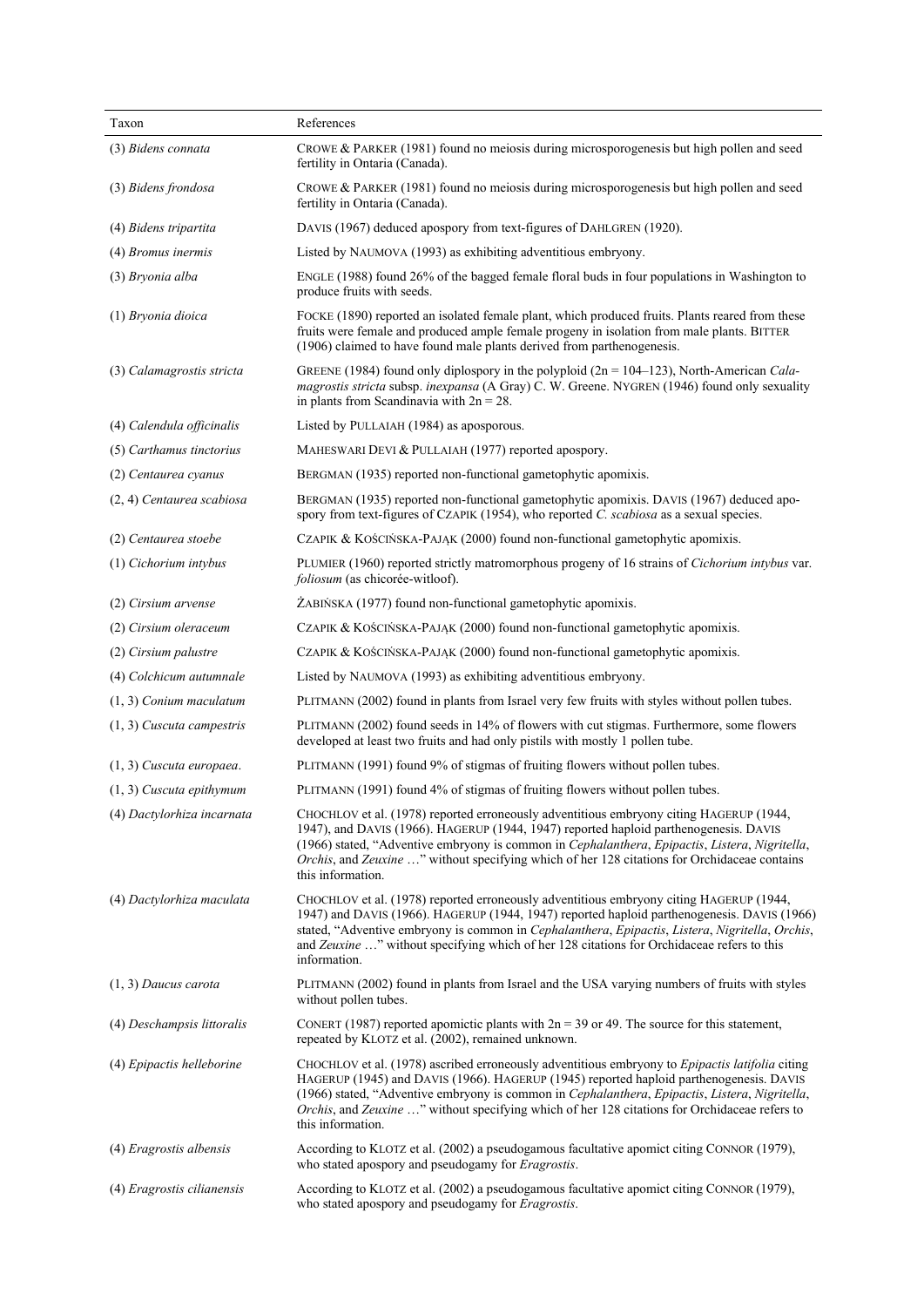| Taxon | References |
|---|---|
| (3) *Bidens connata* | CROWE & PARKER (1981) found no meiosis during microsporogenesis but high pollen and seed fertility in Ontaria (Canada). |
| (3) *Bidens frondosa* | CROWE & PARKER (1981) found no meiosis during microsporogenesis but high pollen and seed fertility in Ontaria (Canada). |
| (4) *Bidens tripartita* | DAVIS (1967) deduced apospory from text-figures of DAHLGREN (1920). |
| (4) *Bromus inermis* | Listed by NAUMOVA (1993) as exhibiting adventitious embryony. |
| (3) *Bryonia alba* | ENGLE (1988) found 26% of the bagged female floral buds in four populations in Washington to produce fruits with seeds. |
| (1) *Bryonia dioica* | FOCKE (1890) reported an isolated female plant, which produced fruits. Plants reared from these fruits were female and produced ample female progeny in isolation from male plants. BITTER (1906) claimed to have found male plants derived from parthenogenesis. |
| (3) *Calamagrostis stricta* | GREENE (1984) found only diplospory in the polyploid (2n = 104–123), North-American *Calamagrostis stricta* subsp. *inexpansa* (A Gray) C. W. Greene. NYGREN (1946) found only sexuality in plants from Scandinavia with 2n = 28. |
| (4) *Calendula officinalis* | Listed by PULLAIAH (1984) as aposporous. |
| (5) *Carthamus tinctorius* | MAHESWARI DEVI & PULLAIAH (1977) reported apospory. |
| (2) *Centaurea cyanus* | BERGMAN (1935) reported non-functional gametophytic apomixis. |
| (2, 4) *Centaurea scabiosa* | BERGMAN (1935) reported non-functional gametophytic apomixis. DAVIS (1967) deduced apospory from text-figures of CZAPIK (1954), who reported *C. scabiosa* as a sexual species. |
| (2) *Centaurea stoebe* | CZAPIK & KOŚCIŃSKA-PAJĄK (2000) found non-functional gametophytic apomixis. |
| (1) *Cichorium intybus* | PLUMIER (1960) reported strictly matromorphous progeny of 16 strains of *Cichorium intybus* var. *foliosum* (as chicorée-witloof). |
| (2) *Cirsium arvense* | ŻABIŃSKA (1977) found non-functional gametophytic apomixis. |
| (2) *Cirsium oleraceum* | CZAPIK & KOŚCIŃSKA-PAJĄK (2000) found non-functional gametophytic apomixis. |
| (2) *Cirsium palustre* | CZAPIK & KOŚCIŃSKA-PAJĄK (2000) found non-functional gametophytic apomixis. |
| (4) *Colchicum autumnale* | Listed by NAUMOVA (1993) as exhibiting adventitious embryony. |
| (1, 3) *Conium maculatum* | PLITMANN (2002) found in plants from Israel very few fruits with styles without pollen tubes. |
| (1, 3) *Cuscuta campestris* | PLITMANN (2002) found seeds in 14% of flowers with cut stigmas. Furthermore, some flowers developed at least two fruits and had only pistils with mostly 1 pollen tube. |
| (1, 3) *Cuscuta europaea*. | PLITMANN (1991) found 9% of stigmas of fruiting flowers without pollen tubes. |
| (1, 3) *Cuscuta epithymum* | PLITMANN (1991) found 4% of stigmas of fruiting flowers without pollen tubes. |
| (4) *Dactylorhiza incarnata* | CHOCHLOV et al. (1978) reported erroneously adventitious embryony citing HAGERUP (1944, 1947), and DAVIS (1966). HAGERUP (1944, 1947) reported haploid parthenogenesis. DAVIS (1966) stated, "Adventive embryony is common in *Cephalanthera*, *Epipactis*, *Listera*, *Nigritella*, *Orchis*, and *Zeuxine* …" without specifying which of her 128 citations for Orchidaceae contains this information. |
| (4) *Dactylorhiza maculata* | CHOCHLOV et al. (1978) reported erroneously adventitious embryony citing HAGERUP (1944, 1947) and DAVIS (1966). HAGERUP (1944, 1947) reported haploid parthenogenesis. DAVIS (1966) stated, "Adventive embryony is common in *Cephalanthera*, *Epipactis*, *Listera*, *Nigritella*, *Orchis*, and *Zeuxine* …" without specifying which of her 128 citations for Orchidaceae refers to this information. |
| (1, 3) *Daucus carota* | PLITMANN (2002) found in plants from Israel and the USA varying numbers of fruits with styles without pollen tubes. |
| (4) *Deschampsis littoralis* | CONERT (1987) reported apomictic plants with 2n = 39 or 49. The source for this statement, repeated by KLOTZ et al. (2002), remained unknown. |
| (4) *Epipactis helleborine* | CHOCHLOV et al. (1978) ascribed erroneously adventitious embryony to *Epipactis latifolia* citing HAGERUP (1945) and DAVIS (1966). HAGERUP (1945) reported haploid parthenogenesis. DAVIS (1966) stated, "Adventive embryony is common in *Cephalanthera*, *Epipactis*, *Listera*, *Nigritella*, *Orchis*, and *Zeuxine* …" without specifying which of her 128 citations for Orchidaceae refers to this information. |
| (4) *Eragrostis albensis* | According to KLOTZ et al. (2002) a pseudogamous facultative apomict citing CONNOR (1979), who stated apospory and pseudogamy for *Eragrostis*. |
| (4) *Eragrostis cilianensis* | According to KLOTZ et al. (2002) a pseudogamous facultative apomict citing CONNOR (1979), who stated apospory and pseudogamy for *Eragrostis*. |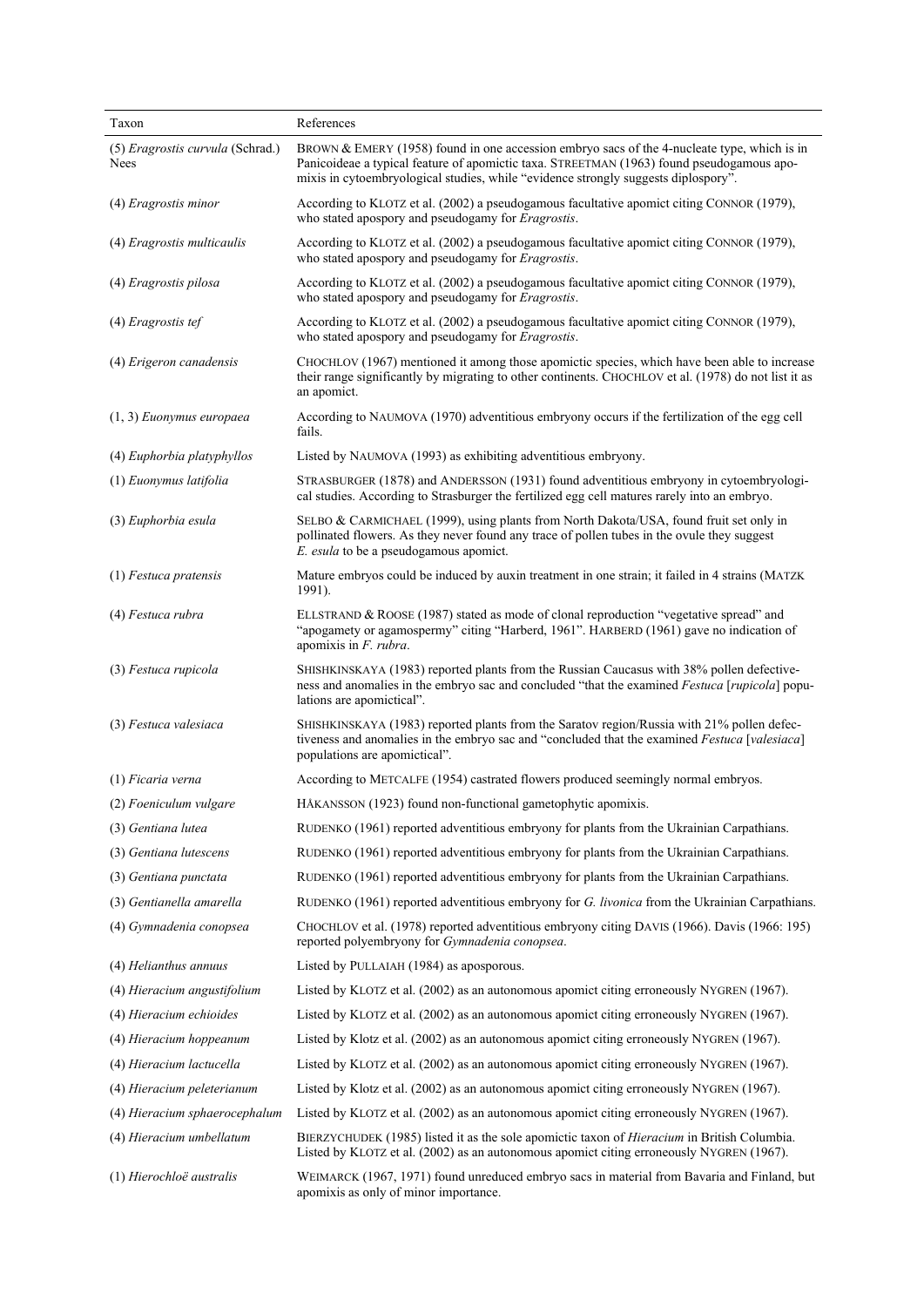| Taxon | References |
|---|---|
| (5) *Eragrostis curvula* (Schrad.) Nees | BROWN & EMERY (1958) found in one accession embryo sacs of the 4-nucleate type, which is in Panicoideae a typical feature of apomictic taxa. STREETMAN (1963) found pseudogamous apomixis in cytoembryological studies, while "evidence strongly suggests diplospory". |
| (4) *Eragrostis minor* | According to KLOTZ et al. (2002) a pseudogamous facultative apomict citing CONNOR (1979), who stated apospory and pseudogamy for *Eragrostis*. |
| (4) *Eragrostis multicaulis* | According to KLOTZ et al. (2002) a pseudogamous facultative apomict citing CONNOR (1979), who stated apospory and pseudogamy for *Eragrostis*. |
| (4) *Eragrostis pilosa* | According to KLOTZ et al. (2002) a pseudogamous facultative apomict citing CONNOR (1979), who stated apospory and pseudogamy for *Eragrostis*. |
| (4) *Eragrostis tef* | According to KLOTZ et al. (2002) a pseudogamous facultative apomict citing CONNOR (1979), who stated apospory and pseudogamy for *Eragrostis*. |
| (4) *Erigeron canadensis* | CHOCHLOV (1967) mentioned it among those apomictic species, which have been able to increase their range significantly by migrating to other continents. CHOCHLOV et al. (1978) do not list it as an apomict. |
| (1, 3) *Euonymus europaea* | According to NAUMOVA (1970) adventitious embryony occurs if the fertilization of the egg cell fails. |
| (4) *Euphorbia platyphyllos* | Listed by NAUMOVA (1993) as exhibiting adventitious embryony. |
| (1) *Euonymus latifolia* | STRASBURGER (1878) and ANDERSSON (1931) found adventitious embryony in cytoembryological studies. According to Strasburger the fertilized egg cell matures rarely into an embryo. |
| (3) *Euphorbia esula* | SELBO & CARMICHAEL (1999), using plants from North Dakota/USA, found fruit set only in pollinated flowers. As they never found any trace of pollen tubes in the ovule they suggest *E. esula* to be a pseudogamous apomict. |
| (1) *Festuca pratensis* | Mature embryos could be induced by auxin treatment in one strain; it failed in 4 strains (MATZK 1991). |
| (4) *Festuca rubra* | ELLSTRAND & ROOSE (1987) stated as mode of clonal reproduction "vegetative spread" and "apogamety or agamospermy" citing "Harberd, 1961". HARBERD (1961) gave no indication of apomixis in *F. rubra*. |
| (3) *Festuca rupicola* | SHISHKINSKAYA (1983) reported plants from the Russian Caucasus with 38% pollen defectiveness and anomalies in the embryo sac and concluded "that the examined *Festuca* [*rupicola*] populations are apomictical". |
| (3) *Festuca valesiaca* | SHISHKINSKAYA (1983) reported plants from the Saratov region/Russia with 21% pollen defectiveness and anomalies in the embryo sac and "concluded that the examined *Festuca* [*valesiaca*] populations are apomictical". |
| (1) *Ficaria verna* | According to METCALFE (1954) castrated flowers produced seemingly normal embryos. |
| (2) *Foeniculum vulgare* | HÅKANSSON (1923) found non-functional gametophytic apomixis. |
| (3) *Gentiana lutea* | RUDENKO (1961) reported adventitious embryony for plants from the Ukrainian Carpathians. |
| (3) *Gentiana lutescens* | RUDENKO (1961) reported adventitious embryony for plants from the Ukrainian Carpathians. |
| (3) *Gentiana punctata* | RUDENKO (1961) reported adventitious embryony for plants from the Ukrainian Carpathians. |
| (3) *Gentianella amarella* | RUDENKO (1961) reported adventitious embryony for *G. livonica* from the Ukrainian Carpathians. |
| (4) *Gymnadenia conopsea* | CHOCHLOV et al. (1978) reported adventitious embryony citing DAVIS (1966). Davis (1966: 195) reported polyembryony for *Gymnadenia conopsea*. |
| (4) *Helianthus annuus* | Listed by PULLAIAH (1984) as aposporous. |
| (4) *Hieracium angustifolium* | Listed by KLOTZ et al. (2002) as an autonomous apomict citing erroneously NYGREN (1967). |
| (4) *Hieracium echioides* | Listed by KLOTZ et al. (2002) as an autonomous apomict citing erroneously NYGREN (1967). |
| (4) *Hieracium hoppeanum* | Listed by Klotz et al. (2002) as an autonomous apomict citing erroneously NYGREN (1967). |
| (4) *Hieracium lactucella* | Listed by KLOTZ et al. (2002) as an autonomous apomict citing erroneously NYGREN (1967). |
| (4) *Hieracium peleterianum* | Listed by Klotz et al. (2002) as an autonomous apomict citing erroneously NYGREN (1967). |
| (4) *Hieracium sphaerocephalum* | Listed by KLOTZ et al. (2002) as an autonomous apomict citing erroneously NYGREN (1967). |
| (4) *Hieracium umbellatum* | BIERZYCHUDEK (1985) listed it as the sole apomictic taxon of *Hieracium* in British Columbia. Listed by KLOTZ et al. (2002) as an autonomous apomict citing erroneously NYGREN (1967). |
| (1) *Hierochloë australis* | WEIMARCK (1967, 1971) found unreduced embryo sacs in material from Bavaria and Finland, but apomixis as only of minor importance. |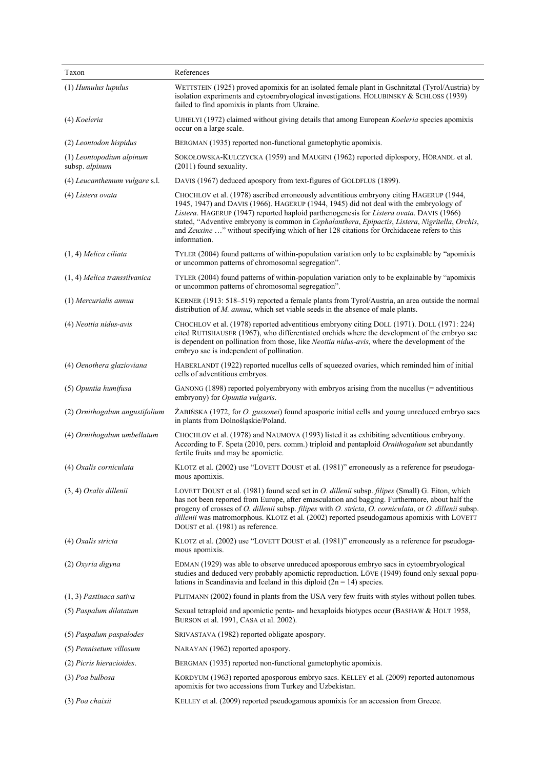| Taxon | References |
|---|---|
| (1) *Humulus lupulus* | WETTSTEIN (1925) proved apomixis for an isolated female plant in Gschnitztal (Tyrol/Austria) by isolation experiments and cytoembryological investigations. HOLUBINSKY & SCHLOSS (1939) failed to find apomixis in plants from Ukraine. |
| (4) *Koeleria* | UJHELYI (1972) claimed without giving details that among European *Koeleria* species apomixis occur on a large scale. |
| (2) *Leontodon hispidus* | BERGMAN (1935) reported non-functional gametophytic apomixis. |
| (1) *Leontopodium alpinum* subsp. *alpinum* | SOKOŁOWSKA-KULCZYCKA (1959) and MAUGINI (1962) reported diplospory, HÖRANDL et al. (2011) found sexuality. |
| (4) *Leucanthemum vulgare* s.l. | DAVIS (1967) deduced apospory from text-figures of GOLDFLUS (1899). |
| (4) *Listera ovata* | CHOCHLOV et al. (1978) ascribed erroneously adventitious embryony citing HAGERUP (1944, 1945, 1947) and DAVIS (1966). HAGERUP (1944, 1945) did not deal with the embryology of *Listera*. HAGERUP (1947) reported haploid parthenogenesis for *Listera ovata*. DAVIS (1966) stated, "Adventive embryony is common in *Cephalanthera*, *Epipactis*, *Listera*, *Nigritella*, *Orchis*, and *Zeuxine* …" without specifying which of her 128 citations for Orchidaceae refers to this information. |
| (1, 4) *Melica ciliata* | TYLER (2004) found patterns of within-population variation only to be explainable by "apomixis or uncommon patterns of chromosomal segregation". |
| (1, 4) *Melica transsilvanica* | TYLER (2004) found patterns of within-population variation only to be explainable by "apomixis or uncommon patterns of chromosomal segregation". |
| (1) *Mercurialis annua* | KERNER (1913: 518–519) reported a female plants from Tyrol/Austria, an area outside the normal distribution of *M. annua*, which set viable seeds in the absence of male plants. |
| (4) *Neottia nidus-avis* | CHOCHLOV et al. (1978) reported adventitious embryony citing DOLL (1971). DOLL (1971: 224) cited RUTISHAUSER (1967), who differentiated orchids where the development of the embryo sac is dependent on pollination from those, like *Neottia nidus-avis*, where the development of the embryo sac is independent of pollination. |
| (4) *Oenothera glazioviana* | HABERLANDT (1922) reported nucellus cells of squeezed ovaries, which reminded him of initial cells of adventitious embryos. |
| (5) *Opuntia humifusa* | GANONG (1898) reported polyembryony with embryos arising from the nucellus (= adventitious embryony) for *Opuntia vulgaris*. |
| (2) *Ornithogalum angustifolium* | ŻABIŃSKA (1972, for *O. gussonei*) found aposporic initial cells and young unreduced embryo sacs in plants from Dolnośląskie/Poland. |
| (4) *Ornithogalum umbellatum* | CHOCHLOV et al. (1978) and NAUMOVA (1993) listed it as exhibiting adventitious embryony. According to F. Speta (2010, pers. comm.) triploid and pentaploid *Ornithogalum* set abundantly fertile fruits and may be apomictic. |
| (4) *Oxalis corniculata* | KLOTZ et al. (2002) use "LOVETT DOUST et al. (1981)" erroneously as a reference for pseudogamous apomixis. |
| (3, 4) *Oxalis dillenii* | LOVETT DOUST et al. (1981) found seed set in *O. dillenii* subsp. *filipes* (Small) G. Eiton, which has not been reported from Europe, after emasculation and bagging. Furthermore, about half the progeny of crosses of *O. dillenii* subsp. *filipes* with *O. stricta*, *O. corniculata*, or *O. dillenii* subsp. *dillenii* was matromorphous. KLOTZ et al. (2002) reported pseudogamous apomixis with LOVETT DOUST et al. (1981) as reference. |
| (4) *Oxalis stricta* | KLOTZ et al. (2002) use "LOVETT DOUST et al. (1981)" erroneously as a reference for pseudogamous apomixis. |
| (2) *Oxyria digyna* | EDMAN (1929) was able to observe unreduced aposporous embryo sacs in cytoembryological studies and deduced very probably apomictic reproduction. LÖVE (1949) found only sexual populations in Scandinavia and Iceland in this diploid (2n = 14) species. |
| (1, 3) *Pastinaca sativa* | PLITMANN (2002) found in plants from the USA very few fruits with styles without pollen tubes. |
| (5) *Paspalum dilatatum* | Sexual tetraploid and apomictic penta- and hexaploids biotypes occur (BASHAW & HOLT 1958, BURSON et al. 1991, CASA et al. 2002). |
| (5) *Paspalum paspalodes* | SRIVASTAVA (1982) reported obligate apospory. |
| (5) *Pennisetum villosum* | NARAYAN (1962) reported apospory. |
| (2) *Picris hieracioides*. | BERGMAN (1935) reported non-functional gametophytic apomixis. |
| (3) *Poa bulbosa* | KORDYUM (1963) reported aposporous embryo sacs. KELLEY et al. (2009) reported autonomous apomixis for two accessions from Turkey and Uzbekistan. |
| (3) *Poa chaixii* | KELLEY et al. (2009) reported pseudogamous apomixis for an accession from Greece. |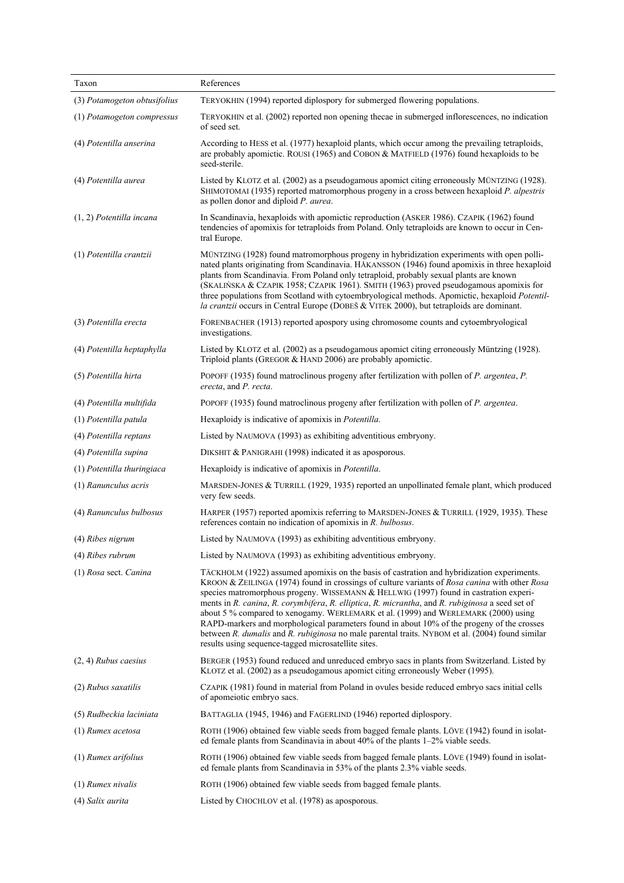| Taxon | References |
|---|---|
| (3) *Potamogeton obtusifolius* | TERYOKHIN (1994) reported diplospory for submerged flowering populations. |
| (1) *Potamogeton compressus* | TERYOKHIN et al. (2002) reported non opening thecae in submerged inflorescences, no indication of seed set. |
| (4) *Potentilla anserina* | According to HESS et al. (1977) hexaploid plants, which occur among the prevailing tetraploids, are probably apomictic. ROUSI (1965) and COBON & MATFIELD (1976) found hexaploids to be seed-sterile. |
| (4) *Potentilla aurea* | Listed by KLOTZ et al. (2002) as a pseudogamous apomict citing erroneously MÜNTZING (1928). SHIMOTOMAI (1935) reported matromorphous progeny in a cross between hexaploid *P. alpestris* as pollen donor and diploid *P. aurea*. |
| (1, 2) *Potentilla incana* | In Scandinavia, hexaploids with apomictic reproduction (ASKER 1986). CZAPIK (1962) found tendencies of apomixis for tetraploids from Poland. Only tetraploids are known to occur in Central Europe. |
| (1) *Potentilla crantzii* | MÜNTZING (1928) found matromorphous progeny in hybridization experiments with open pollinated plants originating from Scandinavia. HÅKANSSON (1946) found apomixis in three hexaploid plants from Scandinavia. From Poland only tetraploid, probably sexual plants are known (SKALIŃSKA & CZAPIK 1958; CZAPIK 1961). SMITH (1963) proved pseudogamous apomixis for three populations from Scotland with cytoembryological methods. Apomictic, hexaploid *Potentilla crantzii* occurs in Central Europe (DOBEŠ & VITEK 2000), but tetraploids are dominant. |
| (3) *Potentilla erecta* | FORENBACHER (1913) reported apospory using chromosome counts and cytoembryological investigations. |
| (4) *Potentilla heptaphylla* | Listed by KLOTZ et al. (2002) as a pseudogamous apomict citing erroneously Müntzing (1928). Triploid plants (GREGOR & HAND 2006) are probably apomictic. |
| (5) *Potentilla hirta* | POPOFF (1935) found matroclinous progeny after fertilization with pollen of *P. argentea*, *P. erecta*, and *P. recta*. |
| (4) *Potentilla multifida* | POPOFF (1935) found matroclinous progeny after fertilization with pollen of *P. argentea*. |
| (1) *Potentilla patula* | Hexaploidy is indicative of apomixis in *Potentilla*. |
| (4) *Potentilla reptans* | Listed by NAUMOVA (1993) as exhibiting adventitious embryony. |
| (4) *Potentilla supina* | DIKSHIT & PANIGRAHI (1998) indicated it as aposporous. |
| (1) *Potentilla thuringiaca* | Hexaploidy is indicative of apomixis in *Potentilla*. |
| (1) *Ranunculus acris* | MARSDEN-JONES & TURRILL (1929, 1935) reported an unpollinated female plant, which produced very few seeds. |
| (4) *Ranunculus bulbosus* | HARPER (1957) reported apomixis referring to MARSDEN-JONES & TURRILL (1929, 1935). These references contain no indication of apomixis in *R. bulbosus*. |
| (4) *Ribes nigrum* | Listed by NAUMOVA (1993) as exhibiting adventitious embryony. |
| (4) *Ribes rubrum* | Listed by NAUMOVA (1993) as exhibiting adventitious embryony. |
| (1) *Rosa* sect. *Canina* | TÄCKHOLM (1922) assumed apomixis on the basis of castration and hybridization experiments. KROON & ZEILINGA (1974) found in crossings of culture variants of *Rosa canina* with other *Rosa* species matromorphous progeny. WISSEMANN & HELLWIG (1997) found in castration experiments in *R. canina*, *R. corymbifera*, *R. elliptica*, *R. micrantha*, and *R. rubiginosa* a seed set of about 5 % compared to xenogamy. WERLEMARK et al. (1999) and WERLEMARK (2000) using RAPD-markers and morphological parameters found in about 10% of the progeny of the crosses between *R. dumalis* and *R. rubiginosa* no male parental traits. NYBOM et al. (2004) found similar results using sequence-tagged microsatellite sites. |
| (2, 4) *Rubus caesius* | BERGER (1953) found reduced and unreduced embryo sacs in plants from Switzerland. Listed by KLOTZ et al. (2002) as a pseudogamous apomict citing erroneously Weber (1995). |
| (2) *Rubus saxatilis* | CZAPIK (1981) found in material from Poland in ovules beside reduced embryo sacs initial cells of apomeiotic embryo sacs. |
| (5) *Rudbeckia laciniata* | BATTAGLIA (1945, 1946) and FAGERLIND (1946) reported diplospory. |
| (1) *Rumex acetosa* | ROTH (1906) obtained few viable seeds from bagged female plants. LÖVE (1942) found in isolated female plants from Scandinavia in about 40% of the plants 1–2% viable seeds. |
| (1) *Rumex arifolius* | ROTH (1906) obtained few viable seeds from bagged female plants. LÖVE (1949) found in isolated female plants from Scandinavia in 53% of the plants 2.3% viable seeds. |
| (1) *Rumex nivalis* | ROTH (1906) obtained few viable seeds from bagged female plants. |
| (4) *Salix aurita* | Listed by CHOCHLOV et al. (1978) as aposporous. |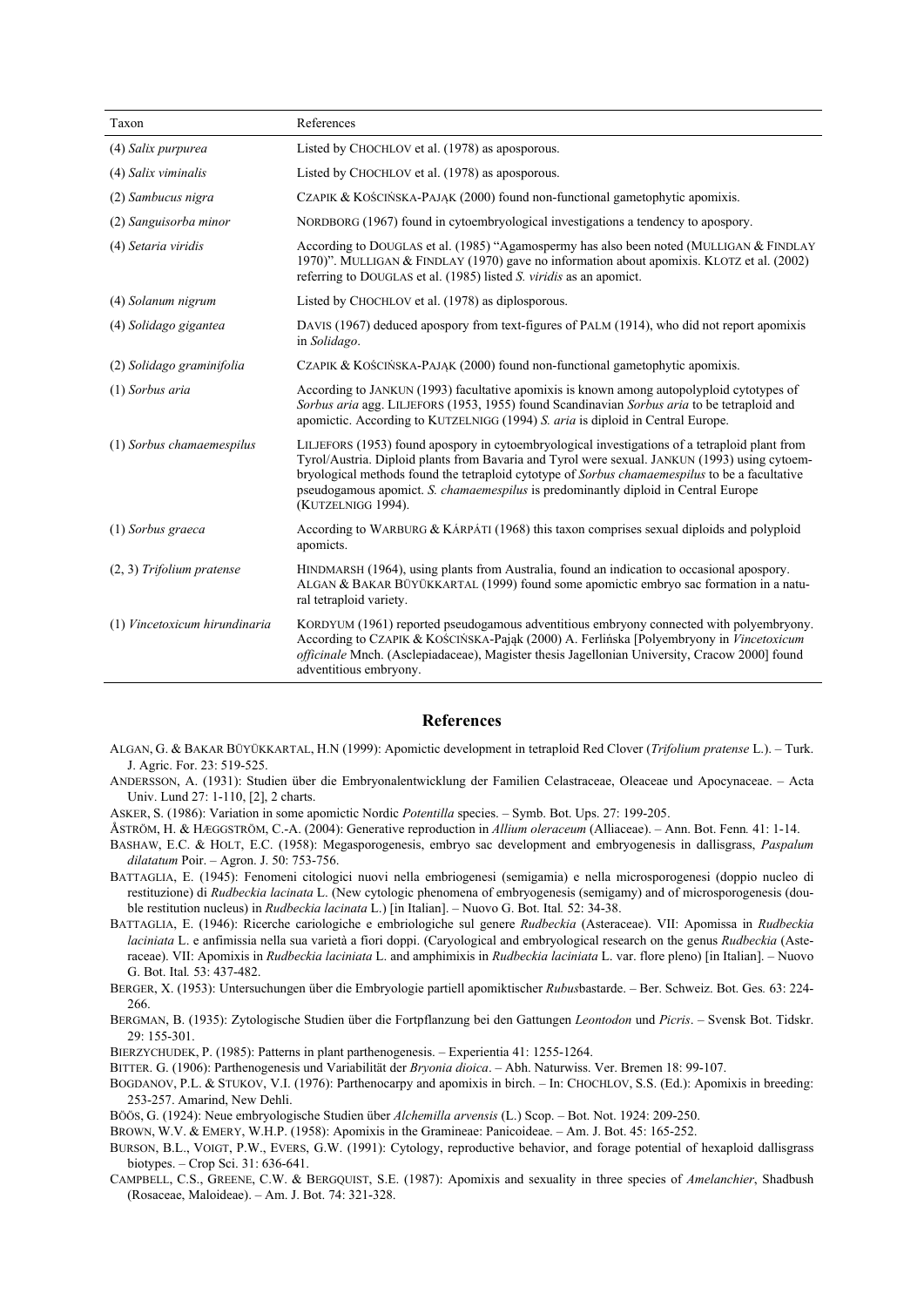| Taxon | References |
| --- | --- |
| (4) *Salix purpurea* | Listed by CHOCHLOV et al. (1978) as aposporous. |
| (4) *Salix viminalis* | Listed by CHOCHLOV et al. (1978) as aposporous. |
| (2) *Sambucus nigra* | CZAPIK & KOŚCIŃSKA-PAJĄK (2000) found non-functional gametophytic apomixis. |
| (2) *Sanguisorba minor* | NORDBORG (1967) found in cytoembryological investigations a tendency to apospory. |
| (4) *Setaria viridis* | According to DOUGLAS et al. (1985) "Agamospermy has also been noted (MULLIGAN & FINDLAY 1970)". MULLIGAN & FINDLAY (1970) gave no information about apomixis. KLOTZ et al. (2002) referring to DOUGLAS et al. (1985) listed *S. viridis* as an apomict. |
| (4) *Solanum nigrum* | Listed by CHOCHLOV et al. (1978) as diplosporous. |
| (4) *Solidago gigantea* | DAVIS (1967) deduced apospory from text-figures of PALM (1914), who did not report apomixis in *Solidago*. |
| (2) *Solidago graminifolia* | CZAPIK & KOŚCIŃSKA-PAJĄK (2000) found non-functional gametophytic apomixis. |
| (1) *Sorbus aria* | According to JANKUN (1993) facultative apomixis is known among autopolyploid cytotypes of *Sorbus aria* agg. LILJEFORS (1953, 1955) found Scandinavian *Sorbus aria* to be tetraploid and apomictic. According to KUTZELNIGG (1994) *S. aria* is diploid in Central Europe. |
| (1) *Sorbus chamaemespilus* | LILJEFORS (1953) found apospory in cytoembryological investigations of a tetraploid plant from Tyrol/Austria. Diploid plants from Bavaria and Tyrol were sexual. JANKUN (1993) using cytoembryological methods found the tetraploid cytotype of *Sorbus chamaemespilus* to be a facultative pseudogamous apomict. *S. chamaemespilus* is predominantly diploid in Central Europe (KUTZELNIGG 1994). |
| (1) *Sorbus graeca* | According to WARBURG & KÁRPÁTI (1968) this taxon comprises sexual diploids and polyploid apomicts. |
| (2, 3) *Trifolium pratense* | HINDMARSH (1964), using plants from Australia, found an indication to occasional apospory. ALGAN & BAKAR BÜYÜKKARTAL (1999) found some apomictic embryo sac formation in a natural tetraploid variety. |
| (1) *Vincetoxicum hirundinaria* | KORDYUM (1961) reported pseudogamous adventitious embryony connected with polyembryony. According to CZAPIK & KOŚCIŃSKA-Pająk (2000) A. Ferlińska [Polyembryony in *Vincetoxicum officinale* Mnch. (Asclepiadaceae), Magister thesis Jagellonian University, Cracow 2000] found adventitious embryony. |

## References

ALGAN, G. & BAKAR BÜYÜKKARTAL, H.N (1999): Apomictic development in tetraploid Red Clover (*Trifolium pratense* L.). – Turk. J. Agric. For. 23: 519-525.

ANDERSSON, A. (1931): Studien über die Embryonalentwicklung der Familien Celastraceae, Oleaceae und Apocynaceae. – Acta Univ. Lund 27: 1-110, [2], 2 charts.

ASKER, S. (1986): Variation in some apomictic Nordic *Potentilla* species. – Symb. Bot. Ups. 27: 199-205.

ÅSTRÖM, H. & HÆGGSTRÖM, C.-A. (2004): Generative reproduction in *Allium oleraceum* (Alliaceae). – Ann. Bot. Fenn*.* 41: 1-14.

BASHAW, E.C. & HOLT, E.C. (1958): Megasporogenesis, embryo sac development and embryogenesis in dallisgrass, *Paspalum dilatatum* Poir. – Agron. J. 50: 753-756.

BATTAGLIA, E. (1945): Fenomeni citologici nuovi nella embriogenesi (semigamia) e nella microsporogenesi (doppio nucleo di restituzione) di *Rudbeckia lacinata* L. (New cytologic phenomena of embryogenesis (semigamy) and of microsporogenesis (double restitution nucleus) in *Rudbeckia lacinata* L.) [in Italian]. – Nuovo G. Bot. Ital*.* 52: 34-38.

BATTAGLIA, E. (1946): Ricerche cariologiche e embriologiche sul genere *Rudbeckia* (Asteraceae). VII: Apomissa in *Rudbeckia laciniata* L. e anfimissia nella sua varietà a fiori doppi. (Caryological and embryological research on the genus *Rudbeckia* (Asteraceae). VII: Apomixis in *Rudbeckia laciniata* L. and amphimixis in *Rudbeckia laciniata* L. var. flore pleno) [in Italian]. – Nuovo G. Bot. Ital*.* 53: 437-482.

BERGER, X. (1953): Untersuchungen über die Embryologie partiell apomiktischer *Rubus*bastarde. – Ber. Schweiz. Bot. Ges*.* 63: 224-266.

BERGMAN, B. (1935): Zytologische Studien über die Fortpflanzung bei den Gattungen *Leontodon* und *Picris*. – Svensk Bot. Tidskr. 29: 155-301.

BIERZYCHUDEK, P. (1985): Patterns in plant parthenogenesis. – Experientia 41: 1255-1264.

BITTER. G. (1906): Parthenogenesis und Variabilität der *Bryonia dioica*. – Abh. Naturwiss. Ver. Bremen 18: 99-107.

BOGDANOV, P.L. & STUKOV, V.I. (1976): Parthenocarpy and apomixis in birch. – In: CHOCHLOV, S.S. (Ed.): Apomixis in breeding: 253-257. Amarind, New Dehli.

BÖÖS, G. (1924): Neue embryologische Studien über *Alchemilla arvensis* (L.) Scop. – Bot. Not. 1924: 209-250.

BROWN, W.V. & EMERY, W.H.P. (1958): Apomixis in the Gramineae: Panicoideae. – Am. J. Bot. 45: 165-252.

BURSON, B.L., VOIGT, P.W., EVERS, G.W. (1991): Cytology, reproductive behavior, and forage potential of hexaploid dallisgrass biotypes. – Crop Sci. 31: 636-641.

CAMPBELL, C.S., GREENE, C.W. & BERGQUIST, S.E. (1987): Apomixis and sexuality in three species of *Amelanchier*, Shadbush (Rosaceae, Maloideae). – Am. J. Bot. 74: 321-328.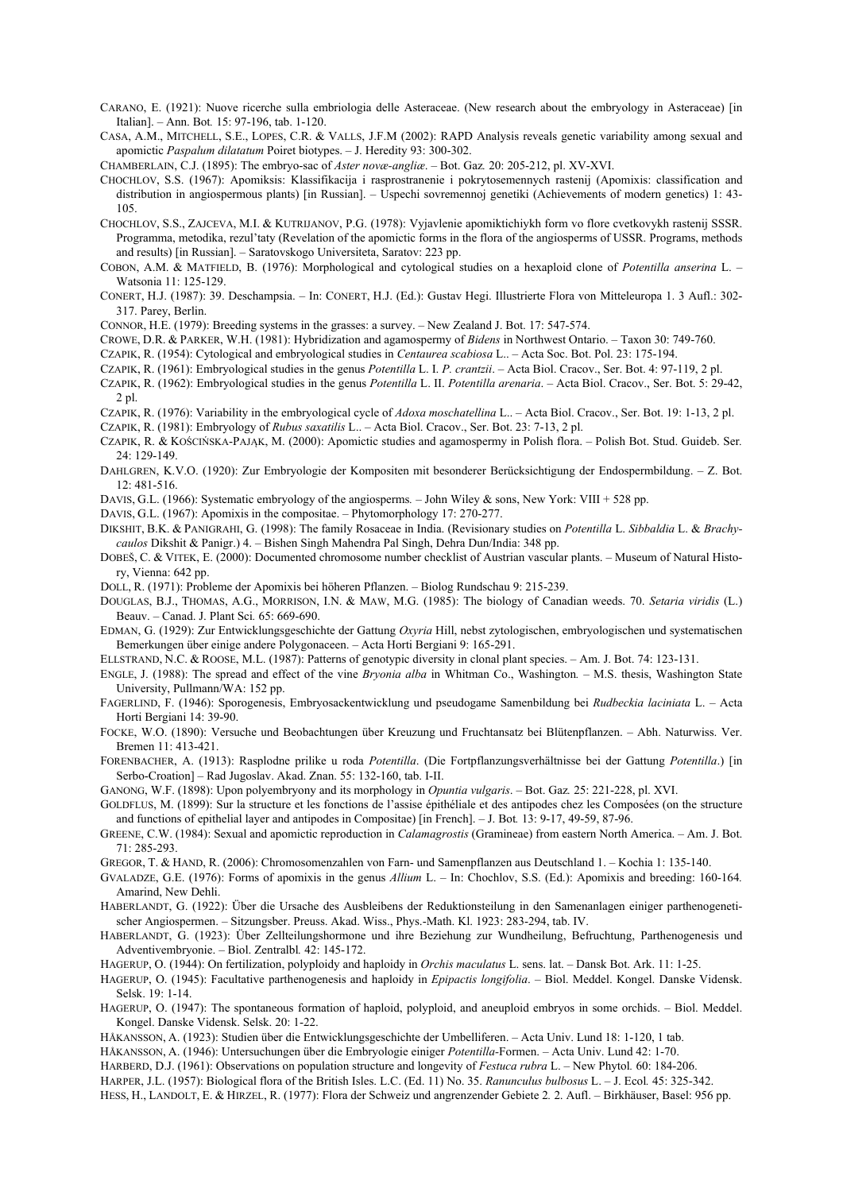CARANO, E. (1921): Nuove ricerche sulla embriologia delle Asteraceae. (New research about the embryology in Asteraceae) [in Italian]. – Ann. Bot. 15: 97-196, tab. 1-120.

CASA, A.M., MITCHELL, S.E., LOPES, C.R. & VALLS, J.F.M (2002): RAPD Analysis reveals genetic variability among sexual and apomictic *Paspalum dilatatum* Poiret biotypes. – J. Heredity 93: 300-302.

CHAMBERLAIN, C.J. (1895): The embryo-sac of *Aster novæ-angliæ*. – Bot. Gaz. 20: 205-212, pl. XV-XVI.

CHOCHLOV, S.S. (1967): Apomiksis: Klassifikacija i rasprostranenie i pokrytosemennych rastenij (Apomixis: classification and distribution in angiospermous plants) [in Russian]. – Uspechi sovremennoj genetiki (Achievements of modern genetics) 1: 43-105.

CHOCHLOV, S.S., ZAJCEVA, M.I. & KUTRIJANOV, P.G. (1978): Vyjavlenie apomiktichiykh form vo flore cvetkovykh rastenij SSSR. Programma, metodika, rezul'taty (Revelation of the apomictic forms in the flora of the angiosperms of USSR. Programs, methods and results) [in Russian]. – Saratovskogo Universiteta, Saratov: 223 pp.

COBON, A.M. & MATFIELD, B. (1976): Morphological and cytological studies on a hexaploid clone of *Potentilla anserina* L. – Watsonia 11: 125-129.

CONERT, H.J. (1987): 39. Deschampsia. – In: CONERT, H.J. (Ed.): Gustav Hegi. Illustrierte Flora von Mitteleuropa 1. 3 Aufl.: 302-317. Parey, Berlin.

CONNOR, H.E. (1979): Breeding systems in the grasses: a survey. – New Zealand J. Bot. 17: 547-574.

CROWE, D.R. & PARKER, W.H. (1981): Hybridization and agamospermy of *Bidens* in Northwest Ontario. – Taxon 30: 749-760.

CZAPIK, R. (1954): Cytological and embryological studies in *Centaurea scabiosa* L.. – Acta Soc. Bot. Pol. 23: 175-194.

CZAPIK, R. (1961): Embryological studies in the genus *Potentilla* L. I. *P. crantzii*. – Acta Biol. Cracov., Ser. Bot. 4: 97-119, 2 pl.

CZAPIK, R. (1962): Embryological studies in the genus *Potentilla* L. II. *Potentilla arenaria*. – Acta Biol. Cracov., Ser. Bot. 5: 29-42, 2 pl.

CZAPIK, R. (1976): Variability in the embryological cycle of *Adoxa moschatellina* L.. – Acta Biol. Cracov., Ser. Bot. 19: 1-13, 2 pl.

CZAPIK, R. (1981): Embryology of *Rubus saxatilis* L.. – Acta Biol. Cracov., Ser. Bot. 23: 7-13, 2 pl.

CZAPIK, R. & KOŚCIŃSKA-PAJĄK, M. (2000): Apomictic studies and agamospermy in Polish flora. – Polish Bot. Stud. Guideb. Ser. 24: 129-149.

DAHLGREN, K.V.O. (1920): Zur Embryologie der Kompositen mit besonderer Berücksichtigung der Endospermbildung. – Z. Bot. 12: 481-516.

DAVIS, G.L. (1966): Systematic embryology of the angiosperms. – John Wiley & sons, New York: VIII + 528 pp.

DAVIS, G.L. (1967): Apomixis in the compositae. – Phytomorphology 17: 270-277.

DIKSHIT, B.K. & PANIGRAHI, G. (1998): The family Rosaceae in India. (Revisionary studies on *Potentilla* L. *Sibbaldia* L. & *Brachycaulos* Dikshit & Panigr.) 4. – Bishen Singh Mahendra Pal Singh, Dehra Dun/India: 348 pp.

DOBEŠ, C. & VITEK, E. (2000): Documented chromosome number checklist of Austrian vascular plants. – Museum of Natural History, Vienna: 642 pp.

DOLL, R. (1971): Probleme der Apomixis bei höheren Pflanzen. – Biolog Rundschau 9: 215-239.

DOUGLAS, B.J., THOMAS, A.G., MORRISON, I.N. & MAW, M.G. (1985): The biology of Canadian weeds. 70. *Setaria viridis* (L.) Beauv. – Canad. J. Plant Sci. 65: 669-690.

EDMAN, G. (1929): Zur Entwicklungsgeschichte der Gattung *Oxyria* Hill, nebst zytologischen, embryologischen und systematischen Bemerkungen über einige andere Polygonaceen. – Acta Horti Bergiani 9: 165-291.

ELLSTRAND, N.C. & ROOSE, M.L. (1987): Patterns of genotypic diversity in clonal plant species. – Am. J. Bot. 74: 123-131.

ENGLE, J. (1988): The spread and effect of the vine *Bryonia alba* in Whitman Co., Washington. – M.S. thesis, Washington State University, Pullmann/WA: 152 pp.

FAGERLIND, F. (1946): Sporogenesis, Embryosackentwicklung und pseudogame Samenbildung bei *Rudbeckia laciniata* L. – Acta Horti Bergiani 14: 39-90.

FOCKE, W.O. (1890): Versuche und Beobachtungen über Kreuzung und Fruchtansatz bei Blütenpflanzen. – Abh. Naturwiss. Ver. Bremen 11: 413-421.

FORENBACHER, A. (1913): Rasplodne prilike u roda *Potentilla*. (Die Fortpflanzungsverhältnisse bei der Gattung *Potentilla*.) [in Serbo-Croation] – Rad Jugoslav. Akad. Znan. 55: 132-160, tab. I-II.

GANONG, W.F. (1898): Upon polyembryony and its morphology in *Opuntia vulgaris*. – Bot. Gaz. 25: 221-228, pl. XVI.

GOLDFLUS, M. (1899): Sur la structure et les fonctions de l'assise épithéliale et des antipodes chez les Composées (on the structure and functions of epithelial layer and antipodes in Compositae) [in French]. – J. Bot. 13: 9-17, 49-59, 87-96.

GREENE, C.W. (1984): Sexual and apomictic reproduction in *Calamagrostis* (Gramineae) from eastern North America. – Am. J. Bot. 71: 285-293.

GREGOR, T. & HAND, R. (2006): Chromosomenzahlen von Farn- und Samenpflanzen aus Deutschland 1. – Kochia 1: 135-140.

GVALADZE, G.E. (1976): Forms of apomixis in the genus *Allium* L. – In: Chochlov, S.S. (Ed.): Apomixis and breeding: 160-164. Amarind, New Dehli.

HABERLANDT, G. (1922): Über die Ursache des Ausbleibens der Reduktionsteilung in den Samenanlagen einiger parthenogenetischer Angiospermen. – Sitzungsber. Preuss. Akad. Wiss., Phys.-Math. Kl. 1923: 283-294, tab. IV.

HABERLANDT, G. (1923): Über Zellteilungshormone und ihre Beziehung zur Wundheilung, Befruchtung, Parthenogenesis und Adventivembryonie. – Biol. Zentralbl. 42: 145-172.

HAGERUP, O. (1944): On fertilization, polyploidy and haploidy in *Orchis maculatus* L. sens. lat. – Dansk Bot. Ark. 11: 1-25.

HAGERUP, O. (1945): Facultative parthenogenesis and haploidy in *Epipactis longifolia*. – Biol. Meddel. Kongel. Danske Vidensk. Selsk. 19: 1-14.

HAGERUP, O. (1947): The spontaneous formation of haploid, polyploid, and aneuploid embryos in some orchids. – Biol. Meddel. Kongel. Danske Vidensk. Selsk. 20: 1-22.

HÅKANSSON, A. (1923): Studien über die Entwicklungsgeschichte der Umbelliferen. – Acta Univ. Lund 18: 1-120, 1 tab.

HÅKANSSON, A. (1946): Untersuchungen über die Embryologie einiger *Potentilla*-Formen. – Acta Univ. Lund 42: 1-70.

HARBERD, D.J. (1961): Observations on population structure and longevity of *Festuca rubra* L. – New Phytol. 60: 184-206.

HARPER, J.L. (1957): Biological flora of the British Isles. L.C. (Ed. 11) No. 35. *Ranunculus bulbosus* L. – J. Ecol. 45: 325-342.

HESS, H., LANDOLT, E. & HIRZEL, R. (1977): Flora der Schweiz und angrenzender Gebiete 2. 2. Aufl. – Birkhäuser, Basel: 956 pp.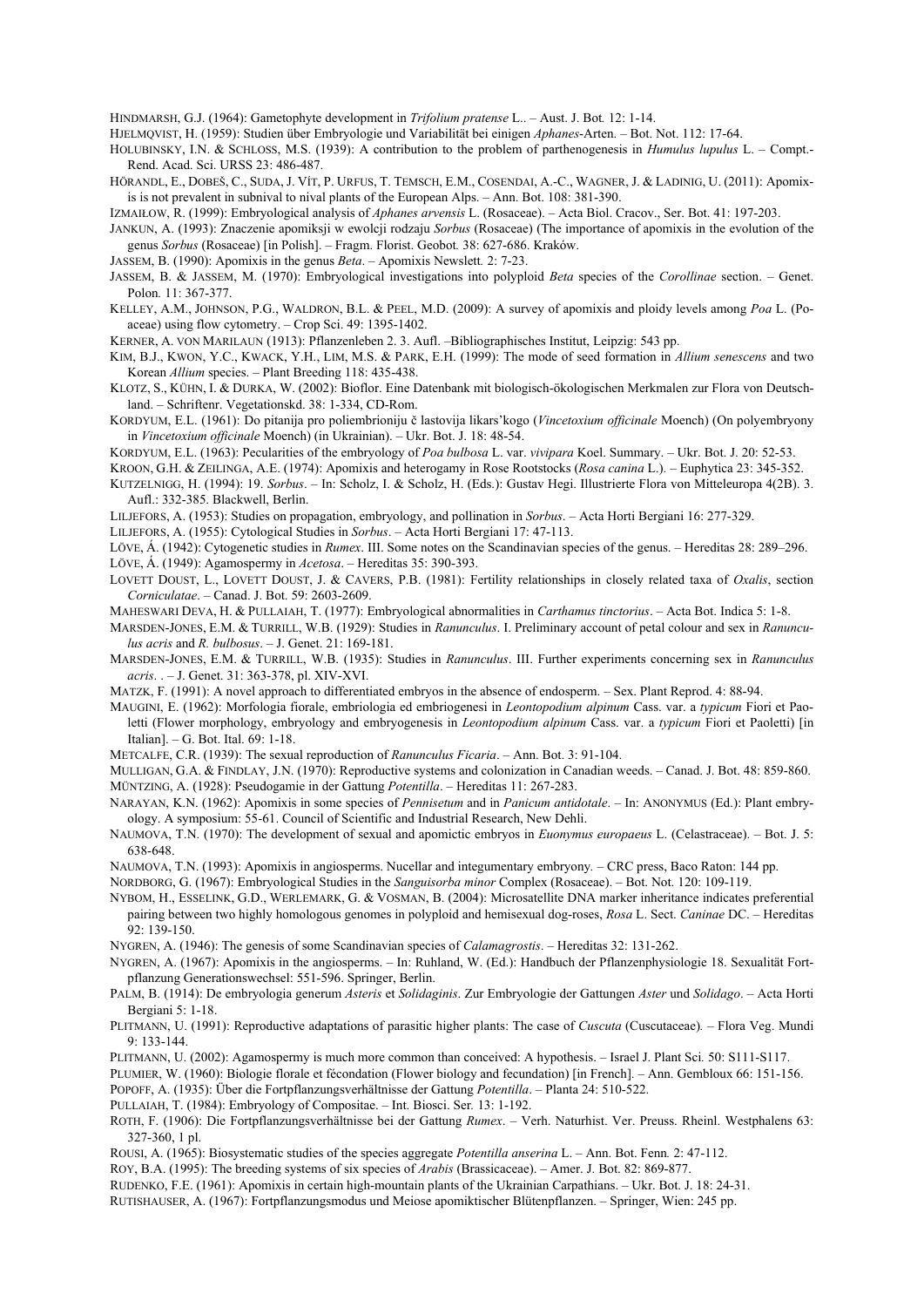HINDMARSH, G.J. (1964): Gametophyte development in *Trifolium pratense* L.. – Aust. J. Bot*.* 12: 1-14.

HJELMQVIST, H. (1959): Studien über Embryologie und Variabilität bei einigen *Aphanes*-Arten. – Bot. Not. 112: 17-64.

HOLUBINSKY, I.N. & SCHLOSS, M.S. (1939): A contribution to the problem of parthenogenesis in *Humulus lupulus* L. – Compt.-Rend. Acad. Sci. URSS 23: 486-487.

HÖRANDL, E., DOBEŠ, C., SUDA, J. VÍT, P. URFUS, T. TEMSCH, E.M., COSENDAI, A.-C., WAGNER, J. & LADINIG, U. (2011): Apomixis is not prevalent in subnival to nival plants of the European Alps. – Ann. Bot. 108: 381-390.

IZMAIŁOW, R. (1999): Embryological analysis of *Aphanes arvensis* L. (Rosaceae). – Acta Biol. Cracov., Ser. Bot. 41: 197-203.

JANKUN, A. (1993): Znaczenie apomiksji w ewolcji rodzaju *Sorbus* (Rosaceae) (The importance of apomixis in the evolution of the genus *Sorbus* (Rosaceae) [in Polish]. – Fragm. Florist. Geobot*.* 38: 627-686. Kraków.

JASSEM, B. (1990): Apomixis in the genus *Beta*. – Apomixis Newslett*.* 2: 7-23.

JASSEM, B. & JASSEM, M. (1970): Embryological investigations into polyploid *Beta* species of the *Corollinae* section. – Genet. Polon*.* 11: 367-377.

KELLEY, A.M., JOHNSON, P.G., WALDRON, B.L. & PEEL, M.D. (2009): A survey of apomixis and ploidy levels among *Poa* L. (Poaceae) using flow cytometry. – Crop Sci. 49: 1395-1402.

KERNER, A. VON MARILAUN (1913): Pflanzenleben 2. 3. Aufl. –Bibliographisches Institut, Leipzig: 543 pp.

KIM, B.J., KWON, Y.C., KWACK, Y.H., LIM, M.S. & PARK, E.H. (1999): The mode of seed formation in *Allium senescens* and two Korean *Allium* species. – Plant Breeding 118: 435-438.

KLOTZ, S., KÜHN, I. & DURKA, W. (2002): Bioflor. Eine Datenbank mit biologisch-ökologischen Merkmalen zur Flora von Deutschland. – Schriftenr. Vegetationskd. 38: 1-334, CD-Rom.

KORDYUM, E.L. (1961): Do pitanija pro poliembrioniju č lastovija likars'kogo (*Vincetoxium officinale* Moench) (On polyembryony in *Vincetoxium officinale* Moench) (in Ukrainian). – Ukr. Bot. J. 18: 48-54.

KORDYUM, E.L. (1963): Pecularities of the embryology of *Poa bulbosa* L. var. *vivipara* Koel. Summary. – Ukr. Bot. J. 20: 52-53.

KROON, G.H. & ZEILINGA, A.E. (1974): Apomixis and heterogamy in Rose Rootstocks (*Rosa canina* L.). – Euphytica 23: 345-352.

KUTZELNIGG, H. (1994): 19. *Sorbus*. – In: Scholz, I. & Scholz, H. (Eds.): Gustav Hegi. Illustrierte Flora von Mitteleuropa 4(2B). 3. Aufl.: 332-385. Blackwell, Berlin.

LILJEFORS, A. (1953): Studies on propagation, embryology, and pollination in *Sorbus*. – Acta Horti Bergiani 16: 277-329.

LILJEFORS, A. (1955): Cytological Studies in *Sorbus*. – Acta Horti Bergiani 17: 47-113.

LÖVE, Á. (1942): Cytogenetic studies in *Rumex*. III. Some notes on the Scandinavian species of the genus. – Hereditas 28: 289–296.

LÖVE, Á. (1949): Agamospermy in *Acetosa*. – Hereditas 35: 390-393.

LOVETT DOUST, L., LOVETT DOUST, J. & CAVERS, P.B. (1981): Fertility relationships in closely related taxa of *Oxalis*, section *Corniculatae*. – Canad. J. Bot. 59: 2603-2609.

MAHESWARI DEVA, H. & PULLAIAH, T. (1977): Embryological abnormalities in *Carthamus tinctorius*. – Acta Bot. Indica 5: 1-8.

MARSDEN-JONES, E.M. & TURRILL, W.B. (1929): Studies in *Ranunculus*. I. Preliminary account of petal colour and sex in *Ranunculus acris* and *R. bulbosus*. – J. Genet. 21: 169-181.

MARSDEN-JONES, E.M. & TURRILL, W.B. (1935): Studies in *Ranunculus*. III. Further experiments concerning sex in *Ranunculus acris*. . – J. Genet. 31: 363-378, pl. XIV-XVI.

MATZK, F. (1991): A novel approach to differentiated embryos in the absence of endosperm. – Sex. Plant Reprod. 4: 88-94.

MAUGINI, E. (1962): Morfologia fiorale, embriologia ed embriogenesi in *Leontopodium alpinum* Cass. var. a *typicum* Fiori et Paoletti (Flower morphology, embryology and embryogenesis in *Leontopodium alpinum* Cass. var. a *typicum* Fiori et Paoletti) [in Italian]. – G. Bot. Ital. 69: 1-18.

METCALFE, C.R. (1939): The sexual reproduction of *Ranunculus Ficaria*. – Ann. Bot. 3: 91-104.

MULLIGAN, G.A. & FINDLAY, J.N. (1970): Reproductive systems and colonization in Canadian weeds. – Canad. J. Bot. 48: 859-860.

MÜNTZING, A. (1928): Pseudogamie in der Gattung *Potentilla*. – Hereditas 11: 267-283.

NARAYAN, K.N. (1962): Apomixis in some species of *Pennisetum* and in *Panicum antidotale*. – In: ANONYMUS (Ed.): Plant embryology. A symposium: 55-61. Council of Scientific and Industrial Research, New Dehli.

NAUMOVA, T.N. (1970): The development of sexual and apomictic embryos in *Euonymus europaeus* L. (Celastraceae). – Bot. J. 5: 638-648.

NAUMOVA, T.N. (1993): Apomixis in angiosperms. Nucellar and integumentary embryony. – CRC press, Baco Raton: 144 pp.

NORDBORG, G. (1967): Embryological Studies in the *Sanguisorba minor* Complex (Rosaceae). – Bot. Not. 120: 109-119.

NYBOM, H., ESSELINK, G.D., WERLEMARK, G. & VOSMAN, B. (2004): Microsatellite DNA marker inheritance indicates preferential pairing between two highly homologous genomes in polyploid and hemisexual dog-roses, *Rosa* L. Sect. *Caninae* DC. – Hereditas 92: 139-150.

NYGREN, A. (1946): The genesis of some Scandinavian species of *Calamagrostis*. – Hereditas 32: 131-262.

NYGREN, A. (1967): Apomixis in the angiosperms. – In: Ruhland, W. (Ed.): Handbuch der Pflanzenphysiologie 18. Sexualität Fortpflanzung Generationswechsel: 551-596. Springer, Berlin.

PALM, B. (1914): De embryologia generum *Asteris* et *Solidaginis*. Zur Embryologie der Gattungen *Aster* und *Solidago*. – Acta Horti Bergiani 5: 1-18.

PLITMANN, U. (1991): Reproductive adaptations of parasitic higher plants: The case of *Cuscuta* (Cuscutaceae)*.* – Flora Veg. Mundi 9: 133-144.

PLITMANN, U. (2002): Agamospermy is much more common than conceived: A hypothesis. – Israel J. Plant Sci*.* 50: S111-S117.

PLUMIER, W. (1960): Biologie florale et fécondation (Flower biology and fecundation) [in French]. – Ann. Gembloux 66: 151-156.

POPOFF, A. (1935): Über die Fortpflanzungsverhältnisse der Gattung *Potentilla*. – Planta 24: 510-522.

PULLAIAH, T. (1984): Embryology of Compositae. – Int. Biosci. Ser*.* 13: 1-192.

ROTH, F. (1906): Die Fortpflanzungsverhältnisse bei der Gattung *Rumex*. – Verh. Naturhist. Ver. Preuss. Rheinl. Westphalens 63: 327-360, 1 pl.

ROUSI, A. (1965): Biosystematic studies of the species aggregate *Potentilla anserina* L. – Ann. Bot. Fenn*.* 2: 47-112.

ROY, B.A. (1995): The breeding systems of six species of *Arabis* (Brassicaceae). – Amer. J. Bot. 82: 869-877.

RUDENKO, F.E. (1961): Apomixis in certain high-mountain plants of the Ukrainian Carpathians. – Ukr. Bot. J. 18: 24-31.

RUTISHAUSER, A. (1967): Fortpflanzungsmodus und Meiose apomiktischer Blütenpflanzen. – Springer, Wien: 245 pp.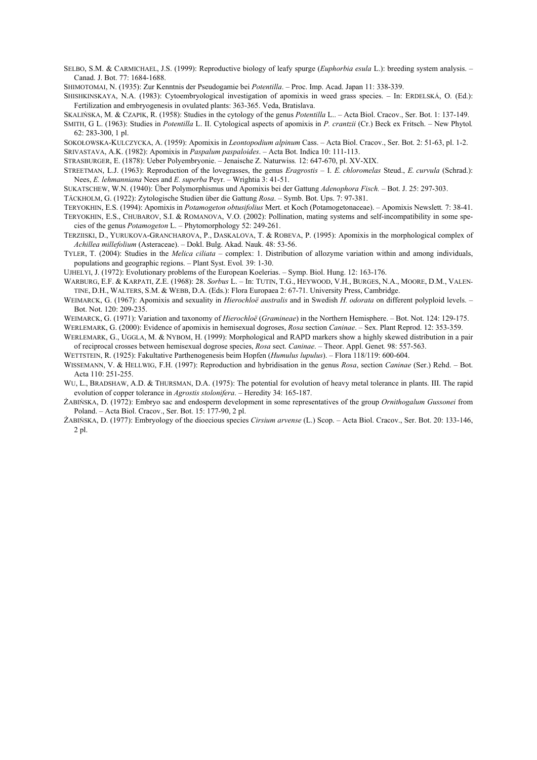SELBO, S.M. & CARMICHAEL, J.S. (1999): Reproductive biology of leafy spurge (*Euphorbia esula* L.): breeding system analysis. – Canad. J. Bot. 77: 1684-1688.

SHIMOTOMAI, N. (1935): Zur Kenntnis der Pseudogamie bei *Potentilla*. – Proc. Imp. Acad. Japan 11: 338-339.

SHISHKINSKAYA, N.A. (1983): Cytoembryological investigation of apomixis in weed grass species. – In: ERDELSKÁ, O. (Ed.): Fertilization and embryogenesis in ovulated plants: 363-365. Veda, Bratislava.

SKALIŃSKA, M. & CZAPIK, R. (1958): Studies in the cytology of the genus *Potentilla* L.. – Acta Biol. Cracov., Ser. Bot. 1: 137-149.

SMITH, G L. (1963): Studies in *Potentilla* L. II. Cytological aspects of apomixis in *P. crantzii* (Cr.) Beck ex Fritsch. – New Phytol. 62: 283-300, 1 pl.

SOKOŁOWSKA-KULCZYCKA, A. (1959): Apomixis in *Leontopodium alpinum* Cass. – Acta Biol. Cracov., Ser. Bot. 2: 51-63, pl. 1-2.

SRIVASTAVA, A.K. (1982): Apomixis in *Paspalum paspaloides*. – Acta Bot. Indica 10: 111-113.

STRASBURGER, E. (1878): Ueber Polyembryonie. – Jenaische Z. Naturwiss. 12: 647-670, pl. XV-XIX.

STREETMAN, L.J. (1963): Reproduction of the lovegrasses, the genus *Eragrostis* – I. *E. chloromelas* Steud., *E. curvula* (Schrad.): Nees, *E. lehmanniana* Nees and *E. superba* Peyr. – Wrightia 3: 41-51.

SUKATSCHEW, W.N. (1940): Über Polymorphismus und Apomixis bei der Gattung *Adenophora Fisch.* – Bot. J. 25: 297-303.

TÄCKHOLM, G. (1922): Zytologische Studien über die Gattung *Rosa*. – Symb. Bot. Ups. 7: 97-381.

TERYOKHIN, E.S. (1994): Apomixis in *Potamogeton obtusifolius* Mert. et Koch (Potamogetonaceae). – Apomixis Newslett. 7: 38-41.

TERYOKHIN, E.S., CHUBAROV, S.I. & ROMANOVA, V.O. (2002): Pollination, mating systems and self-incompatibility in some species of the genus *Potamogeton* L. – Phytomorphology 52: 249-261.

TERZIISKI, D., YURUKOVA-GRANCHAROVA, P., DASKALOVA, T. & ROBEVA, P. (1995): Apomixis in the morphological complex of *Achillea millefolium* (Asteraceae). – Dokl. Bulg. Akad. Nauk. 48: 53-56.

TYLER, T. (2004): Studies in the *Melica ciliata* – complex: 1. Distribution of allozyme variation within and among individuals, populations and geographic regions. – Plant Syst. Evol. 39: 1-30.

UJHELYI, J. (1972): Evolutionary problems of the European Koelerias. – Symp. Biol. Hung. 12: 163-176.

WARBURG, E.F. & KARPATI, Z.E. (1968): 28. *Sorbus* L. – In: TUTIN, T.G., HEYWOOD, V.H., BURGES, N.A., MOORE, D.M., VALENTINE, D.H., WALTERS, S.M. & WEBB, D.A. (Eds.): Flora Europaea 2: 67-71. University Press, Cambridge.

WEIMARCK, G. (1967): Apomixis and sexuality in *Hierochloë australis* and in Swedish *H. odorata* on different polyploid levels. – Bot. Not. 120: 209-235.

WEIMARCK, G. (1971): Variation and taxonomy of *Hierochloë* (*Gramineae*) in the Northern Hemisphere. – Bot. Not. 124: 129-175.

WERLEMARK, G. (2000): Evidence of apomixis in hemisexual dogroses, *Rosa* section *Caninae*. – Sex. Plant Reprod. 12: 353-359.

WERLEMARK, G., UGGLA, M. & NYBOM, H. (1999): Morphological and RAPD markers show a highly skewed distribution in a pair of reciprocal crosses between hemisexual dogrose species, *Rosa* sect. *Caninae*. – Theor. Appl. Genet. 98: 557-563.

WETTSTEIN, R. (1925): Fakultative Parthenogenesis beim Hopfen (*Humulus lupulus*). – Flora 118/119: 600-604.

WISSEMANN, V. & HELLWIG, F.H. (1997): Reproduction and hybridisation in the genus *Rosa*, section *Caninae* (Ser.) Rehd. – Bot. Acta 110: 251-255.

WU, L., BRADSHAW, A.D. & THURSMAN, D.A. (1975): The potential for evolution of heavy metal tolerance in plants. III. The rapid evolution of copper tolerance in *Agrostis stolonifera*. – Heredity 34: 165-187.

ŻABIŃSKA, D. (1972): Embryo sac and endosperm development in some representatives of the group *Ornithogalum Gussonei* from Poland. – Acta Biol. Cracov., Ser. Bot. 15: 177-90, 2 pl.

ŻABIŃSKA, D. (1977): Embryology of the dioecious species *Cirsium arvense* (L.) Scop. – Acta Biol. Cracov., Ser. Bot. 20: 133-146, 2 pl.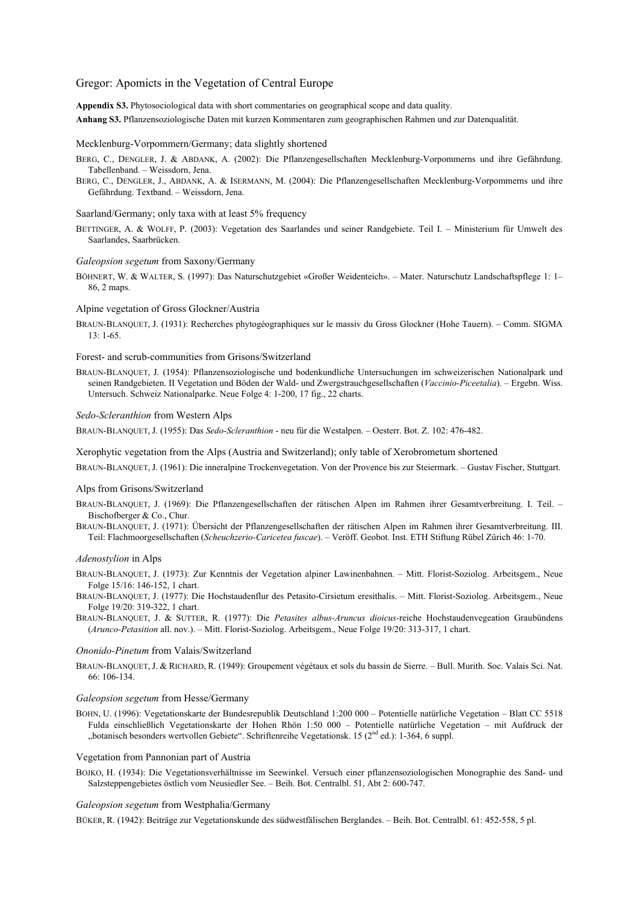# Gregor: Apomicts in the Vegetation of Central Europe

**Appendix S3.** Phytosociological data with short commentaries on geographical scope and data quality.

**Anhang S3.** Pflanzensoziologische Daten mit kurzen Kommentaren zum geographischen Rahmen und zur Datenqualität.

## Mecklenburg-Vorpommern/Germany; data slightly shortened

BERG, C., DENGLER, J. & ABDANK, A. (2002): Die Pflanzengesellschaften Mecklenburg-Vorpommerns und ihre Gefährdung. Tabellenband. – Weissdorn, Jena.

BERG, C., DENGLER, J., ABDANK, A. & ISERMANN, M. (2004): Die Pflanzengesellschaften Mecklenburg-Vorpommerns und ihre Gefährdung. Textband. – Weissdorn, Jena.

## Saarland/Germany; only taxa with at least 5% frequency

BETTINGER, A. & WOLFF, P. (2003): Vegetation des Saarlandes und seiner Randgebiete. Teil I. – Ministerium für Umwelt des Saarlandes, Saarbrücken.

## *Galeopsion segetum* from Saxony/Germany

BÖHNERT, W. & WALTER, S. (1997): Das Naturschutzgebiet «Großer Weidenteich». – Mater. Naturschutz Landschaftspflege 1: 1–86, 2 maps.

## Alpine vegetation of Gross Glockner/Austria

BRAUN-BLANQUET, J. (1931): Recherches phytogéographiques sur le massiv du Gross Glockner (Hohe Tauern). – Comm. SIGMA 13: 1-65.

## Forest- and scrub-communities from Grisons/Switzerland

BRAUN-BLANQUET, J. (1954): Pflanzensoziologische und bodenkundliche Untersuchungen im schweizerischen Nationalpark und seinen Randgebieten. II Vegetation und Böden der Wald- und Zwergstrauchgesellschaften (*Vaccinio-Piceetalia*). – Ergebn. Wiss. Untersuch. Schweiz Nationalparke. Neue Folge 4: 1-200, 17 fig., 22 charts.

## *Sedo-Scleranthion* from Western Alps

BRAUN-BLANQUET, J. (1955): Das *Sedo-Scleranthion* - neu für die Westalpen. – Oesterr. Bot. Z. 102: 476-482.

## Xerophytic vegetation from the Alps (Austria and Switzerland); only table of Xerobrometum shortened

BRAUN-BLANQUET, J. (1961): Die inneralpine Trockenvegetation. Von der Provence bis zur Steiermark. – Gustav Fischer, Stuttgart.

## Alps from Grisons/Switzerland

BRAUN-BLANQUET, J. (1969): Die Pflanzengesellschaften der rätischen Alpen im Rahmen ihrer Gesamtverbreitung. I. Teil. – Bischofberger & Co., Chur.

BRAUN-BLANQUET, J. (1971): Übersicht der Pflanzengesellschaften der rätischen Alpen im Rahmen ihrer Gesamtverbreitung. III. Teil: Flachmoorgesellschaften (*Scheuchzerio-Caricetea fuscae*). – Veröff. Geobot. Inst. ETH Stiftung Rübel Zürich 46: 1-70.

## *Adenostylion* in Alps

BRAUN-BLANQUET, J. (1973): Zur Kenntnis der Vegetation alpiner Lawinenbahnen. – Mitt. Florist-Soziolog. Arbeitsgem., Neue Folge 15/16: 146-152, 1 chart.

BRAUN-BLANQUET, J. (1977): Die Hochstaudenflur des Petasito-Cirsietum eresithalis. – Mitt. Florist-Soziolog. Arbeitsgem., Neue Folge 19/20: 319-322, 1 chart.

BRAUN-BLANQUET, J. & SUTTER, R. (1977): Die *Petasites albus-Aruncus dioicus*-reiche Hochstaudenvegeation Graubündens (*Arunco-Petasition* all. nov.). – Mitt. Florist-Soziolog. Arbeitsgem., Neue Folge 19/20: 313-317, 1 chart.

## *Ononido-Pinetum* from Valais/Switzerland

BRAUN-BLANQUET, J. & RICHARD, R. (1949): Groupement végétaux et sols du bassin de Sierre. – Bull. Murith. Soc. Valais Sci. Nat. 66: 106-134.

## *Galeopsion segetum* from Hesse/Germany

BOHN, U. (1996): Vegetationskarte der Bundesrepublik Deutschland 1:200 000 – Potentielle natürliche Vegetation – Blatt CC 5518 Fulda einschließlich Vegetationskarte der Hohen Rhön 1:50 000 – Potentielle natürliche Vegetation – mit Aufdruck der „botanisch besonders wertvollen Gebiete“. Schriftenreihe Vegetationsk. 15 (2nd ed.): 1-364, 6 suppl.

## Vegetation from Pannonian part of Austria

BOJKO, H. (1934): Die Vegetationsverhältnisse im Seewinkel. Versuch einer pflanzensoziologischen Monographie des Sand- und Salzsteppengebietes östlich vom Neusiedler See. – Beih. Bot. Centralbl. 51, Abt 2: 600-747.

## *Galeopsion segetum* from Westphalia/Germany

BÜKER, R. (1942): Beiträge zur Vegetationskunde des südwestfälischen Berglandes. – Beih. Bot. Centralbl. 61: 452-558, 5 pl.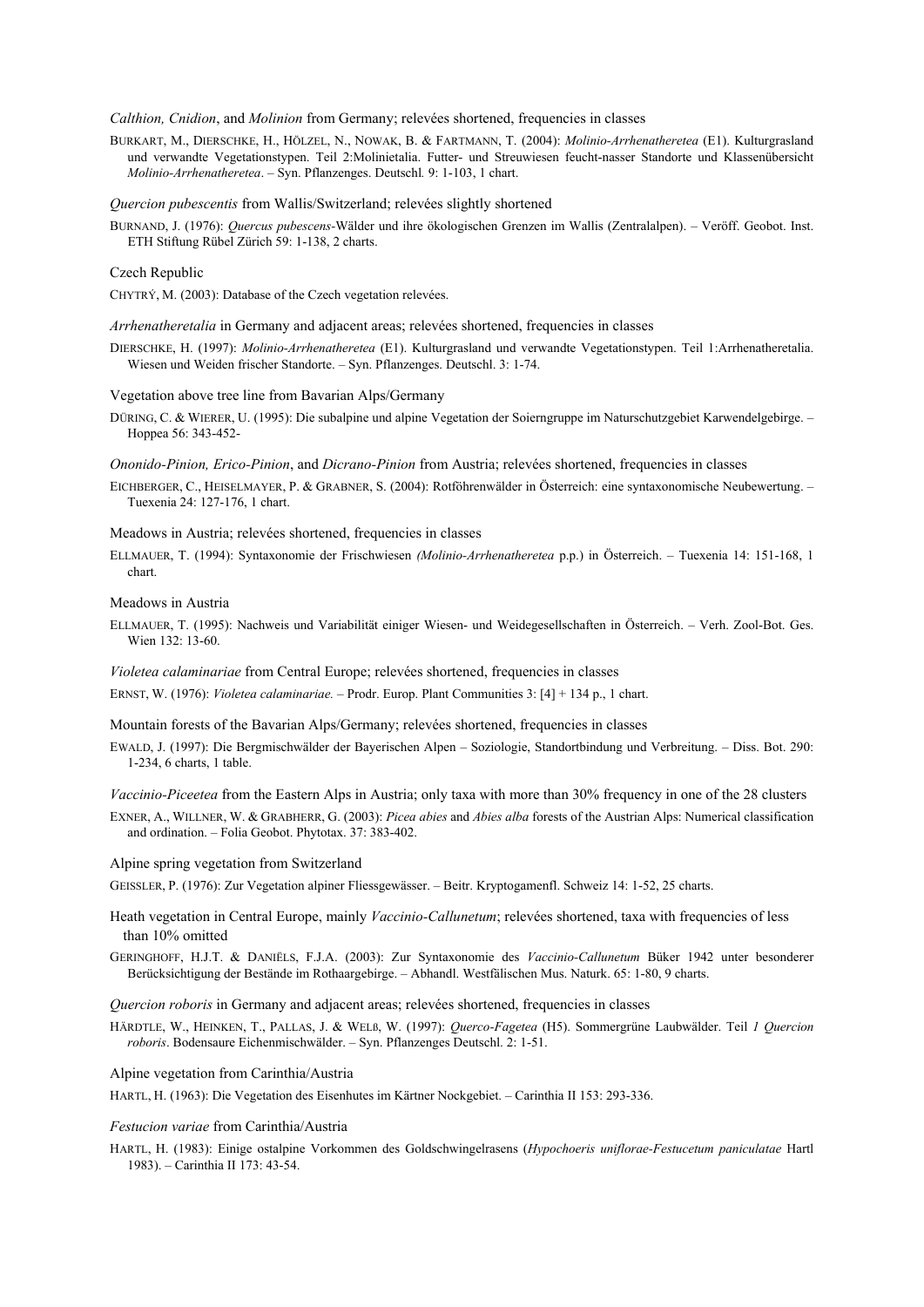*Calthion, Cnidion*, and *Molinion* from Germany; relevées shortened, frequencies in classes

BURKART, M., DIERSCHKE, H., HÖLZEL, N., NOWAK, B. & FARTMANN, T. (2004): *Molinio-Arrhenatheretea* (E1). Kulturgrasland und verwandte Vegetationstypen. Teil 2:Molinietalia. Futter- und Streuwiesen feucht-nasser Standorte und Klassenübersicht *Molinio-Arrhenatheretea*. – Syn. Pflanzenges. Deutschl. 9: 1-103, 1 chart.

*Quercion pubescentis* from Wallis/Switzerland; relevées slightly shortened

BURNAND, J. (1976): *Quercus pubescens*-Wälder und ihre ökologischen Grenzen im Wallis (Zentralalpen). – Veröff. Geobot. Inst. ETH Stiftung Rübel Zürich 59: 1-138, 2 charts.

Czech Republic

CHYTRÝ, M. (2003): Database of the Czech vegetation relevées.

*Arrhenatheretalia* in Germany and adjacent areas; relevées shortened, frequencies in classes

DIERSCHKE, H. (1997): *Molinio-Arrhenatheretea* (E1). Kulturgrasland und verwandte Vegetationstypen. Teil 1:Arrhenatheretalia. Wiesen und Weiden frischer Standorte. – Syn. Pflanzenges. Deutschl. 3: 1-74.

Vegetation above tree line from Bavarian Alps/Germany

DÜRING, C. & WIERER, U. (1995): Die subalpine und alpine Vegetation der Soierngruppe im Naturschutzgebiet Karwendelgebirge. – Hoppea 56: 343-452-

*Ononido-Pinion, Erico-Pinion*, and *Dicrano-Pinion* from Austria; relevées shortened, frequencies in classes

EICHBERGER, C., HEISELMAYER, P. & GRABNER, S. (2004): Rotföhrenwälder in Österreich: eine syntaxonomische Neubewertung. – Tuexenia 24: 127-176, 1 chart.

Meadows in Austria; relevées shortened, frequencies in classes

ELLMAUER, T. (1994): Syntaxonomie der Frischwiesen *(Molinio-Arrhenatheretea* p.p.) in Österreich. – Tuexenia 14: 151-168, 1 chart.

Meadows in Austria

ELLMAUER, T. (1995): Nachweis und Variabilität einiger Wiesen- und Weidegesellschaften in Österreich. – Verh. Zool-Bot. Ges. Wien 132: 13-60.

*Violetea calaminariae* from Central Europe; relevées shortened, frequencies in classes

ERNST, W. (1976): *Violetea calaminariae.* – Prodr. Europ. Plant Communities 3: [4] + 134 p., 1 chart.

Mountain forests of the Bavarian Alps/Germany; relevées shortened, frequencies in classes

EWALD, J. (1997): Die Bergmischwälder der Bayerischen Alpen – Soziologie, Standortbindung und Verbreitung. – Diss. Bot. 290: 1-234, 6 charts, 1 table.

*Vaccinio-Piceetea* from the Eastern Alps in Austria; only taxa with more than 30% frequency in one of the 28 clusters

EXNER, A., WILLNER, W. & GRABHERR, G. (2003): *Picea abies* and *Abies alba* forests of the Austrian Alps: Numerical classification and ordination. – Folia Geobot. Phytotax. 37: 383-402.

Alpine spring vegetation from Switzerland

GEISSLER, P. (1976): Zur Vegetation alpiner Fliessgewässer. – Beitr. Kryptogamenfl. Schweiz 14: 1-52, 25 charts.

Heath vegetation in Central Europe, mainly *Vaccinio-Callunetum*; relevées shortened, taxa with frequencies of less than 10% omitted

GERINGHOFF, H.J.T. & DANIËLS, F.J.A. (2003): Zur Syntaxonomie des *Vaccinio-Callunetum* Büker 1942 unter besonderer Berücksichtigung der Bestände im Rothaargebirge. – Abhandl. Westfälischen Mus. Naturk. 65: 1-80, 9 charts.

*Quercion roboris* in Germany and adjacent areas; relevées shortened, frequencies in classes

HÄRDTLE, W., HEINKEN, T., PALLAS, J. & WELß, W. (1997): *Querco-Fagetea* (H5). Sommergrüne Laubwälder. Teil *1 Quercion roboris*. Bodensaure Eichenmischwälder. – Syn. Pflanzenges Deutschl. 2: 1-51.

Alpine vegetation from Carinthia/Austria

HARTL, H. (1963): Die Vegetation des Eisenhutes im Kärtner Nockgebiet. – Carinthia II 153: 293-336.

*Festucion variae* from Carinthia/Austria

HARTL, H. (1983): Einige ostalpine Vorkommen des Goldschwingelrasens (*Hypochoeris uniflorae-Festucetum paniculatae* Hartl 1983). – Carinthia II 173: 43-54.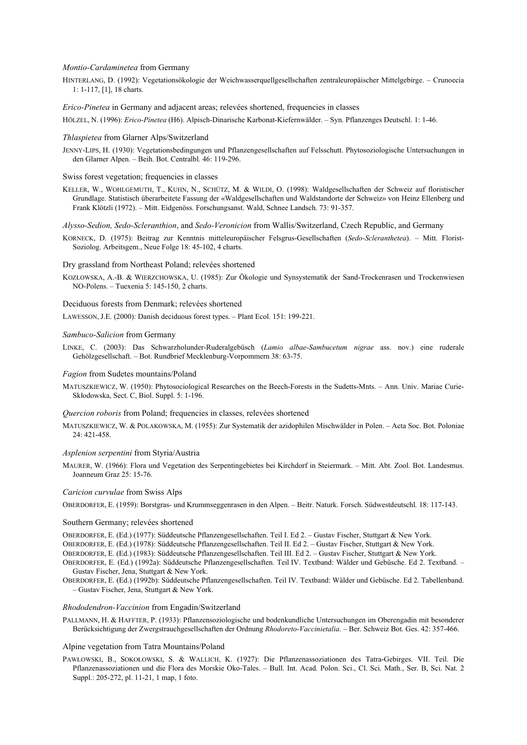*Montio-Cardaminetea* from Germany

HINTERLANG, D. (1992): Vegetationsökologie der Weichwasserquellgesellschaften zentraleuropäischer Mittelgebirge. – Crunoecia 1: 1-117, [1], 18 charts.

*Erico-Pinetea* in Germany and adjacent areas; relevées shortened, frequencies in classes

HÖLZEL, N. (1996): *Erico-Pinetea* (H6). Alpisch-Dinarische Karbonat-Kiefernwälder. – Syn. Pflanzenges Deutschl. 1: 1-46.

*Thlaspietea* from Glarner Alps/Switzerland

JENNY-LIPS, H. (1930): Vegetationsbedingungen und Pflanzengesellschaften auf Felsschutt. Phytosoziologische Untersuchungen in den Glarner Alpen. – Beih. Bot. Centralbl. 46: 119-296.

Swiss forest vegetation; frequencies in classes

KELLER, W., WOHLGEMUTH, T., KUHN, N., SCHÜTZ, M. & WILDI, O. (1998): Waldgesellschaften der Schweiz auf floristischer Grundlage. Statistisch überarbeitete Fassung der «Waldgesellschaften und Waldstandorte der Schweiz» von Heinz Ellenberg und Frank Klötzli (1972). – Mitt. Eidgenöss. Forschungsanst. Wald, Schnee Landsch. 73: 91-357.

*Alysso-Sedion, Sedo-Scleranthion*, and *Sedo-Veronicion* from Wallis/Switzerland, Czech Republic, and Germany

KORNECK, D. (1975): Beitrag zur Kenntnis mitteleuropäischer Felsgrus-Gesellschaften (*Sedo-Scleranthetea*). – Mitt. Florist-Soziolog. Arbeitsgem., Neue Folge 18: 45-102, 4 charts.

Dry grassland from Northeast Poland; relevées shortened

KOZŁOWSKA, A.-B. & WIERZCHOWSKA, U. (1985): Zur Ökologie und Synsystematik der Sand-Trockenrasen und Trockenwiesen NO-Polens. – Tuexenia 5: 145-150, 2 charts.

Deciduous forests from Denmark; relevées shortened

LAWESSON, J.E. (2000): Danish deciduous forest types. – Plant Ecol. 151: 199-221.

*Sambuco-Salicion* from Germany

LINKE, C. (2003): Das Schwarzholunder-Ruderalgebüsch (*Lamio albae-Sambucetum nigrae* ass. nov.) eine ruderale Gehölzgesellschaft. – Bot. Rundbrief Mecklenburg-Vorpommern 38: 63-75.

*Fagion* from Sudetes mountains/Poland

MATUSZKIEWICZ, W. (1950): Phytosociological Researches on the Beech-Forests in the Sudetts-Mnts. – Ann. Univ. Mariae Curie-Skłodowska, Sect. C, Biol. Suppl. 5: 1-196.

*Quercion roboris* from Poland; frequencies in classes, relevées shortened

MATUSZKIEWICZ, W. & POLAKOWSKA, M. (1955): Zur Systematik der azidophilen Mischwälder in Polen. – Acta Soc. Bot. Poloniae 24: 421-458.

*Asplenion serpentini* from Styria/Austria

MAURER, W. (1966): Flora und Vegetation des Serpentingebietes bei Kirchdorf in Steiermark. – Mitt. Abt. Zool. Bot. Landesmus. Joanneum Graz 25: 15-76.

*Caricion curvulae* from Swiss Alps

OBERDORFER, E. (1959): Borstgras- und Krummseggenrasen in den Alpen. – Beitr. Naturk. Forsch. Südwestdeutschl*.* 18: 117-143.

Southern Germany; relevées shortened

OBERDORFER, E. (Ed.) (1977): Süddeutsche Pflanzengesellschaften. Teil I. Ed 2. – Gustav Fischer, Stuttgart & New York.

OBERDORFER, E. (Ed.) (1978): Süddeutsche Pflanzengesellschaften. Teil II. Ed 2. – Gustav Fischer, Stuttgart & New York.

OBERDORFER, E. (Ed.) (1983): Süddeutsche Pflanzengesellschaften. Teil III. Ed 2. – Gustav Fischer, Stuttgart & New York.

OBERDORFER, E. (Ed.) (1992a): Süddeutsche Pflanzengesellschaften. Teil IV. Textband: Wälder und Gebüsche. Ed 2. Textband. – Gustav Fischer, Jena, Stuttgart & New York.

OBERDORFER, E. (Ed.) (1992b): Süddeutsche Pflanzengesellschaften. Teil IV. Textband: Wälder und Gebüsche. Ed 2. Tabellenband. – Gustav Fischer, Jena, Stuttgart & New York.

*Rhododendron-Vaccinion* from Engadin/Switzerland

PALLMANN, H. & HAFFTER, P. (1933): Pflanzensoziologische und bodenkundliche Untersuchungen im Oberengadin mit besonderer Berücksichtigung der Zwergstrauchgesellschaften der Ordnung *Rhodoreto-Vaccinietalia*. – Ber. Schweiz Bot. Ges. 42: 357-466.

Alpine vegetation from Tatra Mountains/Poland

PAWŁOWSKI, B., SOKOŁOWSKI, S. & WALLICH, K. (1927): Die Pflanzenassoziationen des Tatra-Gebirges. VII. Teil. Die Pflanzenassoziationen und die Flora des Morskie Oko-Tales. – Bull. Int. Acad. Polon. Sci., Cl. Sci. Math., Ser. B, Sci. Nat. 2 Suppl.: 205-272, pl. 11-21, 1 map, 1 foto.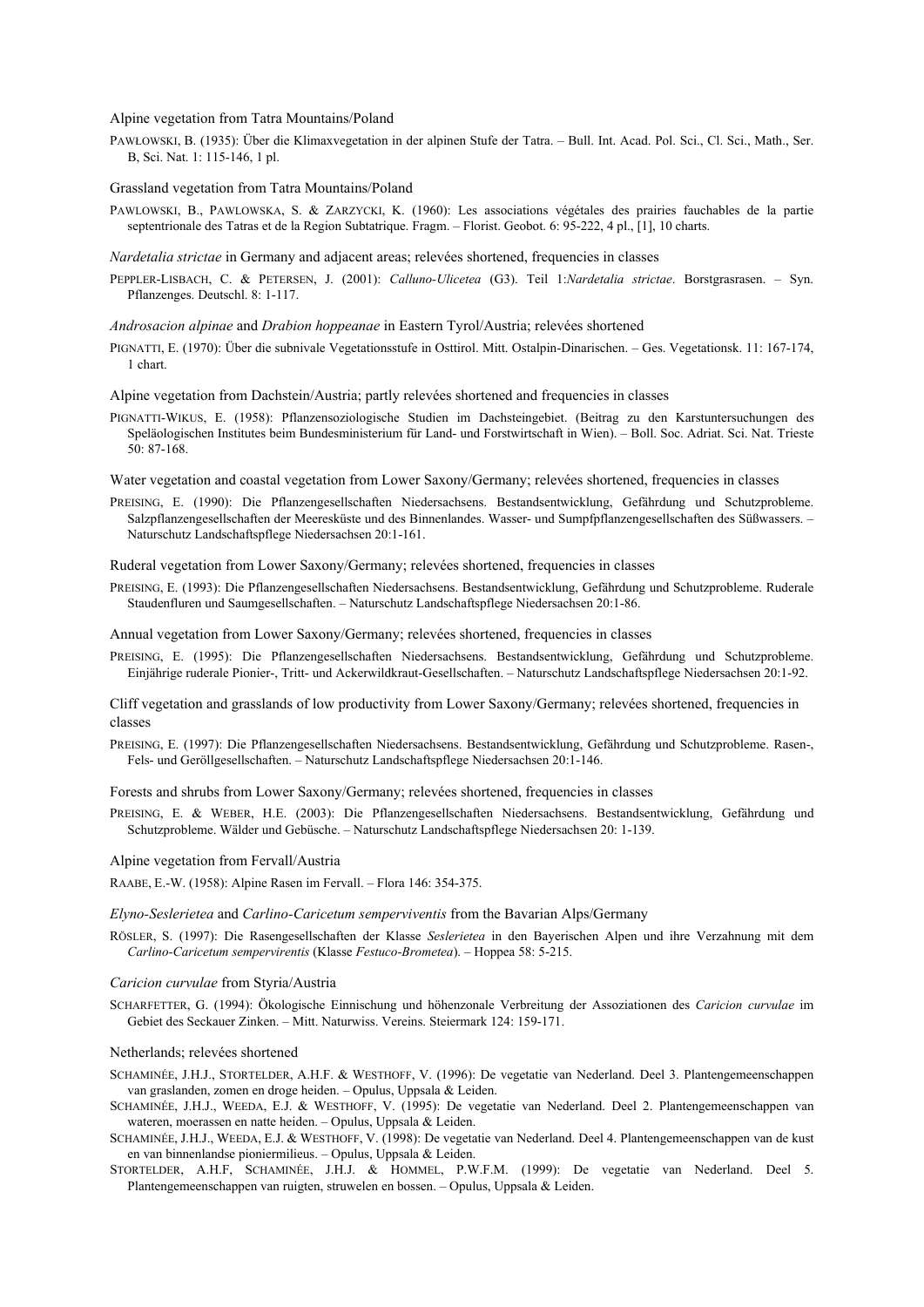Alpine vegetation from Tatra Mountains/Poland

PAWŁOWSKI, B. (1935): Über die Klimaxvegetation in der alpinen Stufe der Tatra. – Bull. Int. Acad. Pol. Sci., Cl. Sci., Math., Ser. B, Sci. Nat. 1: 115-146, 1 pl.

Grassland vegetation from Tatra Mountains/Poland

PAWLOWSKI, B., PAWLOWSKA, S. & ZARZYCKI, K. (1960): Les associations végétales des prairies fauchables de la partie septentrionale des Tatras et de la Region Subtatrique. Fragm. – Florist. Geobot. 6: 95-222, 4 pl., [1], 10 charts.

*Nardetalia strictae* in Germany and adjacent areas; relevées shortened, frequencies in classes

PEPPLER-LISBACH, C. & PETERSEN, J. (2001): *Calluno-Ulicetea* (G3). Teil 1:*Nardetalia strictae*. Borstgrasrasen. – Syn. Pflanzenges. Deutschl. 8: 1-117.

*Androsacion alpinae* and *Drabion hoppeanae* in Eastern Tyrol/Austria; relevées shortened

PIGNATTI, E. (1970): Über die subnivale Vegetationsstufe in Osttirol. Mitt. Ostalpin-Dinarischen. – Ges. Vegetationsk. 11: 167-174, 1 chart.

Alpine vegetation from Dachstein/Austria; partly relevées shortened and frequencies in classes

PIGNATTI-WIKUS, E. (1958): Pflanzensoziologische Studien im Dachsteingebiet. (Beitrag zu den Karstuntersuchungen des Speläologischen Institutes beim Bundesministerium für Land- und Forstwirtschaft in Wien). – Boll. Soc. Adriat. Sci. Nat. Trieste 50: 87-168.

Water vegetation and coastal vegetation from Lower Saxony/Germany; relevées shortened, frequencies in classes

PREISING, E. (1990): Die Pflanzengesellschaften Niedersachsens. Bestandsentwicklung, Gefährdung und Schutzprobleme. Salzpflanzengesellschaften der Meeresküste und des Binnenlandes. Wasser- und Sumpfpflanzengesellschaften des Süßwassers. – Naturschutz Landschaftspflege Niedersachsen 20:1-161.

Ruderal vegetation from Lower Saxony/Germany; relevées shortened, frequencies in classes

PREISING, E. (1993): Die Pflanzengesellschaften Niedersachsens. Bestandsentwicklung, Gefährdung und Schutzprobleme. Ruderale Staudenfluren und Saumgesellschaften. – Naturschutz Landschaftspflege Niedersachsen 20:1-86.

Annual vegetation from Lower Saxony/Germany; relevées shortened, frequencies in classes

PREISING, E. (1995): Die Pflanzengesellschaften Niedersachsens. Bestandsentwicklung, Gefährdung und Schutzprobleme. Einjährige ruderale Pionier-, Tritt- und Ackerwildkraut-Gesellschaften. – Naturschutz Landschaftspflege Niedersachsen 20:1-92.

Cliff vegetation and grasslands of low productivity from Lower Saxony/Germany; relevées shortened, frequencies in classes

PREISING, E. (1997): Die Pflanzengesellschaften Niedersachsens. Bestandsentwicklung, Gefährdung und Schutzprobleme. Rasen-, Fels- und Geröllgesellschaften. – Naturschutz Landschaftspflege Niedersachsen 20:1-146.

Forests and shrubs from Lower Saxony/Germany; relevées shortened, frequencies in classes

PREISING, E. & WEBER, H.E. (2003): Die Pflanzengesellschaften Niedersachsens. Bestandsentwicklung, Gefährdung und Schutzprobleme. Wälder und Gebüsche. – Naturschutz Landschaftspflege Niedersachsen 20: 1-139.

Alpine vegetation from Fervall/Austria

RAABE, E.-W. (1958): Alpine Rasen im Fervall. – Flora 146: 354-375.

*Elyno-Seslerietea* and *Carlino-Caricetum sempervivientis* from the Bavarian Alps/Germany

RÖSLER, S. (1997): Die Rasengesellschaften der Klasse *Seslerietea* in den Bayerischen Alpen und ihre Verzahnung mit dem *Carlino-Caricetum sempervirentis* (Klasse *Festuco-Brometea*). – Hoppea 58: 5-215.

*Caricion curvulae* from Styria/Austria

SCHARFETTER, G. (1994): Ökologische Einnischung und höhenzonale Verbreitung der Assoziationen des *Caricion curvulae* im Gebiet des Seckauer Zinken. – Mitt. Naturwiss. Vereins. Steiermark 124: 159-171.

Netherlands; relevées shortened

SCHAMINÉE, J.H.J., STORTELDER, A.H.F. & WESTHOFF, V. (1996): De vegetatie van Nederland. Deel 3. Plantengemeenschappen van graslanden, zomen en droge heiden. – Opulus, Uppsala & Leiden.

SCHAMINÉE, J.H.J., WEEDA, E.J. & WESTHOFF, V. (1995): De vegetatie van Nederland. Deel 2. Plantengemeenschappen van wateren, moerassen en natte heiden. – Opulus, Uppsala & Leiden.

SCHAMINÉE, J.H.J., WEEDA, E.J. & WESTHOFF, V. (1998): De vegetatie van Nederland. Deel 4. Plantengemeenschappen van de kust en van binnenlandse pioniermilieus. – Opulus, Uppsala & Leiden.

STORTELDER, A.H.F, SCHAMINÉE, J.H.J. & HOMMEL, P.W.F.M. (1999): De vegetatie van Nederland. Deel 5. Plantengemeenschappen van ruigten, struwelen en bossen. – Opulus, Uppsala & Leiden.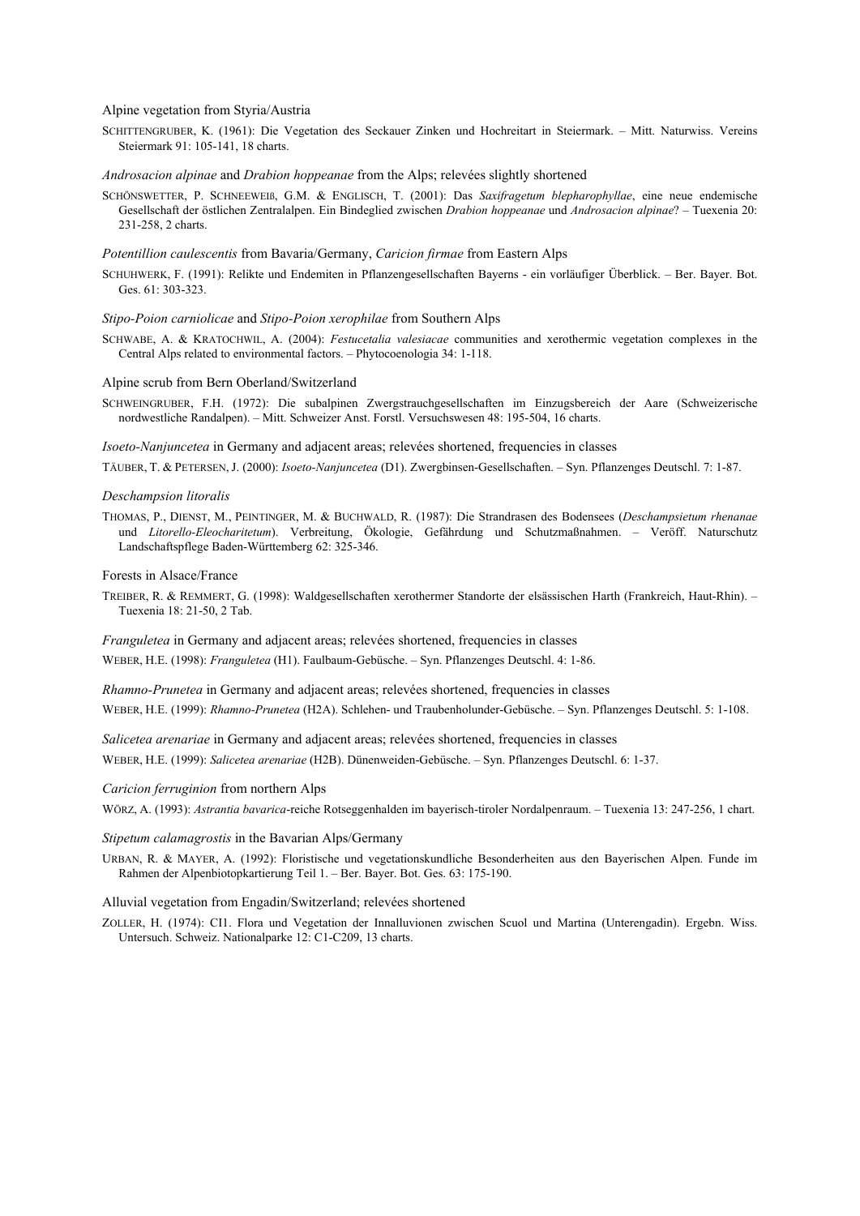Alpine vegetation from Styria/Austria

SCHITTENGRUBER, K. (1961): Die Vegetation des Seckauer Zinken und Hochreitart in Steiermark. – Mitt. Naturwiss. Vereins Steiermark 91: 105-141, 18 charts.

*Androsacion alpinae* and *Drabion hoppeanae* from the Alps; relevées slightly shortened

SCHÖNSWETTER, P. SCHNEEWEIß, G.M. & ENGLISCH, T. (2001): Das *Saxifragetum blepharophyllae*, eine neue endemische Gesellschaft der östlichen Zentralalpen. Ein Bindeglied zwischen *Drabion hoppeanae* und *Androsacion alpinae*? – Tuexenia 20: 231-258, 2 charts.

*Potentillion caulescentis* from Bavaria/Germany, *Caricion firmae* from Eastern Alps

SCHUHWERK, F. (1991): Relikte und Endemiten in Pflanzengesellschaften Bayerns - ein vorläufiger Überblick. – Ber. Bayer. Bot. Ges. 61: 303-323.

*Stipo-Poion carniolicae* and *Stipo-Poion xerophilae* from Southern Alps

SCHWABE, A. & KRATOCHWIL, A. (2004): *Festucetalia valesiacae* communities and xerothermic vegetation complexes in the Central Alps related to environmental factors. – Phytocoenologia 34: 1-118.

Alpine scrub from Bern Oberland/Switzerland

SCHWEINGRUBER, F.H. (1972): Die subalpinen Zwergstrauchgesellschaften im Einzugsbereich der Aare (Schweizerische nordwestliche Randalpen). – Mitt. Schweizer Anst. Forstl. Versuchswesen 48: 195-504, 16 charts.

*Isoeto-Nanjuncetea* in Germany and adjacent areas; relevées shortened, frequencies in classes

TÄUBER, T. & PETERSEN, J. (2000): *Isoeto-Nanjuncetea* (D1). Zwergbinsen-Gesellschaften. – Syn. Pflanzenges Deutschl. 7: 1-87.

*Deschampsion litoralis*

THOMAS, P., DIENST, M., PEINTINGER, M. & BUCHWALD, R. (1987): Die Strandrasen des Bodensees (*Deschampsietum rhenanae* und *Litorello-Eleocharitetum*). Verbreitung, Ökologie, Gefährdung und Schutzmaßnahmen. – Veröff. Naturschutz Landschaftspflege Baden-Württemberg 62: 325-346.

Forests in Alsace/France

TREIBER, R. & REMMERT, G. (1998): Waldgesellschaften xerothermer Standorte der elsässischen Harth (Frankreich, Haut-Rhin). – Tuexenia 18: 21-50, 2 Tab.

*Franguletea* in Germany and adjacent areas; relevées shortened, frequencies in classes

WEBER, H.E. (1998): *Franguletea* (H1). Faulbaum-Gebüsche. – Syn. Pflanzenges Deutschl. 4: 1-86.

*Rhamno-Prunetea* in Germany and adjacent areas; relevées shortened, frequencies in classes

WEBER, H.E. (1999): *Rhamno-Prunetea* (H2A). Schlehen- und Traubenholunder-Gebüsche. – Syn. Pflanzenges Deutschl. 5: 1-108.

*Salicetea arenariae* in Germany and adjacent areas; relevées shortened, frequencies in classes

WEBER, H.E. (1999): *Salicetea arenariae* (H2B). Dünenweiden-Gebüsche. – Syn. Pflanzenges Deutschl. 6: 1-37.

*Caricion ferruginion* from northern Alps

WÖRZ, A. (1993): *Astrantia bavarica*-reiche Rotseggenhalden im bayerisch-tiroler Nordalpenraum. – Tuexenia 13: 247-256, 1 chart.

*Stipetum calamagrostis* in the Bavarian Alps/Germany

URBAN, R. & MAYER, A. (1992): Floristische und vegetationskundliche Besonderheiten aus den Bayerischen Alpen. Funde im Rahmen der Alpenbiotopkartierung Teil 1. – Ber. Bayer. Bot. Ges. 63: 175-190.

Alluvial vegetation from Engadin/Switzerland; relevées shortened

ZOLLER, H. (1974): CI1. Flora und Vegetation der Innalluvionen zwischen Scuol und Martina (Unterengadin). Ergebn. Wiss. Untersuch. Schweiz. Nationalparke 12: C1-C209, 13 charts.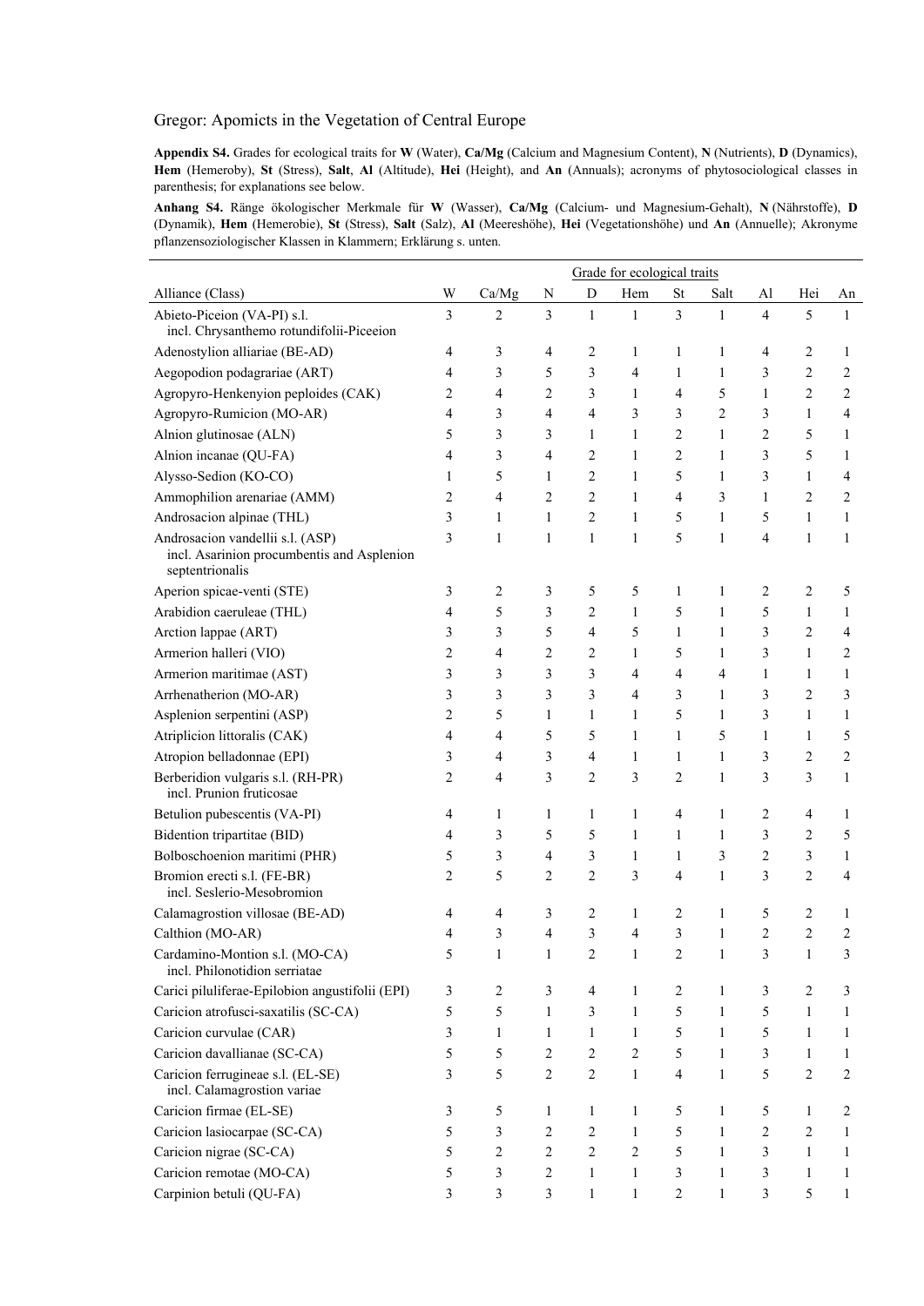Gregor: Apomicts in the Vegetation of Central Europe

**Appendix S4.** Grades for ecological traits for **W** (Water), **Ca/Mg** (Calcium and Magnesium Content), **N** (Nutrients), **D** (Dynamics), **Hem** (Hemeroby), **St** (Stress), **Salt**, **Al** (Altitude), **Hei** (Height), and **An** (Annuals); acronyms of phytosociological classes in parenthesis; for explanations see below.

**Anhang S4.** Ränge ökologischer Merkmale für **W** (Wasser), **Ca/Mg** (Calcium- und Magnesium-Gehalt), **N** (Nährstoffe), **D** (Dynamik), **Hem** (Hemerobie), **St** (Stress), **Salt** (Salz), **Al** (Meereshöhe), **Hei** (Vegetationshöhe) und **An** (Annuelle); Akronyme pflanzensoziologischer Klassen in Klammern; Erklärung s. unten.

| | Grade for ecological traits | | | | | | | | | |
|---|---|---|---|---|---|---|---|---|---|---|
| Alliance (Class) | W | Ca/Mg | N | D | Hem | St | Salt | Al | Hei | An |
| Abieto-Piceion (VA-PI) s.l. incl. Chrysanthemo rotundifolii-Piceeion | 3 | 2 | 3 | 1 | 1 | 3 | 1 | 4 | 5 | 1 |
| Adenostylion alliariae (BE-AD) | 4 | 3 | 4 | 2 | 1 | 1 | 1 | 4 | 2 | 1 |
| Aegopodion podagrariae (ART) | 4 | 3 | 5 | 3 | 4 | 1 | 1 | 3 | 2 | 2 |
| Agropyro-Henkenyion peploides (CAK) | 2 | 4 | 2 | 3 | 1 | 4 | 5 | 1 | 2 | 2 |
| Agropyro-Rumicion (MO-AR) | 4 | 3 | 4 | 4 | 3 | 3 | 2 | 3 | 1 | 4 |
| Alnion glutinosae (ALN) | 5 | 3 | 3 | 1 | 1 | 2 | 1 | 2 | 5 | 1 |
| Alnion incanae (QU-FA) | 4 | 3 | 4 | 2 | 1 | 2 | 1 | 3 | 5 | 1 |
| Alysso-Sedion (KO-CO) | 1 | 5 | 1 | 2 | 1 | 5 | 1 | 3 | 1 | 4 |
| Ammophilion arenariae (AMM) | 2 | 4 | 2 | 2 | 1 | 4 | 3 | 1 | 2 | 2 |
| Androsacion alpinae (THL) | 3 | 1 | 1 | 2 | 1 | 5 | 1 | 5 | 1 | 1 |
| Androsacion vandellii s.l. (ASP) incl. Asarinion procumbentis and Asplenion septentrionalis | 3 | 1 | 1 | 1 | 1 | 5 | 1 | 4 | 1 | 1 |
| Aperion spicae-venti (STE) | 3 | 2 | 3 | 5 | 5 | 1 | 1 | 2 | 2 | 5 |
| Arabidion caeruleae (THL) | 4 | 5 | 3 | 2 | 1 | 5 | 1 | 5 | 1 | 1 |
| Arction lappae (ART) | 3 | 3 | 5 | 4 | 5 | 1 | 1 | 3 | 2 | 4 |
| Armerion halleri (VIO) | 2 | 4 | 2 | 2 | 1 | 5 | 1 | 3 | 1 | 2 |
| Armerion maritimae (AST) | 3 | 3 | 3 | 3 | 4 | 4 | 4 | 1 | 1 | 1 |
| Arrhenatherion (MO-AR) | 3 | 3 | 3 | 3 | 4 | 3 | 1 | 3 | 2 | 3 |
| Asplenion serpentini (ASP) | 2 | 5 | 1 | 1 | 1 | 5 | 1 | 3 | 1 | 1 |
| Atriplicion littoralis (CAK) | 4 | 4 | 5 | 5 | 1 | 1 | 5 | 1 | 1 | 5 |
| Atropion belladonnae (EPI) | 3 | 4 | 3 | 4 | 1 | 1 | 1 | 3 | 2 | 2 |
| Berberidion vulgaris s.l. (RH-PR) incl. Prunion fruticosae | 2 | 4 | 3 | 2 | 3 | 2 | 1 | 3 | 3 | 1 |
| Betulion pubescentis (VA-PI) | 4 | 1 | 1 | 1 | 1 | 4 | 1 | 2 | 4 | 1 |
| Bidention tripartitae (BID) | 4 | 3 | 5 | 5 | 1 | 1 | 1 | 3 | 2 | 5 |
| Bolboschoenion maritimi (PHR) | 5 | 3 | 4 | 3 | 1 | 1 | 3 | 2 | 3 | 1 |
| Bromion erecti s.l. (FE-BR) incl. Seslerio-Mesobromion | 2 | 5 | 2 | 2 | 3 | 4 | 1 | 3 | 2 | 4 |
| Calamagrostion villosae (BE-AD) | 4 | 4 | 3 | 2 | 1 | 2 | 1 | 5 | 2 | 1 |
| Calthion (MO-AR) | 4 | 3 | 4 | 3 | 4 | 3 | 1 | 2 | 2 | 2 |
| Cardamino-Montion s.l. (MO-CA) incl. Philonotidion serriatae | 5 | 1 | 1 | 2 | 1 | 2 | 1 | 3 | 1 | 3 |
| Carici piluliferae-Epilobion angustifolii (EPI) | 3 | 2 | 3 | 4 | 1 | 2 | 1 | 3 | 2 | 3 |
| Caricion atrofusci-saxatilis (SC-CA) | 5 | 5 | 1 | 3 | 1 | 5 | 1 | 5 | 1 | 1 |
| Caricion curvulae (CAR) | 3 | 1 | 1 | 1 | 1 | 5 | 1 | 5 | 1 | 1 |
| Caricion davallianae (SC-CA) | 5 | 5 | 2 | 2 | 2 | 5 | 1 | 3 | 1 | 1 |
| Caricion ferrugineae s.l. (EL-SE) incl. Calamagrostion variae | 3 | 5 | 2 | 2 | 1 | 4 | 1 | 5 | 2 | 2 |
| Caricion firmae (EL-SE) | 3 | 5 | 1 | 1 | 1 | 5 | 1 | 5 | 1 | 2 |
| Caricion lasiocarpae (SC-CA) | 5 | 3 | 2 | 2 | 1 | 5 | 1 | 2 | 2 | 1 |
| Caricion nigrae (SC-CA) | 5 | 2 | 2 | 2 | 2 | 5 | 1 | 3 | 1 | 1 |
| Caricion remotae (MO-CA) | 5 | 3 | 2 | 1 | 1 | 3 | 1 | 3 | 1 | 1 |
| Carpinion betuli (QU-FA) | 3 | 3 | 3 | 1 | 1 | 2 | 1 | 3 | 5 | 1 |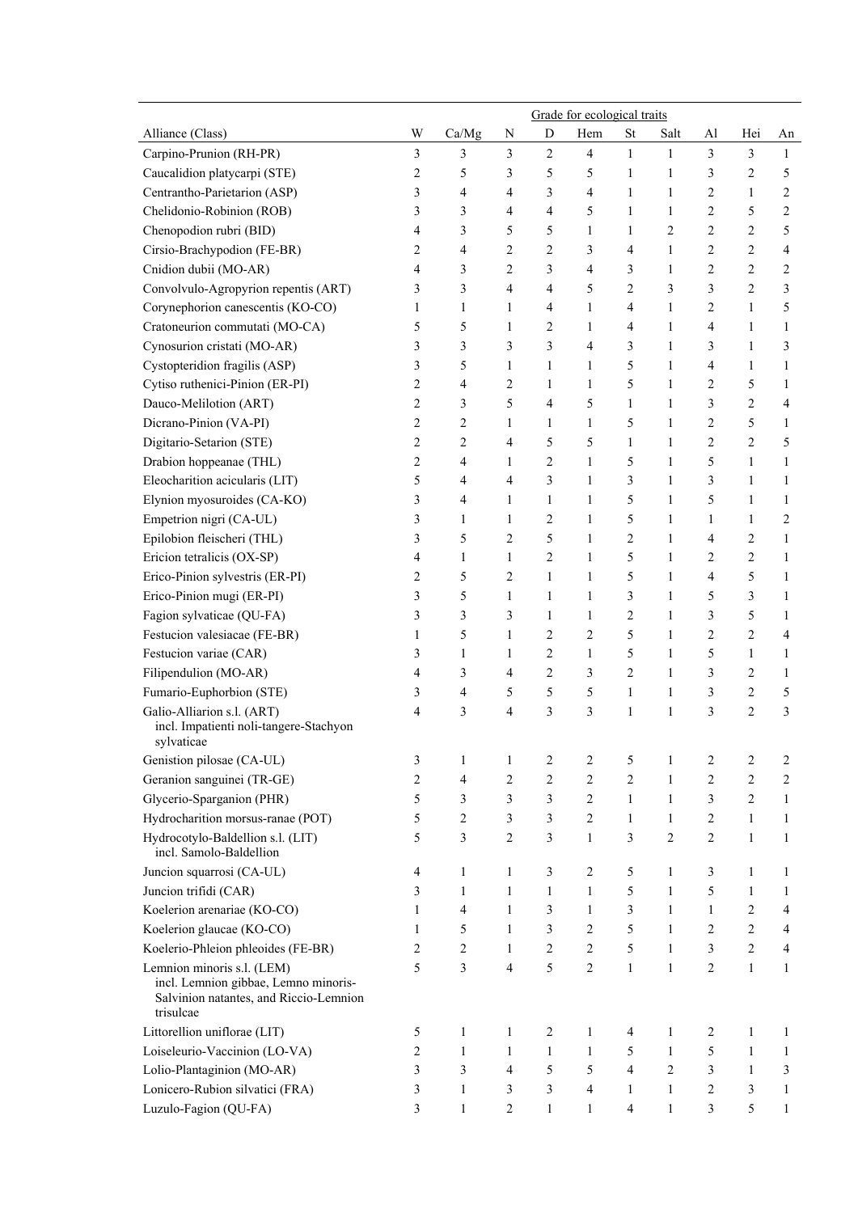| Alliance (Class) | Grade for ecological traits | | | | | | | | | |
|---|---|---|---|---|---|---|---|---|---|---|
| | W | Ca/Mg | N | D | Hem | St | Salt | Al | Hei | An |
| Carpino-Prunion (RH-PR) | 3 | 3 | 3 | 2 | 4 | 1 | 1 | 3 | 3 | 1 |
| Caucalidion platycarpi (STE) | 2 | 5 | 3 | 5 | 5 | 1 | 1 | 3 | 2 | 5 |
| Centrantho-Parietarion (ASP) | 3 | 4 | 4 | 3 | 4 | 1 | 1 | 2 | 1 | 2 |
| Chelidonio-Robinion (ROB) | 3 | 3 | 4 | 4 | 5 | 1 | 1 | 2 | 5 | 2 |
| Chenopodion rubri (BID) | 4 | 3 | 5 | 5 | 1 | 1 | 2 | 2 | 2 | 5 |
| Cirsio-Brachypodion (FE-BR) | 2 | 4 | 2 | 2 | 3 | 4 | 1 | 2 | 2 | 4 |
| Cnidion dubii (MO-AR) | 4 | 3 | 2 | 3 | 4 | 3 | 1 | 2 | 2 | 2 |
| Convolvulo-Agropyrion repentis (ART) | 3 | 3 | 4 | 4 | 5 | 2 | 3 | 3 | 2 | 3 |
| Corynephorion canescentis (KO-CO) | 1 | 1 | 1 | 4 | 1 | 4 | 1 | 2 | 1 | 5 |
| Cratoneurion commutati (MO-CA) | 5 | 5 | 1 | 2 | 1 | 4 | 1 | 4 | 1 | 1 |
| Cynosurion cristati (MO-AR) | 3 | 3 | 3 | 3 | 4 | 3 | 1 | 3 | 1 | 3 |
| Cystopteridion fragilis (ASP) | 3 | 5 | 1 | 1 | 1 | 5 | 1 | 4 | 1 | 1 |
| Cytiso ruthenici-Pinion (ER-PI) | 2 | 4 | 2 | 1 | 1 | 5 | 1 | 2 | 5 | 1 |
| Dauco-Melilotion (ART) | 2 | 3 | 5 | 4 | 5 | 1 | 1 | 3 | 2 | 4 |
| Dicrano-Pinion (VA-PI) | 2 | 2 | 1 | 1 | 1 | 5 | 1 | 2 | 5 | 1 |
| Digitario-Setarion (STE) | 2 | 2 | 4 | 5 | 5 | 1 | 1 | 2 | 2 | 5 |
| Drabion hoppeanae (THL) | 2 | 4 | 1 | 2 | 1 | 5 | 1 | 5 | 1 | 1 |
| Eleocharition acicularis (LIT) | 5 | 4 | 4 | 3 | 1 | 3 | 1 | 3 | 1 | 1 |
| Elynion myosuroides (CA-KO) | 3 | 4 | 1 | 1 | 1 | 5 | 1 | 5 | 1 | 1 |
| Empetrion nigri (CA-UL) | 3 | 1 | 1 | 2 | 1 | 5 | 1 | 1 | 1 | 2 |
| Epilobion fleischeri (THL) | 3 | 5 | 2 | 5 | 1 | 2 | 1 | 4 | 2 | 1 |
| Ericion tetralicis (OX-SP) | 4 | 1 | 1 | 2 | 1 | 5 | 1 | 2 | 2 | 1 |
| Erico-Pinion sylvestris (ER-PI) | 2 | 5 | 2 | 1 | 1 | 5 | 1 | 4 | 5 | 1 |
| Erico-Pinion mugi (ER-PI) | 3 | 5 | 1 | 1 | 1 | 3 | 1 | 5 | 3 | 1 |
| Fagion sylvaticae (QU-FA) | 3 | 3 | 3 | 1 | 1 | 2 | 1 | 3 | 5 | 1 |
| Festucion valesiacae (FE-BR) | 1 | 5 | 1 | 2 | 2 | 5 | 1 | 2 | 2 | 4 |
| Festucion variae (CAR) | 3 | 1 | 1 | 2 | 1 | 5 | 1 | 5 | 1 | 1 |
| Filipendulion (MO-AR) | 4 | 3 | 4 | 2 | 3 | 2 | 1 | 3 | 2 | 1 |
| Fumario-Euphorbion (STE) | 3 | 4 | 5 | 5 | 5 | 1 | 1 | 3 | 2 | 5 |
| Galio-Alliarion s.l. (ART) incl. Impatienti noli-tangere-Stachyon sylvaticae | 4 | 3 | 4 | 3 | 3 | 1 | 1 | 3 | 2 | 3 |
| Genistion pilosae (CA-UL) | 3 | 1 | 1 | 2 | 2 | 5 | 1 | 2 | 2 | 2 |
| Geranion sanguinei (TR-GE) | 2 | 4 | 2 | 2 | 2 | 2 | 1 | 2 | 2 | 2 |
| Glycerio-Sparganion (PHR) | 5 | 3 | 3 | 3 | 2 | 1 | 1 | 3 | 2 | 1 |
| Hydrocharition morsus-ranae (POT) | 5 | 2 | 3 | 3 | 2 | 1 | 1 | 2 | 1 | 1 |
| Hydrocotylo-Baldellion s.l. (LIT) incl. Samolo-Baldellion | 5 | 3 | 2 | 3 | 1 | 3 | 2 | 2 | 1 | 1 |
| Juncion squarrosi (CA-UL) | 4 | 1 | 1 | 3 | 2 | 5 | 1 | 3 | 1 | 1 |
| Juncion trifidi (CAR) | 3 | 1 | 1 | 1 | 1 | 5 | 1 | 5 | 1 | 1 |
| Koelerion arenariae (KO-CO) | 1 | 4 | 1 | 3 | 1 | 3 | 1 | 1 | 2 | 4 |
| Koelerion glaucae (KO-CO) | 1 | 5 | 1 | 3 | 2 | 5 | 1 | 2 | 2 | 4 |
| Koelerio-Phleion phleoides (FE-BR) | 2 | 2 | 1 | 2 | 2 | 5 | 1 | 3 | 2 | 4 |
| Lemnion minoris s.l. (LEM) incl. Lemnion gibbae, Lemno minoris-Salvinion natantes, and Riccio-Lemnion trisulcae | 5 | 3 | 4 | 5 | 2 | 1 | 1 | 2 | 1 | 1 |
| Littorellion uniflorae (LIT) | 5 | 1 | 1 | 2 | 1 | 4 | 1 | 2 | 1 | 1 |
| Loiseleurio-Vaccinion (LO-VA) | 2 | 1 | 1 | 1 | 1 | 5 | 1 | 5 | 1 | 1 |
| Lolio-Plantaginion (MO-AR) | 3 | 3 | 4 | 5 | 5 | 4 | 2 | 3 | 1 | 3 |
| Lonicero-Rubion silvatici (FRA) | 3 | 1 | 3 | 3 | 4 | 1 | 1 | 2 | 3 | 1 |
| Luzulo-Fagion (QU-FA) | 3 | 1 | 2 | 1 | 1 | 4 | 1 | 3 | 5 | 1 |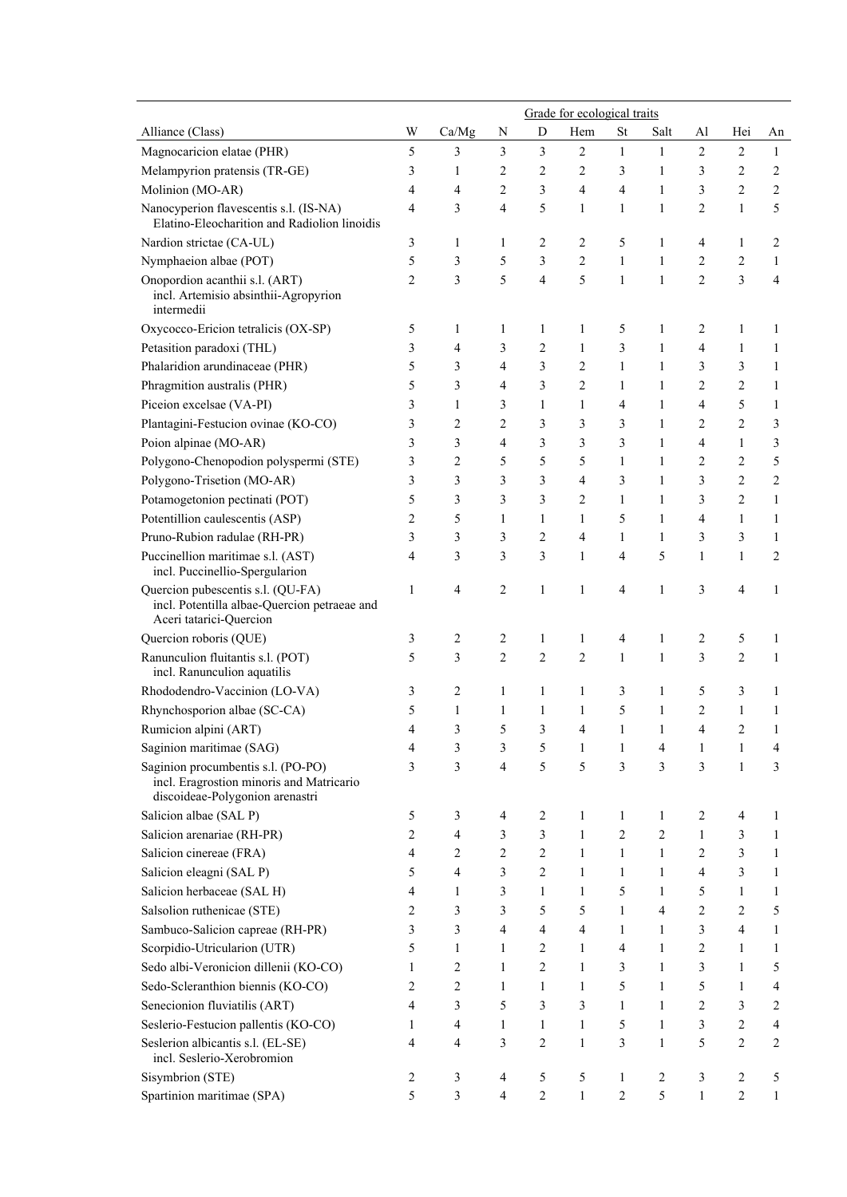| Alliance (Class) | Grade for ecological traits | | | | | | | | | |
|---|---|---|---|---|---|---|---|---|---|---|
| | W | Ca/Mg | N | D | Hem | St | Salt | Al | Hei | An |
| Magnocaricion elatae (PHR) | 5 | 3 | 3 | 3 | 2 | 1 | 1 | 2 | 2 | 1 |
| Melampyrion pratensis (TR-GE) | 3 | 1 | 2 | 2 | 2 | 3 | 1 | 3 | 2 | 2 |
| Molinion (MO-AR) | 4 | 4 | 2 | 3 | 4 | 4 | 1 | 3 | 2 | 2 |
| Nanocyperion flavescentis s.l. (IS-NA) Elatino-Eleocharition and Radiolion linoidis | 4 | 3 | 4 | 5 | 1 | 1 | 1 | 2 | 1 | 5 |
| Nardion strictae (CA-UL) | 3 | 1 | 1 | 2 | 2 | 5 | 1 | 4 | 1 | 2 |
| Nymphaeion albae (POT) | 5 | 3 | 5 | 3 | 2 | 1 | 1 | 2 | 2 | 1 |
| Onopordion acanthii s.l. (ART) incl. Artemisio absinthii-Agropyrion intermedii | 2 | 3 | 5 | 4 | 5 | 1 | 1 | 2 | 3 | 4 |
| Oxycocco-Ericion tetralicis (OX-SP) | 5 | 1 | 1 | 1 | 1 | 5 | 1 | 2 | 1 | 1 |
| Petasition paradoxi (THL) | 3 | 4 | 3 | 2 | 1 | 3 | 1 | 4 | 1 | 1 |
| Phalaridion arundinaceae (PHR) | 5 | 3 | 4 | 3 | 2 | 1 | 1 | 3 | 3 | 1 |
| Phragmition australis (PHR) | 5 | 3 | 4 | 3 | 2 | 1 | 1 | 2 | 2 | 1 |
| Piceion excelsae (VA-PI) | 3 | 1 | 3 | 1 | 1 | 4 | 1 | 4 | 5 | 1 |
| Plantagini-Festucion ovinae (KO-CO) | 3 | 2 | 2 | 3 | 3 | 3 | 1 | 2 | 2 | 3 |
| Poion alpinae (MO-AR) | 3 | 3 | 4 | 3 | 3 | 3 | 1 | 4 | 1 | 3 |
| Polygono-Chenopodion polyspermi (STE) | 3 | 2 | 5 | 5 | 5 | 1 | 1 | 2 | 2 | 5 |
| Polygono-Trisetion (MO-AR) | 3 | 3 | 3 | 3 | 4 | 3 | 1 | 3 | 2 | 2 |
| Potamogetonion pectinati (POT) | 5 | 3 | 3 | 3 | 2 | 1 | 1 | 3 | 2 | 1 |
| Potentillion caulescentis (ASP) | 2 | 5 | 1 | 1 | 1 | 5 | 1 | 4 | 1 | 1 |
| Pruno-Rubion radulae (RH-PR) | 3 | 3 | 3 | 2 | 4 | 1 | 1 | 3 | 3 | 1 |
| Puccinellion maritimae s.l. (AST) incl. Puccinellio-Spergularion | 4 | 3 | 3 | 3 | 1 | 4 | 5 | 1 | 1 | 2 |
| Quercion pubescentis s.l. (QU-FA) incl. Potentilla albae-Quercion petraeae and Aceri tatarici-Quercion | 1 | 4 | 2 | 1 | 1 | 4 | 1 | 3 | 4 | 1 |
| Quercion roboris (QUE) | 3 | 2 | 2 | 1 | 1 | 4 | 1 | 2 | 5 | 1 |
| Ranunculion fluitantis s.l. (POT) incl. Ranunculion aquatilis | 5 | 3 | 2 | 2 | 2 | 1 | 1 | 3 | 2 | 1 |
| Rhododendro-Vaccinion (LO-VA) | 3 | 2 | 1 | 1 | 1 | 3 | 1 | 5 | 3 | 1 |
| Rhynchosporion albae (SC-CA) | 5 | 1 | 1 | 1 | 1 | 5 | 1 | 2 | 1 | 1 |
| Rumicion alpini (ART) | 4 | 3 | 5 | 3 | 4 | 1 | 1 | 4 | 2 | 1 |
| Saginion maritimae (SAG) | 4 | 3 | 3 | 5 | 1 | 1 | 4 | 1 | 1 | 4 |
| Saginion procumbentis s.l. (PO-PO) incl. Eragrostion minoris and Matricario discoideae-Polygonion arenastri | 3 | 3 | 4 | 5 | 5 | 3 | 3 | 3 | 1 | 3 |
| Salicion albae (SAL P) | 5 | 3 | 4 | 2 | 1 | 1 | 1 | 2 | 4 | 1 |
| Salicion arenariae (RH-PR) | 2 | 4 | 3 | 3 | 1 | 2 | 2 | 1 | 3 | 1 |
| Salicion cinereae (FRA) | 4 | 2 | 2 | 2 | 1 | 1 | 1 | 2 | 3 | 1 |
| Salicion eleagni (SAL P) | 5 | 4 | 3 | 2 | 1 | 1 | 1 | 4 | 3 | 1 |
| Salicion herbaceae (SAL H) | 4 | 1 | 3 | 1 | 1 | 5 | 1 | 5 | 1 | 1 |
| Salsolion ruthenicae (STE) | 2 | 3 | 3 | 5 | 5 | 1 | 4 | 2 | 2 | 5 |
| Sambuco-Salicion capreae (RH-PR) | 3 | 3 | 4 | 4 | 4 | 1 | 1 | 3 | 4 | 1 |
| Scorpidio-Utricularion (UTR) | 5 | 1 | 1 | 2 | 1 | 4 | 1 | 2 | 1 | 1 |
| Sedo albi-Veronicion dillenii (KO-CO) | 1 | 2 | 1 | 2 | 1 | 3 | 1 | 3 | 1 | 5 |
| Sedo-Scleranthion biennis (KO-CO) | 2 | 2 | 1 | 1 | 1 | 5 | 1 | 5 | 1 | 4 |
| Senecionion fluviatilis (ART) | 4 | 3 | 5 | 3 | 3 | 1 | 1 | 2 | 3 | 2 |
| Seslerio-Festucion pallentis (KO-CO) | 1 | 4 | 1 | 1 | 1 | 5 | 1 | 3 | 2 | 4 |
| Seslerion albicantis s.l. (EL-SE) incl. Seslerio-Xerobromion | 4 | 4 | 3 | 2 | 1 | 3 | 1 | 5 | 2 | 2 |
| Sisymbrion (STE) | 2 | 3 | 4 | 5 | 5 | 1 | 2 | 3 | 2 | 5 |
| Spartinion maritimae (SPA) | 5 | 3 | 4 | 2 | 1 | 2 | 5 | 1 | 2 | 1 |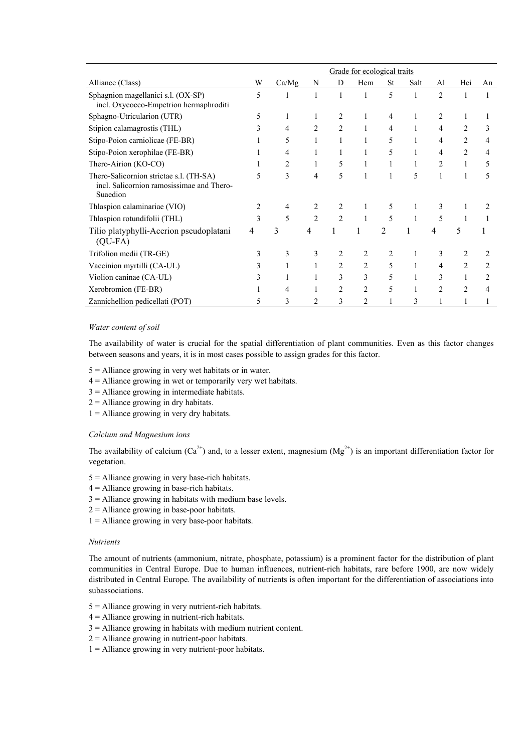| Alliance (Class) | Grade for ecological traits | | | | | | | | | |
|---|---|---|---|---|---|---|---|---|---|---|
| | W | Ca/Mg | N | D | Hem | St | Salt | Al | Hei | An |
| Sphagnion magellanici s.l. (OX-SP) incl. Oxycocco-Empetrion hermaphroditi | 5 | 1 | 1 | 1 | 1 | 5 | 1 | 2 | 1 | 1 |
| Sphagno-Utricularion (UTR) | 5 | 1 | 1 | 2 | 1 | 4 | 1 | 2 | 1 | 1 |
| Stipion calamagrostis (THL) | 3 | 4 | 2 | 2 | 1 | 4 | 1 | 4 | 2 | 3 |
| Stipo-Poion carniolicae (FE-BR) | 1 | 5 | 1 | 1 | 1 | 5 | 1 | 4 | 2 | 4 |
| Stipo-Poion xerophilae (FE-BR) | 1 | 4 | 1 | 1 | 1 | 5 | 1 | 4 | 2 | 4 |
| Thero-Airion (KO-CO) | 1 | 2 | 1 | 5 | 1 | 1 | 1 | 2 | 1 | 5 |
| Thero-Salicornion strictae s.l. (TH-SA) incl. Salicornion ramosissimae and Thero-Suaedion | 5 | 3 | 4 | 5 | 1 | 1 | 5 | 1 | 1 | 5 |
| Thlaspion calaminariae (VIO) | 2 | 4 | 2 | 2 | 1 | 5 | 1 | 3 | 1 | 2 |
| Thlaspion rotundifolii (THL) | 3 | 5 | 2 | 2 | 1 | 5 | 1 | 5 | 1 | 1 |
| Tilio platyphylli-Acerion pseudoplatani (QU-FA) | 4 | 3 | 4 | 1 | 1 | 2 | 1 | 4 | 5 | 1 |
| Trifolion medii (TR-GE) | 3 | 3 | 3 | 2 | 2 | 2 | 1 | 3 | 2 | 2 |
| Vaccinion myrtilli (CA-UL) | 3 | 1 | 1 | 2 | 2 | 5 | 1 | 4 | 2 | 2 |
| Violion caninae (CA-UL) | 3 | 1 | 1 | 3 | 3 | 5 | 1 | 3 | 1 | 2 |
| Xerobromion (FE-BR) | 1 | 4 | 1 | 2 | 2 | 5 | 1 | 2 | 2 | 4 |
| Zannichellion pedicellati (POT) | 5 | 3 | 2 | 3 | 2 | 1 | 3 | 1 | 1 | 1 |

*Water content of soil*

The availability of water is crucial for the spatial differentiation of plant communities. Even as this factor changes between seasons and years, it is in most cases possible to assign grades for this factor.

5 = Alliance growing in very wet habitats or in water.
4 = Alliance growing in wet or temporarily very wet habitats.
3 = Alliance growing in intermediate habitats.
2 = Alliance growing in dry habitats.
1 = Alliance growing in very dry habitats.

*Calcium and Magnesium ions*

The availability of calcium ($Ca^{2+}$) and, to a lesser extent, magnesium ($Mg^{2+}$) is an important differentiation factor for vegetation.

5 = Alliance growing in very base-rich habitats.
4 = Alliance growing in base-rich habitats.
3 = Alliance growing in habitats with medium base levels.
2 = Alliance growing in base-poor habitats.
1 = Alliance growing in very base-poor habitats.

*Nutrients*

The amount of nutrients (ammonium, nitrate, phosphate, potassium) is a prominent factor for the distribution of plant communities in Central Europe. Due to human influences, nutrient-rich habitats, rare before 1900, are now widely distributed in Central Europe. The availability of nutrients is often important for the differentiation of associations into subassociations.

5 = Alliance growing in very nutrient-rich habitats.
4 = Alliance growing in nutrient-rich habitats.
3 = Alliance growing in habitats with medium nutrient content.
2 = Alliance growing in nutrient-poor habitats.
1 = Alliance growing in very nutrient-poor habitats.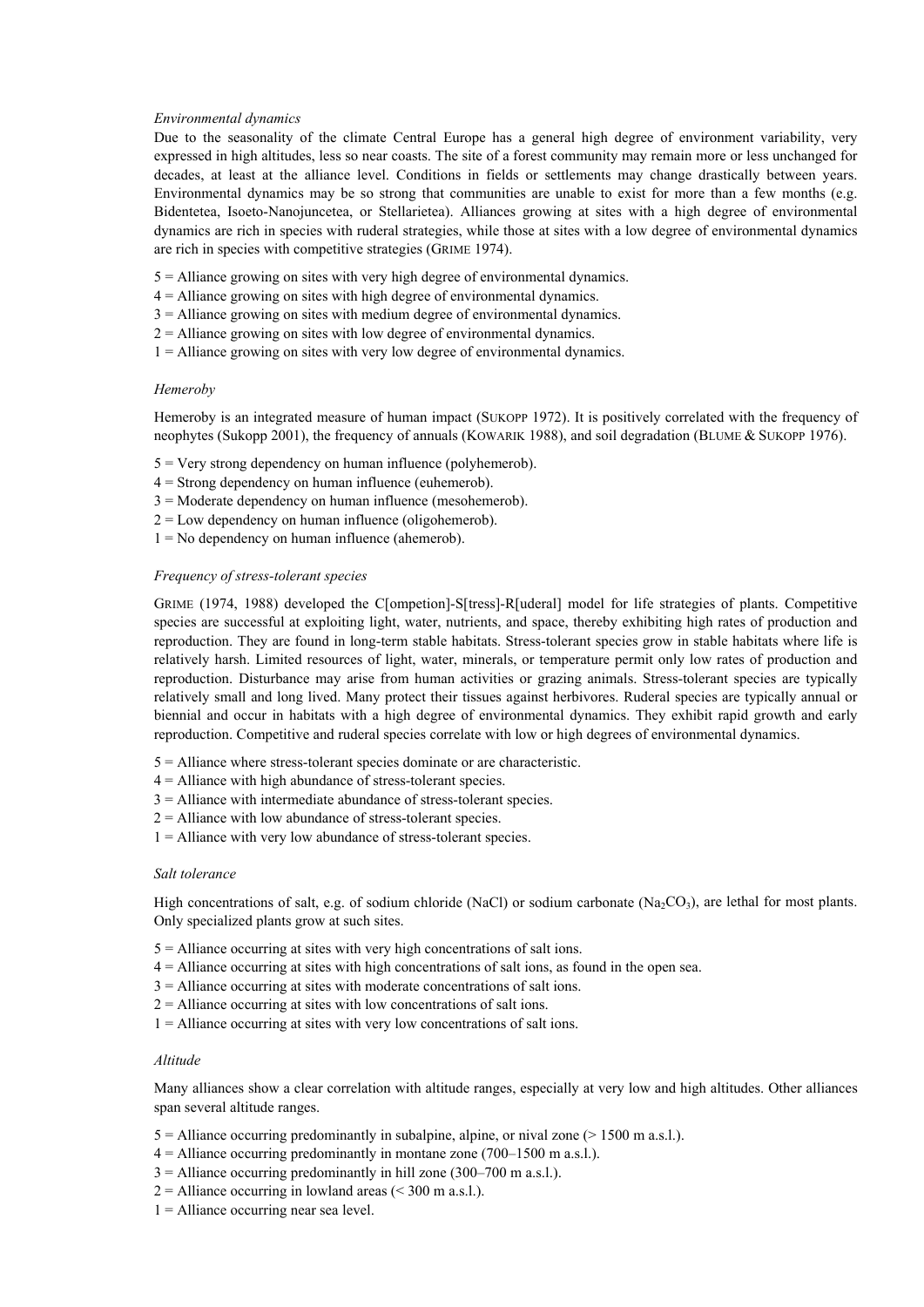*Environmental dynamics*

Due to the seasonality of the climate Central Europe has a general high degree of environment variability, very expressed in high altitudes, less so near coasts. The site of a forest community may remain more or less unchanged for decades, at least at the alliance level. Conditions in fields or settlements may change drastically between years. Environmental dynamics may be so strong that communities are unable to exist for more than a few months (e.g. Bidentetea, Isoeto-Nanojuncetea, or Stellarietea). Alliances growing at sites with a high degree of environmental dynamics are rich in species with ruderal strategies, while those at sites with a low degree of environmental dynamics are rich in species with competitive strategies (GRIME 1974).

5 = Alliance growing on sites with very high degree of environmental dynamics.
4 = Alliance growing on sites with high degree of environmental dynamics.
3 = Alliance growing on sites with medium degree of environmental dynamics.
2 = Alliance growing on sites with low degree of environmental dynamics.
1 = Alliance growing on sites with very low degree of environmental dynamics.

*Hemeroby*

Hemeroby is an integrated measure of human impact (SUKOPP 1972). It is positively correlated with the frequency of neophytes (Sukopp 2001), the frequency of annuals (KOWARIK 1988), and soil degradation (BLUME & SUKOPP 1976).

5 = Very strong dependency on human influence (polyhemerob).
4 = Strong dependency on human influence (euhemerob).
3 = Moderate dependency on human influence (mesohemerob).
2 = Low dependency on human influence (oligohemerob).
1 = No dependency on human influence (ahemerob).

*Frequency of stress-tolerant species*

GRIME (1974, 1988) developed the C[ompetion]-S[tress]-R[uderal] model for life strategies of plants. Competitive species are successful at exploiting light, water, nutrients, and space, thereby exhibiting high rates of production and reproduction. They are found in long-term stable habitats. Stress-tolerant species grow in stable habitats where life is relatively harsh. Limited resources of light, water, minerals, or temperature permit only low rates of production and reproduction. Disturbance may arise from human activities or grazing animals. Stress-tolerant species are typically relatively small and long lived. Many protect their tissues against herbivores. Ruderal species are typically annual or biennial and occur in habitats with a high degree of environmental dynamics. They exhibit rapid growth and early reproduction. Competitive and ruderal species correlate with low or high degrees of environmental dynamics.

5 = Alliance where stress-tolerant species dominate or are characteristic.
4 = Alliance with high abundance of stress-tolerant species.
3 = Alliance with intermediate abundance of stress-tolerant species.
2 = Alliance with low abundance of stress-tolerant species.
1 = Alliance with very low abundance of stress-tolerant species.

*Salt tolerance*

High concentrations of salt, e.g. of sodium chloride (NaCl) or sodium carbonate ($Na_2CO_3$), are lethal for most plants. Only specialized plants grow at such sites.

5 = Alliance occurring at sites with very high concentrations of salt ions.
4 = Alliance occurring at sites with high concentrations of salt ions, as found in the open sea.
3 = Alliance occurring at sites with moderate concentrations of salt ions.
2 = Alliance occurring at sites with low concentrations of salt ions.
1 = Alliance occurring at sites with very low concentrations of salt ions.

*Altitude*

Many alliances show a clear correlation with altitude ranges, especially at very low and high altitudes. Other alliances span several altitude ranges.

5 = Alliance occurring predominantly in subalpine, alpine, or nival zone (> 1500 m a.s.l.).
4 = Alliance occurring predominantly in montane zone (700–1500 m a.s.l.).
3 = Alliance occurring predominantly in hill zone (300–700 m a.s.l.).
2 = Alliance occurring in lowland areas (< 300 m a.s.l.).
1 = Alliance occurring near sea level.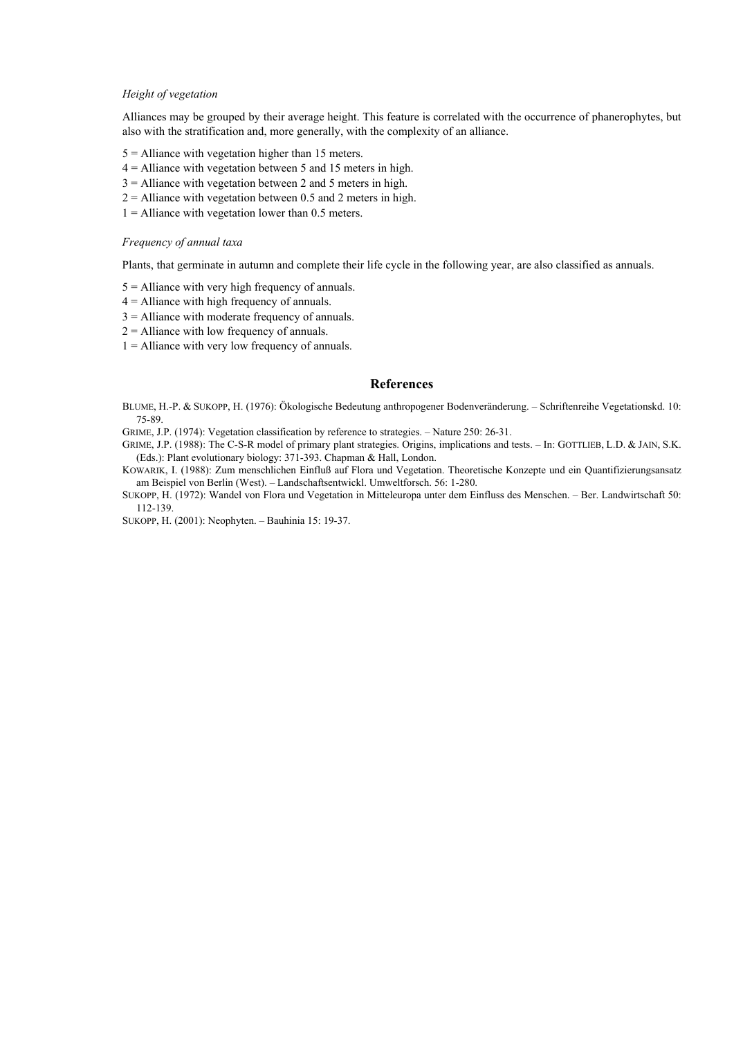*Height of vegetation*

Alliances may be grouped by their average height. This feature is correlated with the occurrence of phanerophytes, but also with the stratification and, more generally, with the complexity of an alliance.

5 = Alliance with vegetation higher than 15 meters.
4 = Alliance with vegetation between 5 and 15 meters in high.
3 = Alliance with vegetation between 2 and 5 meters in high.
2 = Alliance with vegetation between 0.5 and 2 meters in high.
1 = Alliance with vegetation lower than 0.5 meters.

*Frequency of annual taxa*

Plants, that germinate in autumn and complete their life cycle in the following year, are also classified as annuals.

5 = Alliance with very high frequency of annuals.
4 = Alliance with high frequency of annuals.
3 = Alliance with moderate frequency of annuals.
2 = Alliance with low frequency of annuals.
1 = Alliance with very low frequency of annuals.

## References

BLUME, H.-P. & SUKOPP, H. (1976): Ökologische Bedeutung anthropogener Bodenveränderung. – Schriftenreihe Vegetationskd. 10: 75-89.

GRIME, J.P. (1974): Vegetation classification by reference to strategies. – Nature 250: 26-31.

GRIME, J.P. (1988): The C-S-R model of primary plant strategies. Origins, implications and tests. – In: GOTTLIEB, L.D. & JAIN, S.K. (Eds.): Plant evolutionary biology: 371-393. Chapman & Hall, London.

KOWARIK, I. (1988): Zum menschlichen Einfluß auf Flora und Vegetation. Theoretische Konzepte und ein Quantifizierungsansatz am Beispiel von Berlin (West). – Landschaftsentwickl. Umweltforsch. 56: 1-280.

SUKOPP, H. (1972): Wandel von Flora und Vegetation in Mitteleuropa unter dem Einfluss des Menschen. – Ber. Landwirtschaft 50: 112-139.

SUKOPP, H. (2001): Neophyten. – Bauhinia 15: 19-37.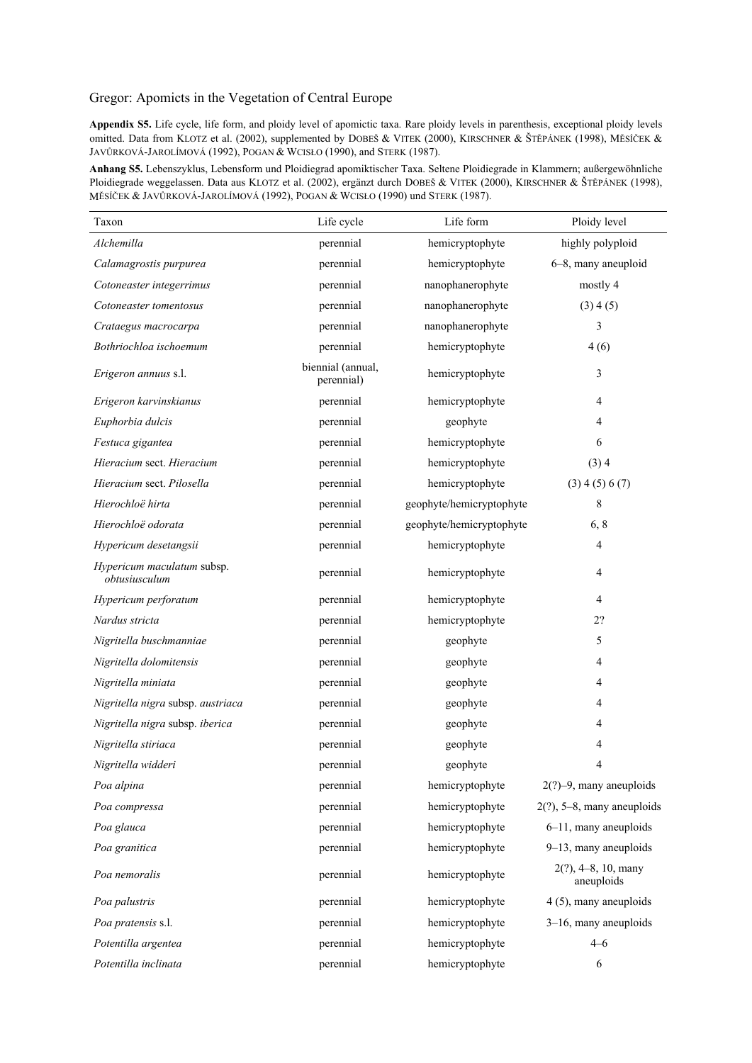**Appendix S5.** Life cycle, life form, and ploidy level of apomictic taxa. Rare ploidy levels in parenthesis, exceptional ploidy levels omitted. Data from KLOTZ et al. (2002), supplemented by DOBEŠ & VITEK (2000), KIRSCHNER & ŠTĚPÁNEK (1998), MĚSÍČEK & JAVŮRKOVÁ-JAROLÍMOVÁ (1992), POGAN & WCISŁO (1990), and STERK (1987).

**Anhang S5.** Lebenszyklus, Lebensform und Ploidiegrad apomiktischer Taxa. Seltene Ploidiegrade in Klammern; außergewöhnliche Ploidiegrade weggelassen. Data aus KLOTZ et al. (2002), ergänzt durch DOBEŠ & VITEK (2000), KIRSCHNER & ŠTĚPÁNEK (1998), MĚSÍČEK & JAVŮRKOVÁ-JAROLÍMOVÁ (1992), POGAN & WCISŁO (1990) und STERK (1987).

| Taxon | Life cycle | Life form | Ploidy level |
|---|---|---|---|
| *Alchemilla* | perennial | hemicryptophyte | highly polyploid |
| *Calamagrostis purpurea* | perennial | hemicryptophyte | 6–8, many aneuploid |
| *Cotoneaster integerrimus* | perennial | nanophanerophyte | mostly 4 |
| *Cotoneaster tomentosus* | perennial | nanophanerophyte | (3) 4 (5) |
| *Crataegus macrocarpa* | perennial | nanophanerophyte | 3 |
| *Bothriochloa ischoemum* | perennial | hemicryptophyte | 4 (6) |
| *Erigeron annuus* s.l. | biennial (annual, perennial) | hemicryptophyte | 3 |
| *Erigeron karvinskianus* | perennial | hemicryptophyte | 4 |
| *Euphorbia dulcis* | perennial | geophyte | 4 |
| *Festuca gigantea* | perennial | hemicryptophyte | 6 |
| *Hieracium* sect. *Hieracium* | perennial | hemicryptophyte | (3) 4 |
| *Hieracium* sect. *Pilosella* | perennial | hemicryptophyte | (3) 4 (5) 6 (7) |
| *Hierochloë hirta* | perennial | geophyte/hemicryptophyte | 8 |
| *Hierochloë odorata* | perennial | geophyte/hemicryptophyte | 6, 8 |
| *Hypericum desetangsii* | perennial | hemicryptophyte | 4 |
| *Hypericum maculatum* subsp. *obtusiusculum* | perennial | hemicryptophyte | 4 |
| *Hypericum perforatum* | perennial | hemicryptophyte | 4 |
| *Nardus stricta* | perennial | hemicryptophyte | 2? |
| *Nigritella buschmanniae* | perennial | geophyte | 5 |
| *Nigritella dolomitensis* | perennial | geophyte | 4 |
| *Nigritella miniata* | perennial | geophyte | 4 |
| *Nigritella nigra* subsp. *austriaca* | perennial | geophyte | 4 |
| *Nigritella nigra* subsp. *iberica* | perennial | geophyte | 4 |
| *Nigritella stiriaca* | perennial | geophyte | 4 |
| *Nigritella widderi* | perennial | geophyte | 4 |
| *Poa alpina* | perennial | hemicryptophyte | 2(?)–9, many aneuploids |
| *Poa compressa* | perennial | hemicryptophyte | 2(?), 5–8, many aneuploids |
| *Poa glauca* | perennial | hemicryptophyte | 6–11, many aneuploids |
| *Poa granitica* | perennial | hemicryptophyte | 9–13, many aneuploids |
| *Poa nemoralis* | perennial | hemicryptophyte | 2(?), 4–8, 10, many aneuploids |
| *Poa palustris* | perennial | hemicryptophyte | 4 (5), many aneuploids |
| *Poa pratensis* s.l. | perennial | hemicryptophyte | 3–16, many aneuploids |
| *Potentilla argentea* | perennial | hemicryptophyte | 4–6 |
| *Potentilla inclinata* | perennial | hemicryptophyte | 6 |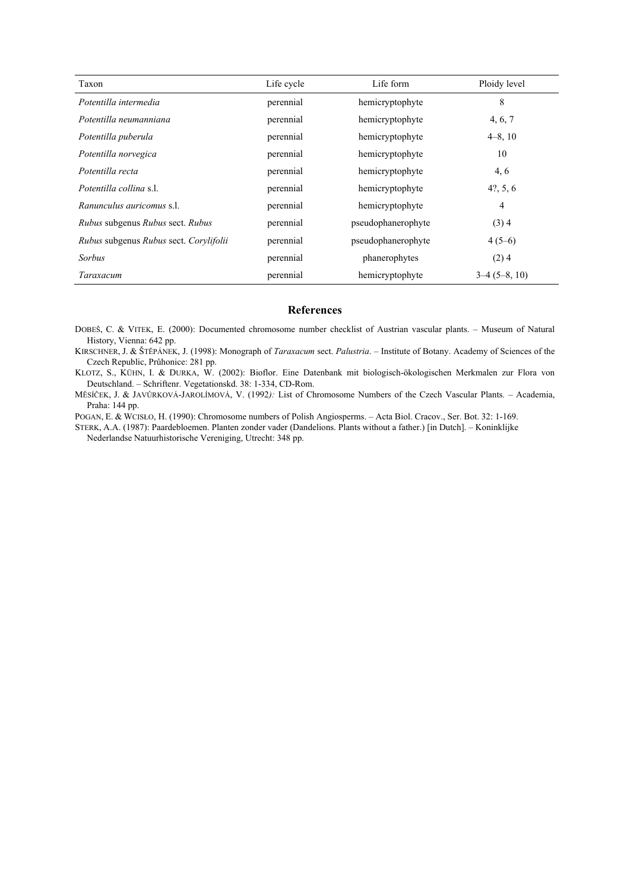| Taxon | Life cycle | Life form | Ploidy level |
|---|---|---|---|
| *Potentilla intermedia* | perennial | hemicryptophyte | 8 |
| *Potentilla neumanniana* | perennial | hemicryptophyte | 4, 6, 7 |
| *Potentilla puberula* | perennial | hemicryptophyte | 4–8, 10 |
| *Potentilla norvegica* | perennial | hemicryptophyte | 10 |
| *Potentilla recta* | perennial | hemicryptophyte | 4, 6 |
| *Potentilla collina* s.l. | perennial | hemicryptophyte | 4?, 5, 6 |
| *Ranunculus auricomus* s.l. | perennial | hemicryptophyte | 4 |
| *Rubus* subgenus *Rubus* sect. *Rubus* | perennial | pseudophanerophyte | (3) 4 |
| *Rubus* subgenus *Rubus* sect. *Corylifolii* | perennial | pseudophanerophyte | 4 (5–6) |
| *Sorbus* | perennial | phanerophytes | (2) 4 |
| *Taraxacum* | perennial | hemicryptophyte | 3–4 (5–8, 10) |

## References

DOBEŠ, C. & VITEK, E. (2000): Documented chromosome number checklist of Austrian vascular plants. – Museum of Natural History, Vienna: 642 pp.

KIRSCHNER, J. & ŠTĚPÁNEK, J. (1998): Monograph of *Taraxacum* sect. *Palustria*. – Institute of Botany. Academy of Sciences of the Czech Republic, Průhonice: 281 pp.

KLOTZ, S., KÜHN, I. & DURKA, W. (2002): Bioflor. Eine Datenbank mit biologisch-ökologischen Merkmalen zur Flora von Deutschland. – Schriftenr. Vegetationskd. 38: 1-334, CD-Rom.

MĚSÍČEK, J. & JAVŮRKOVÁ-JAROLÍMOVÁ, V. (1992*):* List of Chromosome Numbers of the Czech Vascular Plants*.* – Academia, Praha: 144 pp.

POGAN, E. & WCISŁO, H. (1990): Chromosome numbers of Polish Angiosperms. – Acta Biol. Cracov., Ser. Bot. 32: 1-169.

STERK, A.A. (1987): Paardebloemen. Planten zonder vader (Dandelions. Plants without a father.) [in Dutch]. – Koninklijke Nederlandse Natuurhistorische Vereniging, Utrecht: 348 pp.